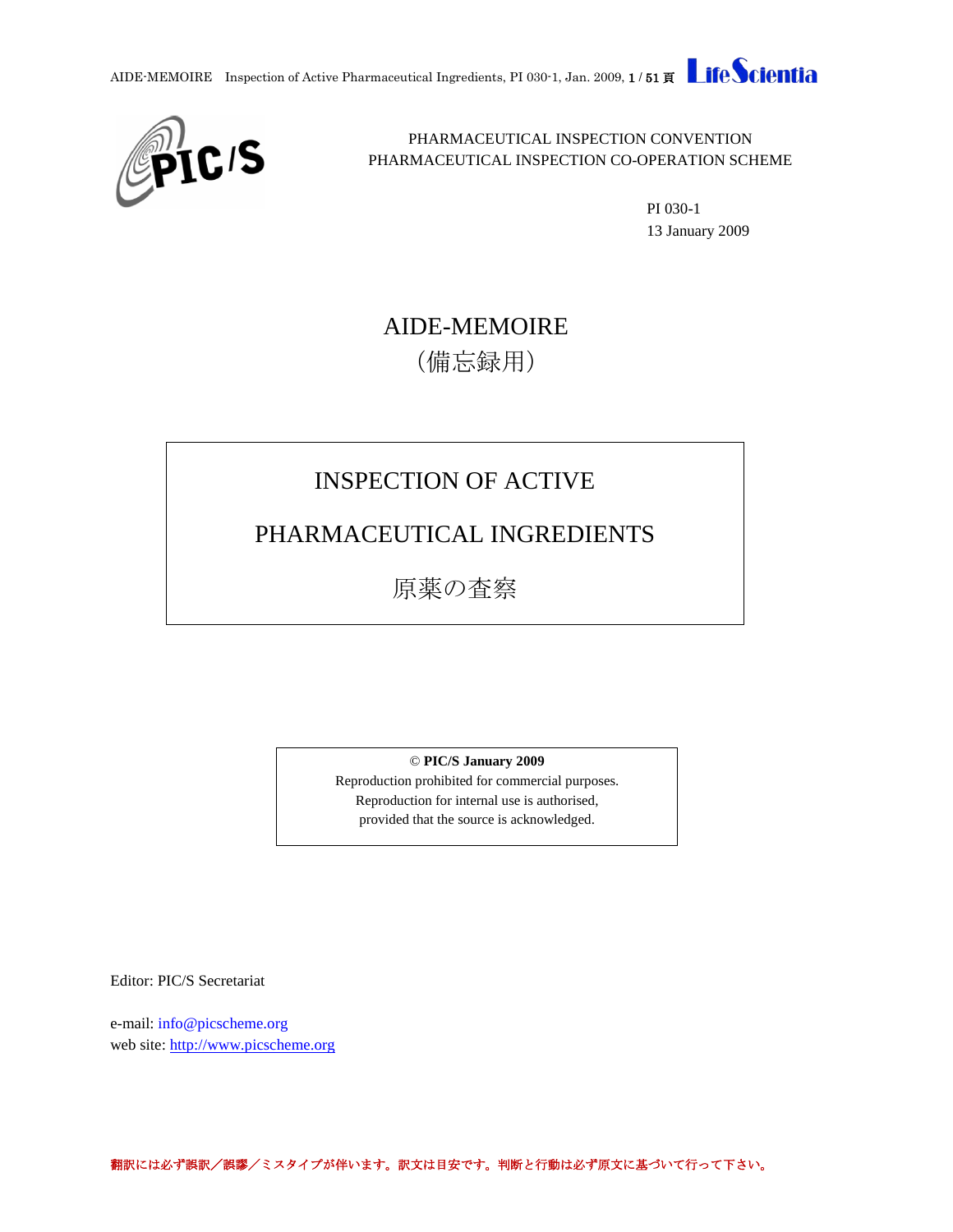PHARMACEUTICAL INSPECTION CONVENTION
PHARMACEUTICAL INSPECTION CO-OPERATION SCHEME

PI 030-1
13 January 2009

# AIDE-MEMOIRE
（備忘録用）

# INSPECTION OF ACTIVE PHARMACEUTICAL INGREDIENTS

# 原薬の査察

**© PIC/S January 2009**
Reproduction prohibited for commercial purposes.
Reproduction for internal use is authorised,
provided that the source is acknowledged.

Editor: PIC/S Secretariat

e-mail: info@picscheme.org
web site: http://www.picscheme.org

翻訳には必ず誤訳／誤謬／ミスタイプが伴います。訳文は目安です。判断と行動は必ず原文に基づいて行って下さい。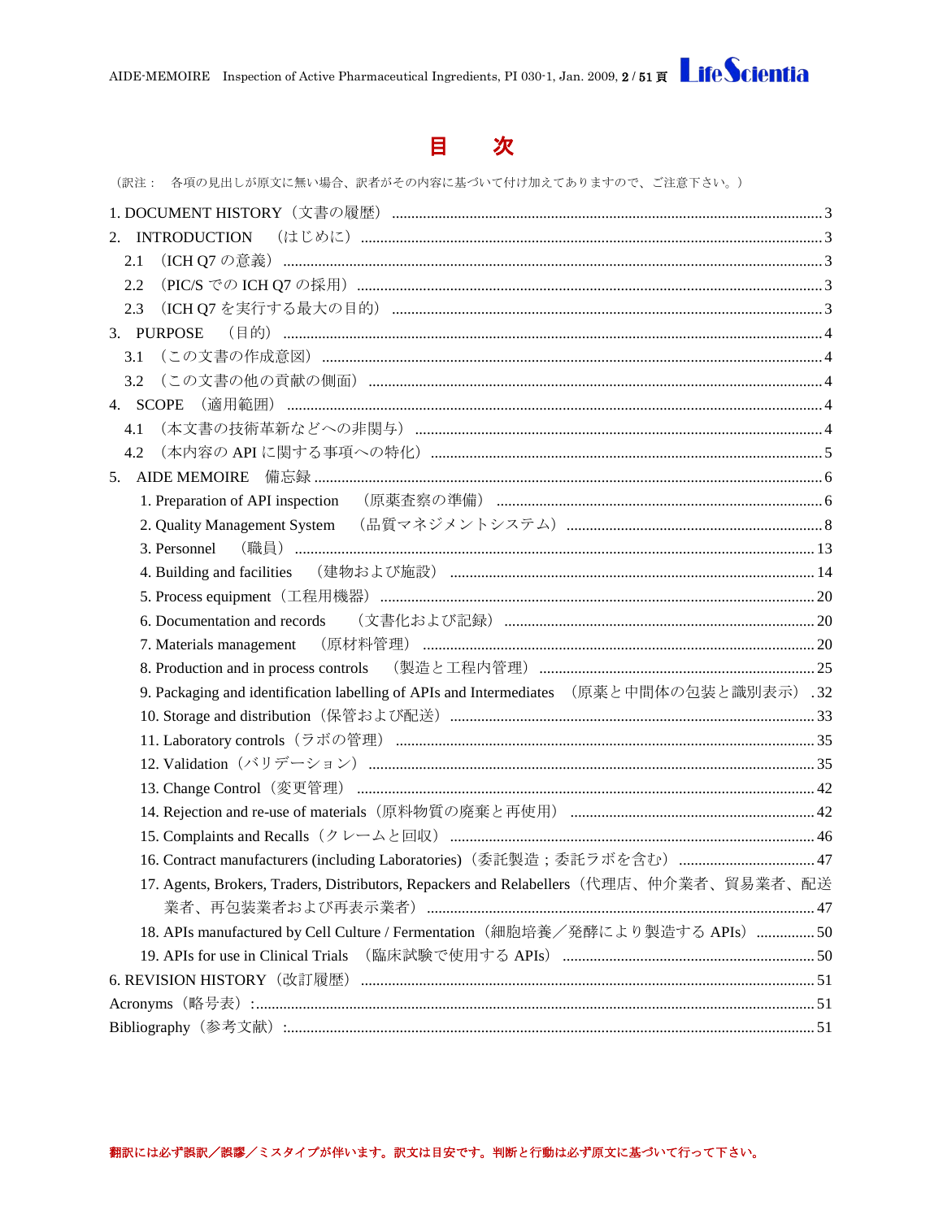# 目　次

（訳注：　各項の見出しが原文に無い場合、訳者がその内容に基づいて付け加えてありますので、ご注意下さい。）

1. DOCUMENT HISTORY（文書の履歴） ........ 3
2. INTRODUCTION　（はじめに） ........ 3
   - 2.1　（ICH Q7 の意義） ........ 3
   - 2.2　（PIC/S での ICH Q7 の採用） ........ 3
   - 2.3　（ICH Q7 を実行する最大の目的） ........ 3
3. PURPOSE　（目的） ........ 4
   - 3.1　（この文書の作成意図） ........ 4
   - 3.2　（この文書の他の貢献の側面） ........ 4
4. SCOPE　（適用範囲） ........ 4
   - 4.1　（本文書の技術革新などへの非関与） ........ 4
   - 4.2　（本内容の API に関する事項への特化） ........ 5
5. AIDE MEMOIRE　備忘録 ........ 6
   1. Preparation of API inspection　（原薬査察の準備） ........ 6
   2. Quality Management System　（品質マネジメントシステム） ........ 8
   3. Personnel　（職員） ........ 13
   4. Building and facilities　（建物および施設） ........ 14
   5. Process equipment（工程用機器） ........ 20
   6. Documentation and records　（文書化および記録） ........ 20
   7. Materials management　（原材料管理） ........ 20
   8. Production and in process controls　（製造と工程内管理） ........ 25
   9. Packaging and identification labelling of APIs and Intermediates　（原薬と中間体の包装と識別表示） .32
   10. Storage and distribution（保管および配送） ........ 33
   11. Laboratory controls（ラボの管理） ........ 35
   12. Validation（バリデーション） ........ 35
   13. Change Control（変更管理） ........ 42
   14. Rejection and re-use of materials（原料物質の廃棄と再使用） ........ 42
   15. Complaints and Recalls（クレームと回収） ........ 46
   16. Contract manufacturers (including Laboratories)（委託製造；委託ラボを含む） ........ 47
   17. Agents, Brokers, Traders, Distributors, Repackers and Relabellers（代理店、仲介業者、貿易業者、配送業者、再包装業者および再表示業者） ........ 47
   18. APIs manufactured by Cell Culture / Fermentation（細胞培養／発酵により製造する APIs） ........ 50
   19. APIs for use in Clinical Trials　（臨床試験で使用する APIs） ........ 50
6. REVISION HISTORY（改訂履歴） ........ 51

Acronyms（略号表）: ........ 51

Bibliography（参考文献）: ........ 51

翻訳には必ず誤訳／誤謬／ミスタイプが伴います。訳文は目安です。判断と行動は必ず原文に基づいて行って下さい。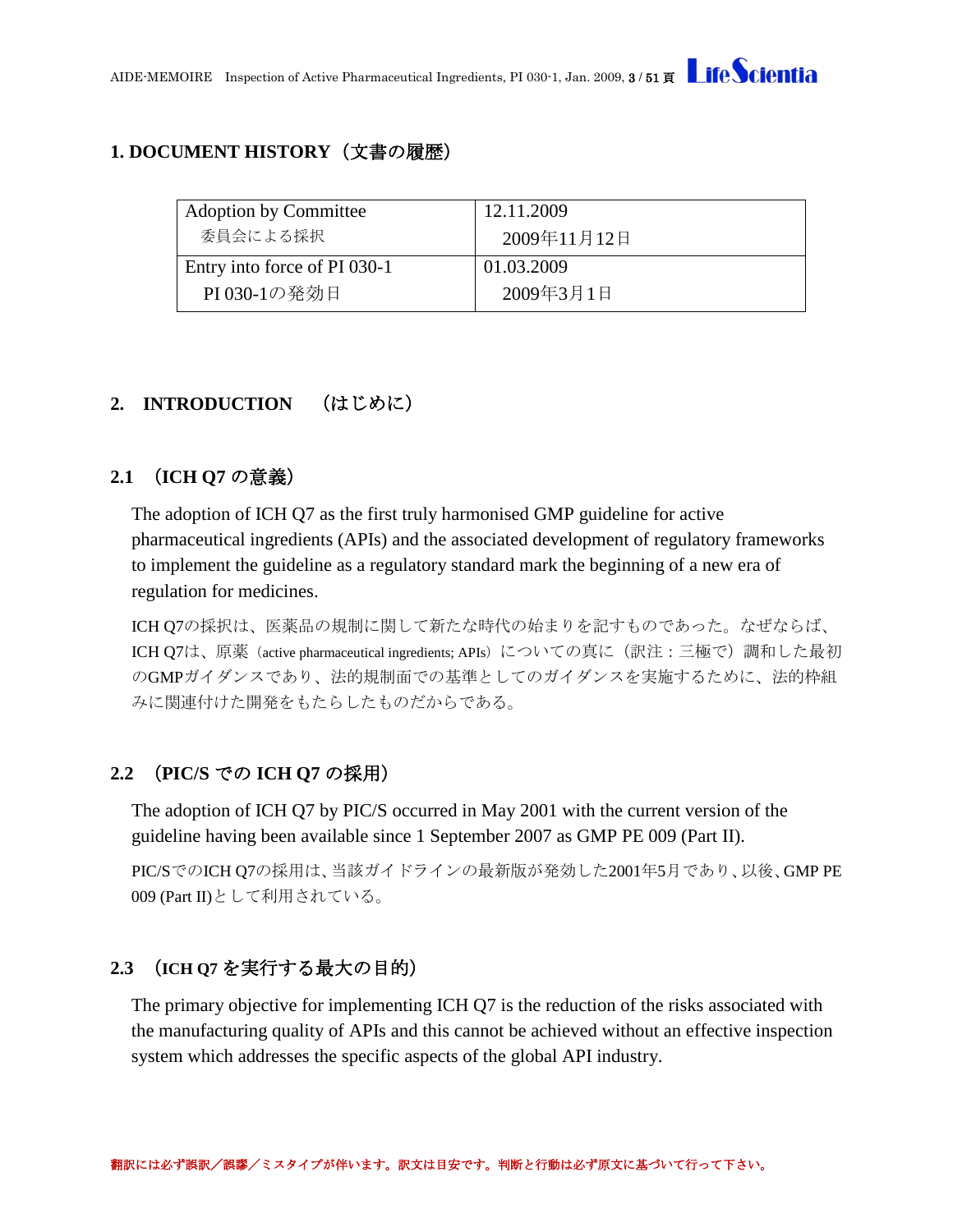## 1. DOCUMENT HISTORY（文書の履歴）

| | |
|---|---|
| Adoption by Committee<br>委員会による採択 | 12.11.2009<br>2009年11月12日 |
| Entry into force of PI 030-1<br>PI 030-1の発効日 | 01.03.2009<br>2009年3月1日 |

## 2. INTRODUCTION （はじめに）

### 2.1 （ICH Q7 の意義）

The adoption of ICH Q7 as the first truly harmonised GMP guideline for active pharmaceutical ingredients (APIs) and the associated development of regulatory frameworks to implement the guideline as a regulatory standard mark the beginning of a new era of regulation for medicines.

ICH Q7の採択は、医薬品の規制に関して新たな時代の始まりを記すものであった。なぜならば、ICH Q7は、原薬（active pharmaceutical ingredients; APIs）についての真に（訳注：三極で）調和した最初のGMPガイダンスであり、法的規制面での基準としてのガイダンスを実施するために、法的枠組みに関連付けた開発をもたらしたものだからである。

### 2.2 （PIC/S での ICH Q7 の採用）

The adoption of ICH Q7 by PIC/S occurred in May 2001 with the current version of the guideline having been available since 1 September 2007 as GMP PE 009 (Part II).

PIC/SでのICH Q7の採用は、当該ガイドラインの最新版が発効した2001年5月であり、以後、GMP PE 009 (Part II)として利用されている。

### 2.3 （ICH Q7 を実行する最大の目的）

The primary objective for implementing ICH Q7 is the reduction of the risks associated with the manufacturing quality of APIs and this cannot be achieved without an effective inspection system which addresses the specific aspects of the global API industry.

**翻訳には必ず誤訳／誤謬／ミスタイプが伴います。訳文は目安です。判断と行動は必ず原文に基づいて行って下さい。**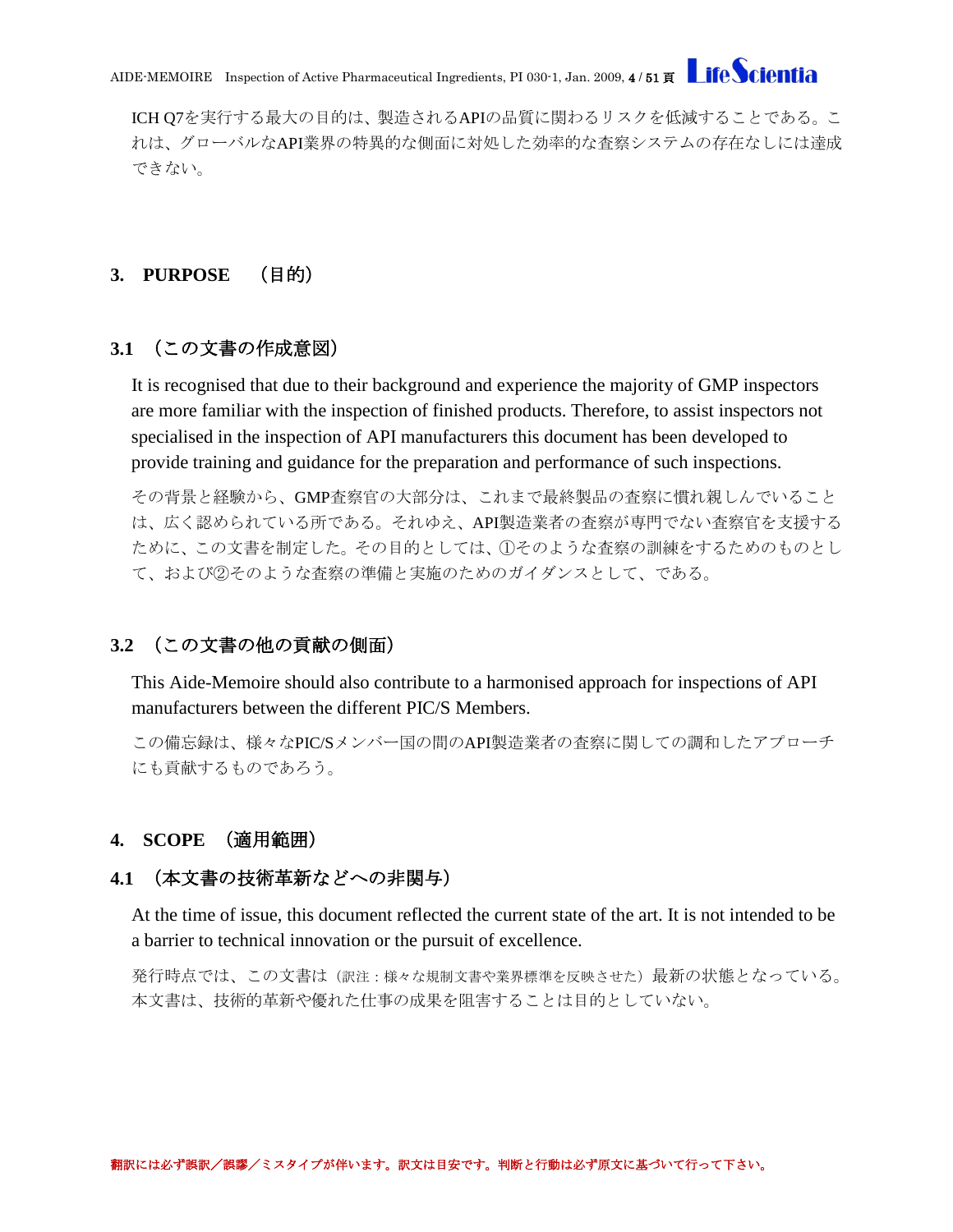ICH Q7を実行する最大の目的は、製造されるAPIの品質に関わるリスクを低減することである。これは、グローバルなAPI業界の特異的な側面に対処した効率的な査察システムの存在なしには達成できない。

## 3. PURPOSE　（目的）

### 3.1　（この文書の作成意図）

It is recognised that due to their background and experience the majority of GMP inspectors are more familiar with the inspection of finished products. Therefore, to assist inspectors not specialised in the inspection of API manufacturers this document has been developed to provide training and guidance for the preparation and performance of such inspections.

その背景と経験から、GMP査察官の大部分は、これまで最終製品の査察に慣れ親しんでいることは、広く認められている所である。それゆえ、API製造業者の査察が専門でない査察官を支援するために、この文書を制定した。その目的としては、①そのような査察の訓練をするためのものとして、および②そのような査察の準備と実施のためのガイダンスとして、である。

### 3.2　（この文書の他の貢献の側面）

This Aide-Memoire should also contribute to a harmonised approach for inspections of API manufacturers between the different PIC/S Members.

この備忘録は、様々なPIC/Sメンバー国の間のAPI製造業者の査察に関しての調和したアプローチにも貢献するものであろう。

## 4. SCOPE　（適用範囲）

### 4.1　（本文書の技術革新などへの非関与）

At the time of issue, this document reflected the current state of the art. It is not intended to be a barrier to technical innovation or the pursuit of excellence.

発行時点では、この文書は（訳注：様々な規制文書や業界標準を反映させた）最新の状態となっている。本文書は、技術的革新や優れた仕事の成果を阻害することは目的としていない。

翻訳には必ず誤訳／誤謬／ミスタイプが伴います。訳文は目安です。判断と行動は必ず原文に基づいて行って下さい。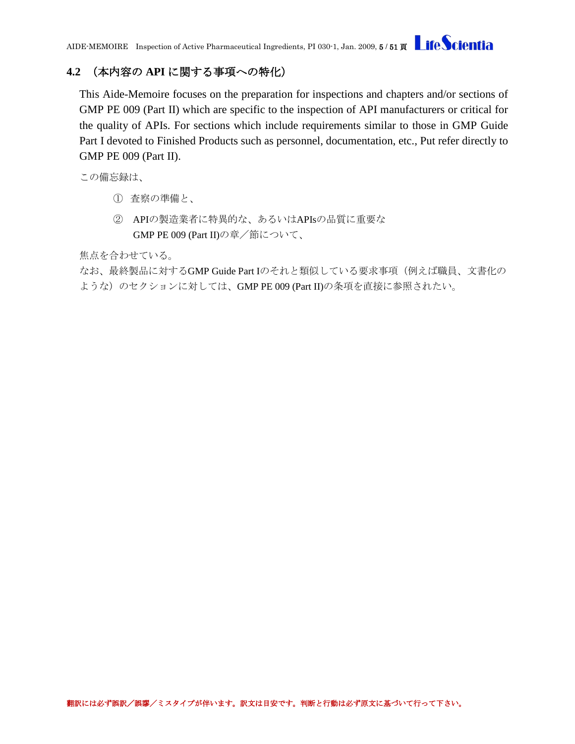## 4.2 （本内容の API に関する事項への特化）

This Aide-Memoire focuses on the preparation for inspections and chapters and/or sections of GMP PE 009 (Part II) which are specific to the inspection of API manufacturers or critical for the quality of APIs. For sections which include requirements similar to those in GMP Guide Part I devoted to Finished Products such as personnel, documentation, etc., Put refer directly to GMP PE 009 (Part II).

この備忘録は、

① 査察の準備と、

② APIの製造業者に特異的な、あるいはAPIsの品質に重要な
GMP PE 009 (Part II)の章／節について、

焦点を合わせている。
なお、最終製品に対するGMP Guide Part Iのそれと類似している要求事項（例えば職員、文書化のような）のセクションに対しては、GMP PE 009 (Part II)の条項を直接に参照されたい。

翻訳には必ず誤訳／誤謬／ミスタイプが伴います。訳文は目安です。判断と行動は必ず原文に基づいて行って下さい。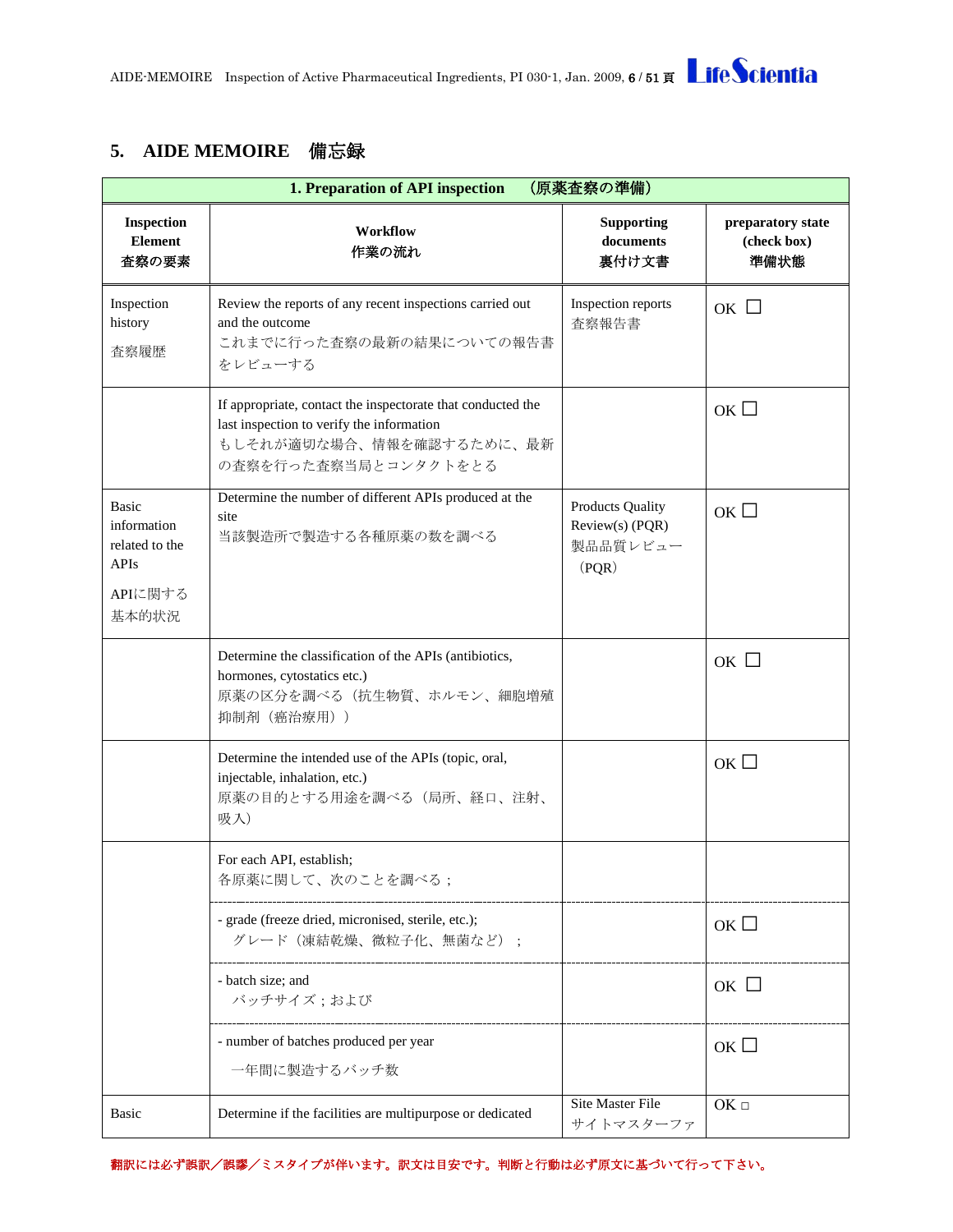## 5. AIDE MEMOIRE　備忘録

| 1. Preparation of API inspection　（原薬査察の準備） | | | |
|---|---|---|---|
| **Inspection Element 査察の要素** | **Workflow 作業の流れ** | **Supporting documents 裏付け文書** | **preparatory state (check box) 準備状態** |
| Inspection history<br>査察履歴 | Review the reports of any recent inspections carried out and the outcome<br>これまでに行った査察の最新の結果についての報告書をレビューする | Inspection reports<br>査察報告書 | OK ☐ |
| | If appropriate, contact the inspectorate that conducted the last inspection to verify the information<br>もしそれが適切な場合、情報を確認するために、最新の査察を行った査察当局とコンタクトをとる | | OK ☐ |
| Basic information related to the APIs<br>APIに関する基本的状況 | Determine the number of different APIs produced at the site<br>当該製造所で製造する各種原薬の数を調べる | Products Quality Review(s) (PQR)<br>製品品質レビュー（PQR） | OK ☐ |
| | Determine the classification of the APIs (antibiotics, hormones, cytostatics etc.)<br>原薬の区分を調べる（抗生物質、ホルモン、細胞増殖抑制剤（癌治療用）） | | OK ☐ |
| | Determine the intended use of the APIs (topic, oral, injectable, inhalation, etc.)<br>原薬の目的とする用途を調べる（局所、経口、注射、吸入） | | OK ☐ |
| | For each API, establish;<br>各原薬に関して、次のことを調べる； | | |
| | - grade (freeze dried, micronised, sterile, etc.);<br>グレード（凍結乾燥、微粒子化、無菌など）； | | OK ☐ |
| | - batch size; and<br>バッチサイズ；および | | OK ☐ |
| | - number of batches produced per year<br>一年間に製造するバッチ数 | | OK ☐ |
| Basic | Determine if the facilities are multipurpose or dedicated | Site Master File<br>サイトマスターファ | OK □ |

翻訳には必ず誤訳／誤謬／ミスタイプが伴います。訳文は目安です。判断と行動は必ず原文に基づいて行って下さい。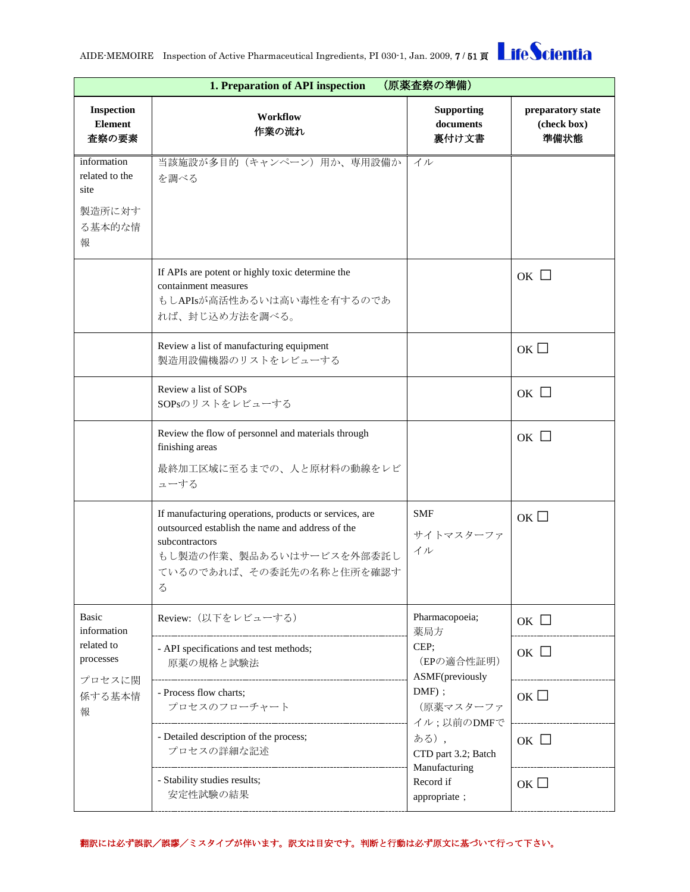| 1. Preparation of API inspection　（原薬査察の準備） | | | |
|---|---|---|---|
| **Inspection Element 査察の要素** | **Workflow 作業の流れ** | **Supporting documents 裏付け文書** | **preparatory state (check box) 準備状態** |
| information related to the site<br>製造所に対する基本的な情報 | 当該施設が多目的（キャンペーン）用か、専用設備かを調べる | イル | |
| | If APIs are potent or highly toxic determine the containment measures<br>もしAPIsが高活性あるいは高い毒性を有するのであれば、封じ込め方法を調べる。 | | OK ☐ |
| | Review a list of manufacturing equipment<br>製造用設備機器のリストをレビューする | | OK ☐ |
| | Review a list of SOPs<br>SOPsのリストをレビューする | | OK ☐ |
| | Review the flow of personnel and materials through finishing areas<br>最終加工区域に至るまでの、人と原材料の動線をレビューする | | OK ☐ |
| | If manufacturing operations, products or services, are outsourced establish the name and address of the subcontractors<br>もし製造の作業、製品あるいはサービスを外部委託しているのであれば、その委託先の名称と住所を確認する | SMF<br>サイトマスターファイル | OK ☐ |
| Basic information related to processes<br>プロセスに関係する基本情報 | Review:（以下をレビューする） | Pharmacopoeia; 薬局方<br>CEP;（EPの適合性証明）<br>ASMF(previously DMF)；（原薬マスターファイル；以前のDMFである），<br>CTD part 3.2; Batch Manufacturing Record if appropriate； | OK ☐ |
| | - API specifications and test methods;<br>原薬の規格と試験法 | | OK ☐ |
| | - Process flow charts;<br>プロセスのフローチャート | | OK ☐ |
| | - Detailed description of the process;<br>プロセスの詳細な記述 | | OK ☐ |
| | - Stability studies results;<br>安定性試験の結果 | | OK ☐ |

翻訳には必ず誤訳／誤謬／ミスタイプが伴います。訳文は目安です。判断と行動は必ず原文に基づいて行って下さい。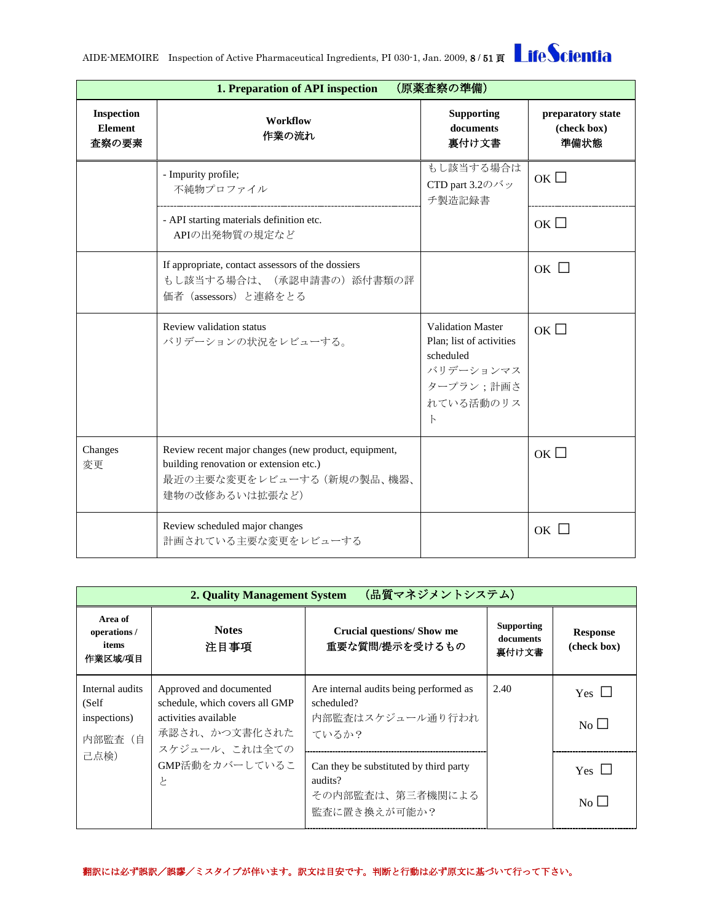| 1. Preparation of API inspection　（原薬査察の準備） | | | |
|---|---|---|---|
| **Inspection Element**<br>**査察の要素** | **Workflow**<br>**作業の流れ** | **Supporting documents**<br>**裏付け文書** | **preparatory state (check box)**<br>**準備状態** |
| | - Impurity profile;<br>不純物プロファイル | もし該当する場合はCTD part 3.2のバッチ製造記録書 | OK ☐ |
| | - API starting materials definition etc.<br>APIの出発物質の規定など | | OK ☐ |
| | If appropriate, contact assessors of the dossiers<br>もし該当する場合は、（承認申請書の）添付書類の評価者（assessors）と連絡をとる | | OK ☐ |
| | Review validation status<br>バリデーションの状況をレビューする。 | Validation Master Plan; list of activities scheduled<br>バリデーションマスタープラン；計画されている活動のリスト | OK ☐ |
| Changes<br>変更 | Review recent major changes (new product, equipment, building renovation or extension etc.)<br>最近の主要な変更をレビューする（新規の製品、機器、建物の改修あるいは拡張など） | | OK ☐ |
| | Review scheduled major changes<br>計画されている主要な変更をレビューする | | OK ☐ |

| 2. Quality Management System　（品質マネジメントシステム） | | | | |
|---|---|---|---|---|
| **Area of operations / items**<br>**作業区域/項目** | **Notes**<br>**注目事項** | **Crucial questions/ Show me**<br>**重要な質問/提示を受けるもの** | **Supporting documents**<br>**裏付け文書** | **Response (check box)** |
| Internal audits (Self inspections)<br>内部監査（自己点検） | Approved and documented schedule, which covers all GMP activities available<br>承認され、かつ文書化されたスケジュール、これは全てのGMP活動をカバーしていること | Are internal audits being performed as scheduled?<br>内部監査はスケジュール通り行われているか？ | 2.40 | Yes ☐<br>No ☐ |
| | | Can they be substituted by third party audits?<br>その内部監査は、第三者機関による監査に置き換えが可能か？ | | Yes ☐<br>No ☐ |

翻訳には必ず誤訳／誤謬／ミスタイプが伴います。訳文は目安です。判断と行動は必ず原文に基づいて行って下さい。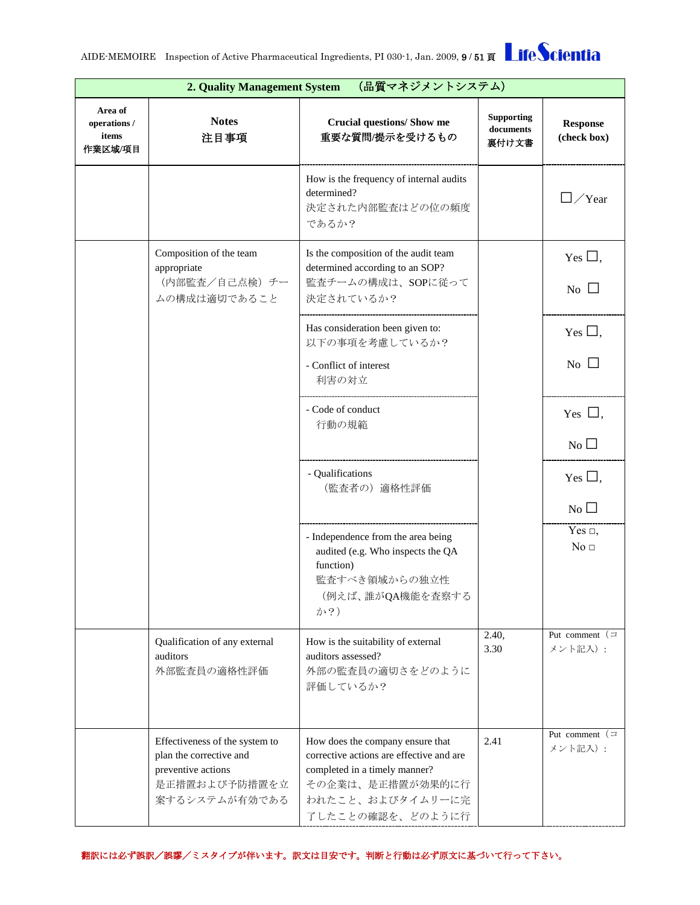| 2. Quality Management System　（品質マネジメントシステム） | | | | |
|---|---|---|---|---|
| Area of operations / items 作業区域/項目 | Notes 注目事項 | Crucial questions/ Show me 重要な質問/提示を受けるもの | Supporting documents 裏付け文書 | Response (check box) |
| | | How is the frequency of internal audits determined? 決定された内部監査はどの位の頻度であるか？ | | □／Year |
| | Composition of the team appropriate （内部監査／自己点検）チームの構成は適切であること | Is the composition of the audit team determined according to an SOP? 監査チームの構成は、SOPに従って決定されているか？ | | Yes □, No □ |
| | | Has consideration been given to: 以下の事項を考慮しているか？ - Conflict of interest 利害の対立 | | Yes □, No □ |
| | | - Code of conduct 行動の規範 | | Yes □, No □ |
| | | - Qualifications （監査者の）適格性評価 | | Yes □, No □ |
| | | - Independence from the area being audited (e.g. Who inspects the QA function) 監査すべき領域からの独立性（例えば、誰がQA機能を査察するか？） | | Yes □, No □ |
| | Qualification of any external auditors 外部監査員の適格性評価 | How is the suitability of external auditors assessed? 外部の監査員の適切さをどのように評価しているか？ | 2.40, 3.30 | Put comment（コメント記入）: |
| | Effectiveness of the system to plan the corrective and preventive actions 是正措置および予防措置を立案するシステムが有効である | How does the company ensure that corrective actions are effective and are completed in a timely manner? その企業は、是正措置が効果的に行われたこと、およびタイムリーに完了したことの確認を、どのように行 | 2.41 | Put comment（コメント記入）: |

翻訳には必ず誤訳／誤謬／ミスタイプが伴います。訳文は目安です。判断と行動は必ず原文に基づいて行って下さい。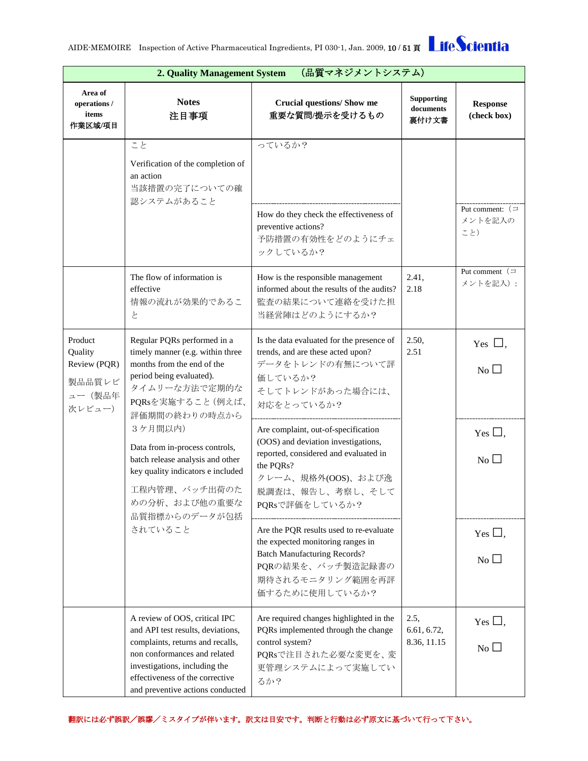| 2. Quality Management System （品質マネジメントシステム） | | | | |
|---|---|---|---|---|
| **Area of operations / items**<br>**作業区域/項目** | **Notes**<br>**注目事項** | **Crucial questions/ Show me**<br>**重要な質問/提示を受けるもの** | **Supporting documents**<br>**裏付け文書** | **Response (check box)** |
| | こと<br><br>Verification of the completion of an action<br>当該措置の完了についての確認システムがあること | っているか？ | | |
| | | How do they check the effectiveness of preventive actions?<br>予防措置の有効性をどのようにチェックしているか？ | | Put comment:（コメントを記入のこと） |
| | The flow of information is effective<br>情報の流れが効果的であること | How is the responsible management informed about the results of the audits?<br>監査の結果について連絡を受けた担当経営陣はどのようにするか？ | 2.41, 2.18 | Put comment（コメントを記入）: |
| Product Quality Review (PQR)<br>製品品質レビュー（製品年次レビュー） | Regular PQRs performed in a timely manner (e.g. within three months from the end of the period being evaluated).<br>タイムリーな方法で定期的なPQRsを実施すること（例えば、評価期間の終わりの時点から３ケ月間以内）<br><br>Data from in-process controls, batch release analysis and other key quality indicators e included<br>工程内管理、バッチ出荷のための分析、および他の重要な品質指標からのデータが包括されていること | Is the data evaluated for the presence of trends, and are these acted upon?<br>データをトレンドの有無について評価しているか？<br>そしてトレンドがあった場合には、対応をとっているか？ | 2.50, 2.51 | Yes ☐,<br>No ☐ |
| | | Are complaint, out-of-specification (OOS) and deviation investigations, reported, considered and evaluated in the PQRs?<br>クレーム、規格外(OOS)、および逸脱調査は、報告し、考察し、そしてPQRsで評価をしているか？ | | Yes ☐,<br>No ☐ |
| | | Are the PQR results used to re-evaluate the expected monitoring ranges in Batch Manufacturing Records?<br>PQRの結果を、バッチ製造記録書の期待されるモニタリング範囲を再評価するために使用しているか？ | | Yes ☐,<br>No ☐ |
| | A review of OOS, critical IPC and API test results, deviations, complaints, returns and recalls, non conformances and related investigations, including the effectiveness of the corrective and preventive actions conducted | Are required changes highlighted in the PQRs implemented through the change control system?<br>PQRsで注目された必要な変更を、変更管理システムによって実施しているか？ | 2.5, 6.61, 6.72, 8.36, 11.15 | Yes ☐,<br>No ☐ |

翻訳には必ず誤訳／誤謬／ミスタイプが伴います。訳文は目安です。判断と行動は必ず原文に基づいて行って下さい。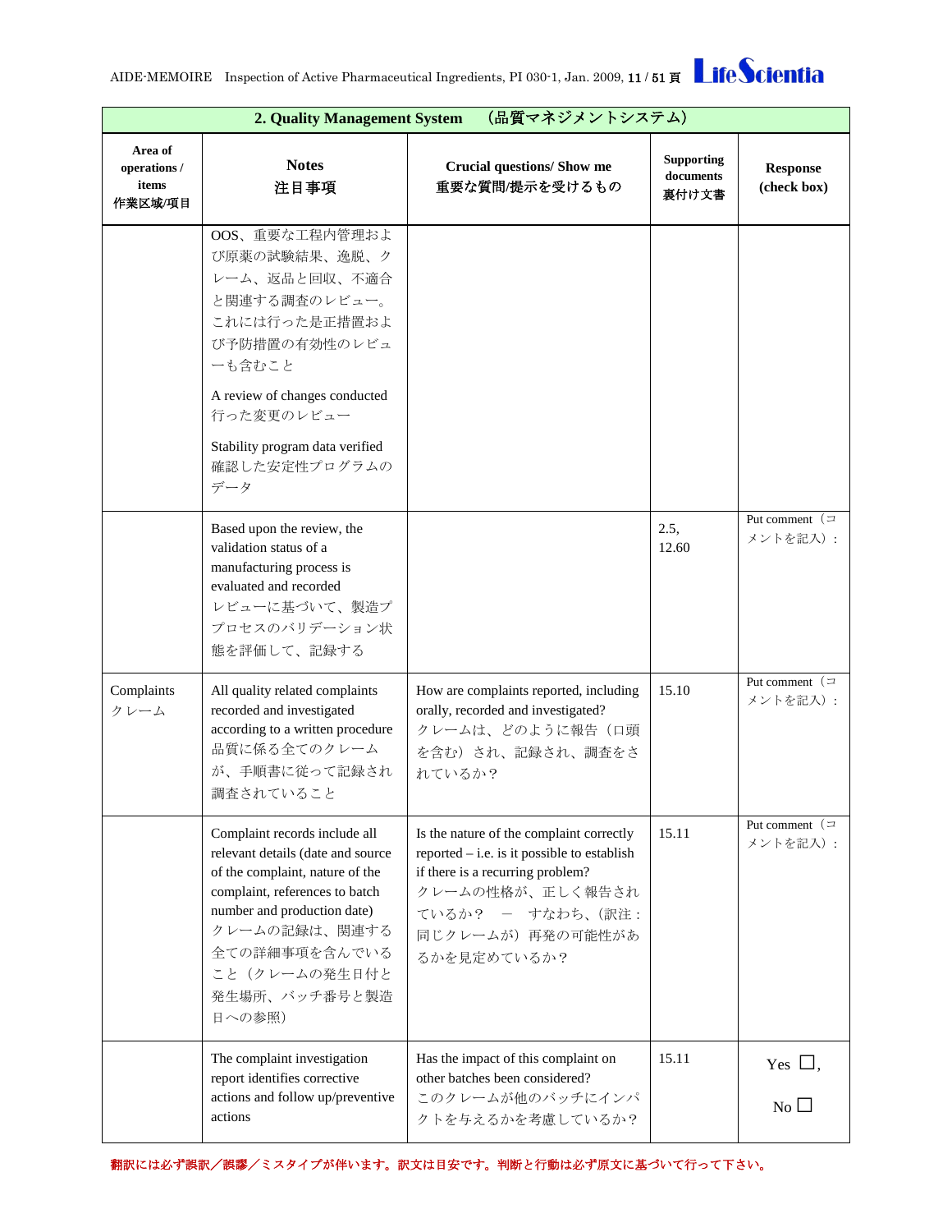| 2. Quality Management System　（品質マネジメントシステム） | | | | |
|---|---|---|---|---|
| Area of operations / items<br>作業区域/項目 | Notes<br>注目事項 | Crucial questions/ Show me<br>重要な質問/提示を受けるもの | Supporting documents<br>裏付け文書 | Response (check box) |
| | OOS、重要な工程内管理および原薬の試験結果、逸脱、クレーム、返品と回収、不適合と関連する調査のレビュー。これには行った是正措置および予防措置の有効性のレビューも含むこと<br><br>A review of changes conducted<br>行った変更のレビュー<br><br>Stability program data verified<br>確認した安定性プログラムのデータ | | | |
| | Based upon the review, the validation status of a manufacturing process is evaluated and recorded<br>レビューに基づいて、製造ププロセスのバリデーション状態を評価して、記録する | | 2.5,<br>12.60 | Put comment（コメントを記入）: |
| Complaints<br>クレーム | All quality related complaints recorded and investigated according to a written procedure<br>品質に係る全てのクレームが、手順書に従って記録され調査されていること | How are complaints reported, including orally, recorded and investigated?<br>クレームは、どのように報告（口頭を含む）され、記録され、調査をされているか？ | 15.10 | Put comment（コメントを記入）: |
| | Complaint records include all relevant details (date and source of the complaint, nature of the complaint, references to batch number and production date)<br>クレームの記録は、関連する全ての詳細事項を含んでいること（クレームの発生日付と発生場所、バッチ番号と製造日への参照） | Is the nature of the complaint correctly reported – i.e. is it possible to establish if there is a recurring problem?<br>クレームの性格が、正しく報告されているか？　－　すなわち、(訳注：同じクレームが）再発の可能性があるかを見定めているか？ | 15.11 | Put comment（コメントを記入）: |
| | The complaint investigation report identifies corrective actions and follow up/preventive actions | Has the impact of this complaint on other batches been considered?<br>このクレームが他のバッチにインパクトを与えるかを考慮しているか？ | 15.11 | Yes ☐,<br><br>No ☐ |

翻訳には必ず誤訳／誤謬／ミスタイプが伴います。訳文は目安です。判断と行動は必ず原文に基づいて行って下さい。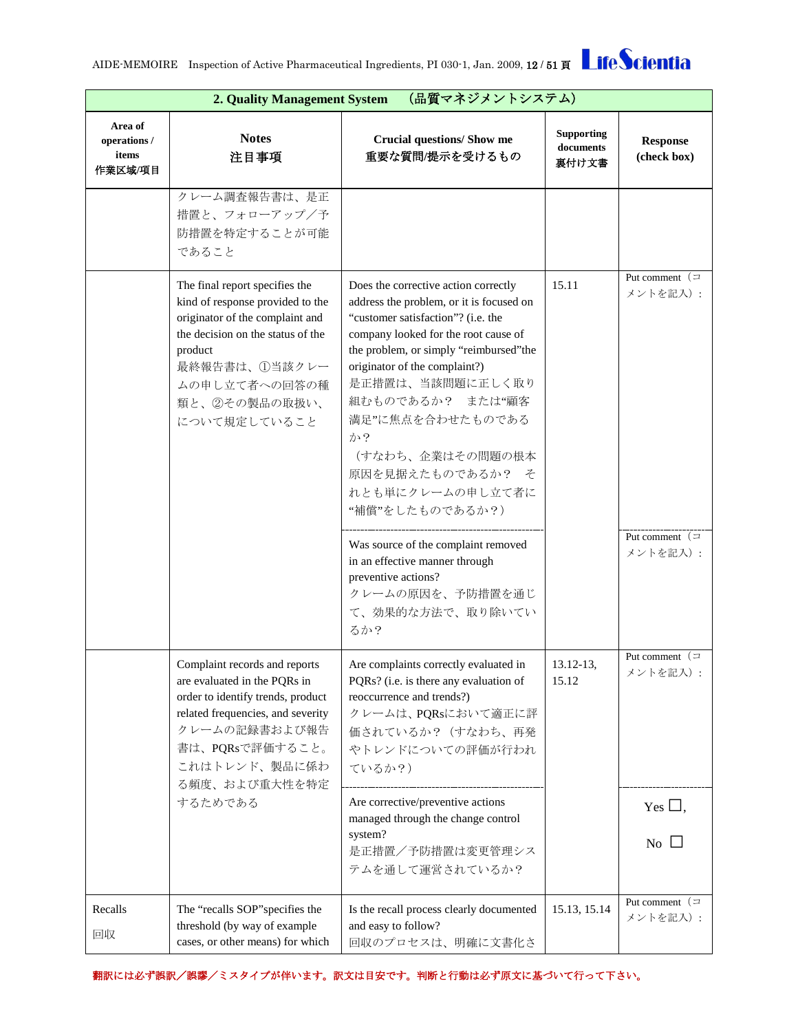| 2. Quality Management System　（品質マネジメントシステム） | | | | |
|---|---|---|---|---|
| Area of operations / items<br>作業区域/項目 | Notes<br>注目事項 | Crucial questions/ Show me<br>重要な質問/提示を受けるもの | Supporting documents<br>裏付け文書 | Response (check box) |
| | クレーム調査報告書は、是正措置と、フォローアップ／予防措置を特定することが可能であること | | | |
| | The final report specifies the kind of response provided to the originator of the complaint and the decision on the status of the product<br>最終報告書は、①当該クレームの申し立て者への回答の種類と、②その製品の取扱い、について規定していること | Does the corrective action correctly address the problem, or it is focused on "customer satisfaction"? (i.e. the company looked for the root cause of the problem, or simply "reimbursed"the originator of the complaint?)<br>是正措置は、当該問題に正しく取り組むものであるか？　または"顧客満足"に焦点を合わせたものであるか？<br>（すなわち、企業はその問題の根本原因を見据えたものであるか？　それとも単にクレームの申し立て者に"補償"をしたものであるか？） | 15.11 | Put comment（コメントを記入）： |
| | | Was source of the complaint removed in an effective manner through preventive actions?<br>クレームの原因を、予防措置を通じて、効果的な方法で、取り除いているか？ | | Put comment（コメントを記入）： |
| | Complaint records and reports are evaluated in the PQRs in order to identify trends, product related frequencies, and severity<br>クレームの記録書および報告書は、PQRsで評価すること。これはトレンド、製品に係わる頻度、および重大性を特定するためである | Are complaints correctly evaluated in PQRs? (i.e. is there any evaluation of reoccurrence and trends?)<br>クレームは、PQRsにおいて適正に評価されているか？（すなわち、再発やトレンドについての評価が行われているか？） | 13.12-13, 15.12 | Put comment（コメントを記入）： |
| | | Are corrective/preventive actions managed through the change control system?<br>是正措置／予防措置は変更管理システムを通じて運営されているか？ | | Yes ☐,<br>No ☐ |
| Recalls<br>回収 | The "recalls SOP"specifies the threshold (by way of example cases, or other means) for which | Is the recall process clearly documented and easy to follow?<br>回収のプロセスは、明確に文書化さ | 15.13, 15.14 | Put comment（コメントを記入）： |

翻訳には必ず誤訳／誤謬／ミスタイプが伴います。訳文は目安です。判断と行動は必ず原文に基づいて行って下さい。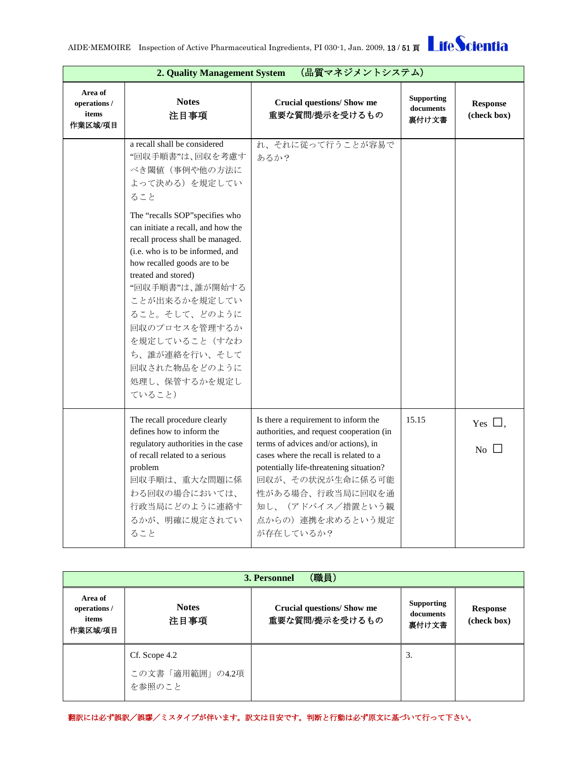| 2. Quality Management System （品質マネジメントシステム） | | | | |
|---|---|---|---|---|
| Area of operations / items<br>作業区域/項目 | Notes<br>注目事項 | Crucial questions/ Show me<br>重要な質問/提示を受けるもの | Supporting documents<br>裏付け文書 | Response (check box) |
| | a recall shall be considered<br>"回収手順書"は、回収を考慮すべき閾値（事例や他の方法によって決める）を規定していること<br><br>The "recalls SOP"specifies who can initiate a recall, and how the recall process shall be managed. (i.e. who is to be informed, and how recalled goods are to be treated and stored)<br>"回収手順書"は、誰が開始することが出来るかを規定していること。そして、どのように回収のプロセスを管理するかを規定していること（すなわち、誰が連絡を行い、そして回収された物品をどのように処理し、保管するかを規定していること） | れ、それに従って行うことが容易であるか？ | | |
| | The recall procedure clearly defines how to inform the regulatory authorities in the case of recall related to a serious problem<br>回収手順は、重大な問題に係わる回収の場合においては、行政当局にどのように連絡するかが、明確に規定されていること | Is there a requirement to inform the authorities, and request cooperation (in terms of advices and/or actions), in cases where the recall is related to a potentially life-threatening situation?<br>回収が、その状況が生命に係る可能性がある場合、行政当局に回収を通知し、（アドバイス／措置という観点からの）連携を求めるという規定が存在しているか？ | 15.15 | Yes ☐,<br>No ☐ |

| 3. Personnel （職員） | | | | |
|---|---|---|---|---|
| Area of operations / items<br>作業区域/項目 | Notes<br>注目事項 | Crucial questions/ Show me<br>重要な質問/提示を受けるもの | Supporting documents<br>裏付け文書 | Response (check box) |
| | Cf. Scope 4.2<br>この文書「適用範囲」の4.2項を参照のこと | | 3. | |

翻訳には必ず誤訳／誤謬／ミスタイプが伴います。訳文は目安です。判断と行動は必ず原文に基づいて行って下さい。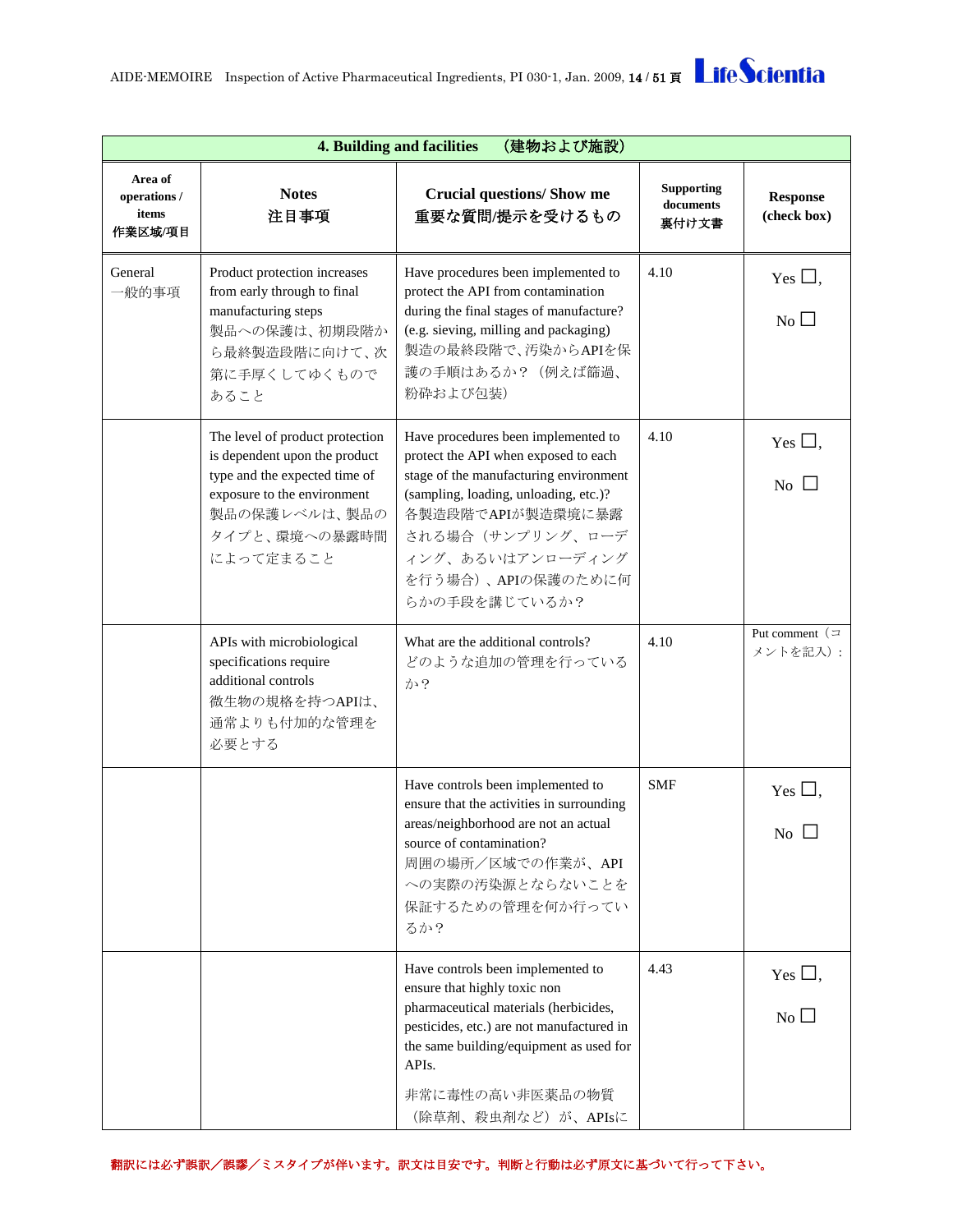| 4. Building and facilities　（建物および施設） | | | | |
|---|---|---|---|---|
| **Area of operations / items 作業区域/項目** | **Notes 注目事項** | **Crucial questions/ Show me 重要な質問/提示を受けるもの** | **Supporting documents 裏付け文書** | **Response (check box)** |
| General 一般的事項 | Product protection increases from early through to final manufacturing steps 製品への保護は、初期段階から最終製造段階に向けて、次第に手厚くしてゆくものであること | Have procedures been implemented to protect the API from contamination during the final stages of manufacture? (e.g. sieving, milling and packaging) 製造の最終段階で、汚染からAPIを保護の手順はあるか？（例えば篩過、粉砕および包装） | 4.10 | Yes ☐, No ☐ |
| | The level of product protection is dependent upon the product type and the expected time of exposure to the environment 製品の保護レベルは、製品のタイプと、環境への暴露時間によって定まること | Have procedures been implemented to protect the API when exposed to each stage of the manufacturing environment (sampling, loading, unloading, etc.)? 各製造段階でAPIが製造環境に暴露される場合（サンプリング、ローディング、あるいはアンローディングを行う場合）、APIの保護のために何らかの手段を講じているか？ | 4.10 | Yes ☐, No ☐ |
| | APIs with microbiological specifications require additional controls 微生物の規格を持つAPIは、通常よりも付加的な管理を必要とする | What are the additional controls? どのような追加の管理を行っているか？ | 4.10 | Put comment（コメントを記入）: |
| | | Have controls been implemented to ensure that the activities in surrounding areas/neighborhood are not an actual source of contamination? 周囲の場所／区域での作業が、APIへの実際の汚染源とならないことを保証するための管理を何か行っているか？ | SMF | Yes ☐, No ☐ |
| | | Have controls been implemented to ensure that highly toxic non pharmaceutical materials (herbicides, pesticides, etc.) are not manufactured in the same building/equipment as used for APIs. 非常に毒性の高い非医薬品の物質（除草剤、殺虫剤など）が、APIsに | 4.43 | Yes ☐, No ☐ |

翻訳には必ず誤訳／誤謬／ミスタイプが伴います。訳文は目安です。判断と行動は必ず原文に基づいて行って下さい。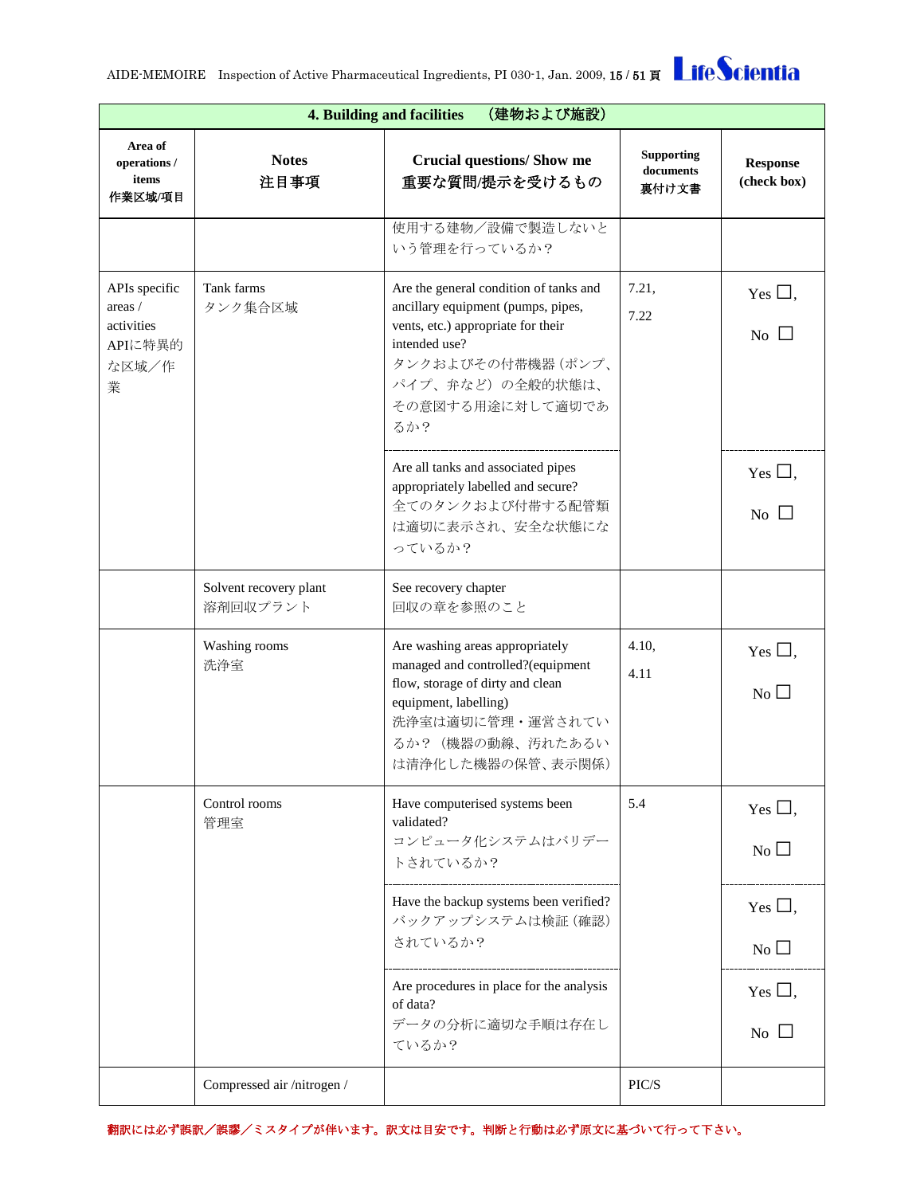| 4. Building and facilities （建物および施設） | | | | |
|---|---|---|---|---|
| **Area of operations / items 作業区域/項目** | **Notes 注目事項** | **Crucial questions/ Show me 重要な質問/提示を受けるもの** | **Supporting documents 裏付け文書** | **Response (check box)** |
| | | 使用する建物／設備で製造しないという管理を行っているか？ | | |
| APIs specific areas / activities APIに特異的な区域／作業 | Tank farms タンク集合区域 | Are the general condition of tanks and ancillary equipment (pumps, pipes, vents, etc.) appropriate for their intended use? タンクおよびその付帯機器（ポンプ、パイプ、弁など）の全般的状態は、その意図する用途に対して適切であるか？ | 7.21, 7.22 | Yes ☐, No ☐ |
| | | Are all tanks and associated pipes appropriately labelled and secure? 全てのタンクおよび付帯する配管類は適切に表示され、安全な状態になっているか？ | | Yes ☐, No ☐ |
| | Solvent recovery plant 溶剤回収プラント | See recovery chapter 回収の章を参照のこと | | |
| | Washing rooms 洗浄室 | Are washing areas appropriately managed and controlled?(equipment flow, storage of dirty and clean equipment, labelling) 洗浄室は適切に管理・運営されているか？（機器の動線、汚れたあるいは清浄化した機器の保管、表示関係） | 4.10, 4.11 | Yes ☐, No ☐ |
| | Control rooms 管理室 | Have computerised systems been validated? コンピュータ化システムはバリデートされているか？ | 5.4 | Yes ☐, No ☐ |
| | | Have the backup systems been verified? バックアップシステムは検証（確認）されているか？ | | Yes ☐, No ☐ |
| | | Are procedures in place for the analysis of data? データの分析に適切な手順は存在しているか？ | | Yes ☐, No ☐ |
| | Compressed air /nitrogen / | | PIC/S | |

翻訳には必ず誤訳／誤謬／ミスタイプが伴います。訳文は目安です。判断と行動は必ず原文に基づいて行って下さい。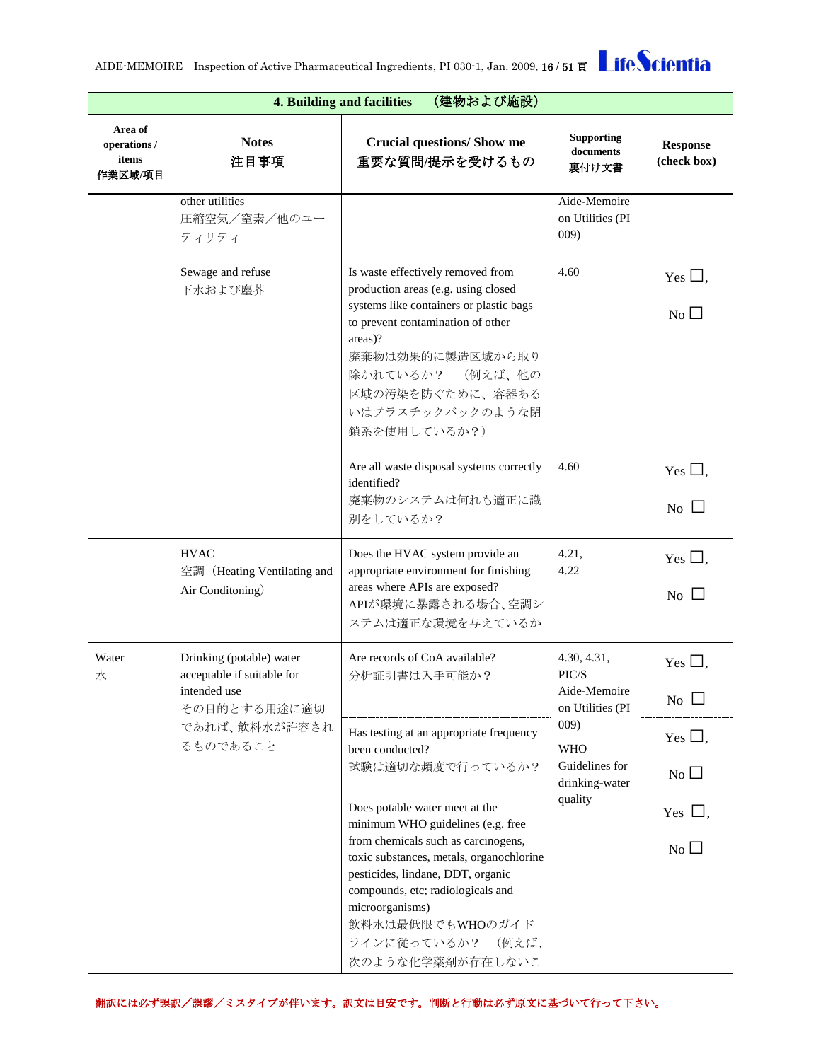| 4. Building and facilities　（建物および施設） | | | | |
|---|---|---|---|---|
| **Area of operations / items 作業区域/項目** | **Notes 注目事項** | **Crucial questions/ Show me 重要な質問/提示を受けるもの** | **Supporting documents 裏付け文書** | **Response (check box)** |
| | other utilities 圧縮空気／窒素／他のユーティリティ | | Aide-Memoire on Utilities (PI 009) | |
| | Sewage and refuse 下水および塵芥 | Is waste effectively removed from production areas (e.g. using closed systems like containers or plastic bags to prevent contamination of other areas)? 廃棄物は効果的に製造区域から取り除かれているか？　（例えば、他の区域の汚染を防ぐために、容器あるいはプラスチックバックのような閉鎖系を使用しているか？） | 4.60 | Yes ☐, No ☐ |
| | | Are all waste disposal systems correctly identified? 廃棄物のシステムは何れも適正に識別をしているか？ | 4.60 | Yes ☐, No ☐ |
| | HVAC 空調（Heating Ventilating and Air Conditoning） | Does the HVAC system provide an appropriate environment for finishing areas where APIs are exposed? APIが環境に暴露される場合、空調システムは適正な環境を与えているか | 4.21, 4.22 | Yes ☐, No ☐ |
| Water 水 | Drinking (potable) water acceptable if suitable for intended use その目的とする用途に適切であれば、飲料水が許容されるものであること | Are records of CoA available? 分析証明書は入手可能か？ | 4.30, 4.31, PIC/S Aide-Memoire on Utilities (PI 009) WHO Guidelines for drinking-water quality | Yes ☐, No ☐ |
| | | Has testing at an appropriate frequency been conducted? 試験は適切な頻度で行っているか？ | | Yes ☐, No ☐ |
| | | Does potable water meet at the minimum WHO guidelines (e.g. free from chemicals such as carcinogens, toxic substances, metals, organochlorine pesticides, lindane, DDT, organic compounds, etc; radiologicals and microorganisms) 飲料水は最低限でもWHOのガイドラインに従っているか？　（例えば、次のような化学薬剤が存在しないこ | | Yes ☐, No ☐ |

翻訳には必ず誤訳／誤謬／ミスタイプが伴います。訳文は目安です。判断と行動は必ず原文に基づいて行って下さい。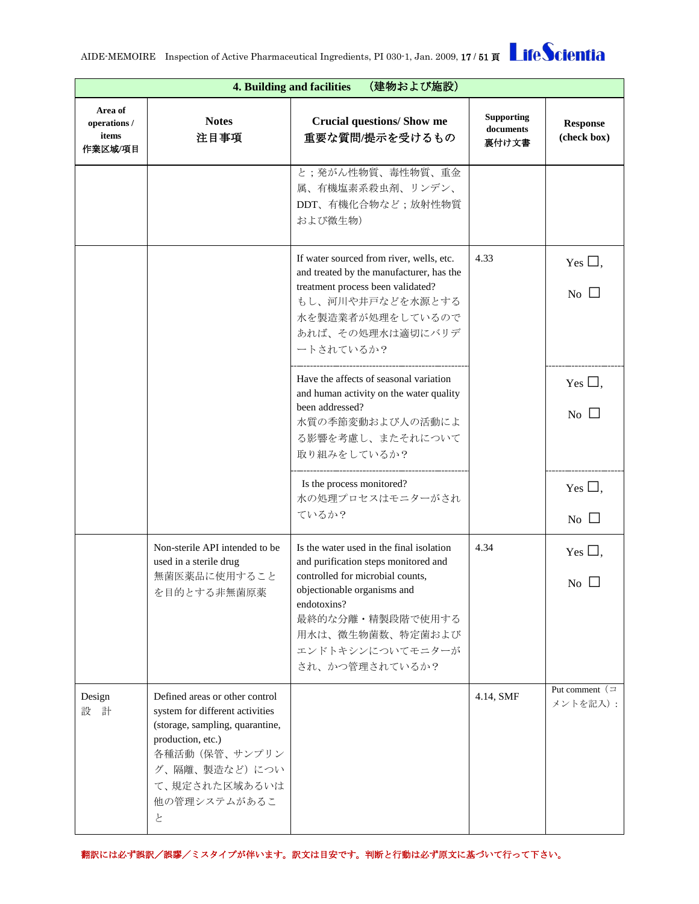| 4. Building and facilities （建物および施設） | | | | |
|---|---|---|---|---|
| Area of operations / items<br>作業区域/項目 | Notes<br>注目事項 | Crucial questions/ Show me<br>重要な質問/提示を受けるもの | Supporting documents<br>裏付け文書 | Response (check box) |
| | | と；発がん性物質、毒性物質、重金属、有機塩素系殺虫剤、リンデン、DDT、有機化合物など；放射性物質および微生物） | | |
| | | If water sourced from river, wells, etc. and treated by the manufacturer, has the treatment process been validated?<br>もし、河川や井戸などを水源とする水を製造業者が処理をしているのであれば、その処理水は適切にバリデートされているか？ | 4.33 | Yes ☐,<br>No ☐ |
| | | Have the affects of seasonal variation and human activity on the water quality been addressed?<br>水質の季節変動および人の活動による影響を考慮し、またそれについて取り組みをしているか？ | | Yes ☐,<br>No ☐ |
| | | Is the process monitored?<br>水の処理プロセスはモニターがされているか？ | | Yes ☐,<br>No ☐ |
| | Non-sterile API intended to be used in a sterile drug<br>無菌医薬品に使用することを目的とする非無菌原薬 | Is the water used in the final isolation and purification steps monitored and controlled for microbial counts, objectionable organisms and endotoxins?<br>最終的な分離・精製段階で使用する用水は、微生物菌数、特定菌およびエンドトキシンについてモニターがされ、かつ管理されているか？ | 4.34 | Yes ☐,<br>No ☐ |
| Design<br>設　計 | Defined areas or other control system for different activities (storage, sampling, quarantine, production, etc.)<br>各種活動（保管、サンプリング、隔離、製造など）について、規定された区域あるいは他の管理システムがあること | | 4.14, SMF | Put comment（コメントを記入）： |

翻訳には必ず誤訳／誤謬／ミスタイプが伴います。訳文は目安です。判断と行動は必ず原文に基づいて行って下さい。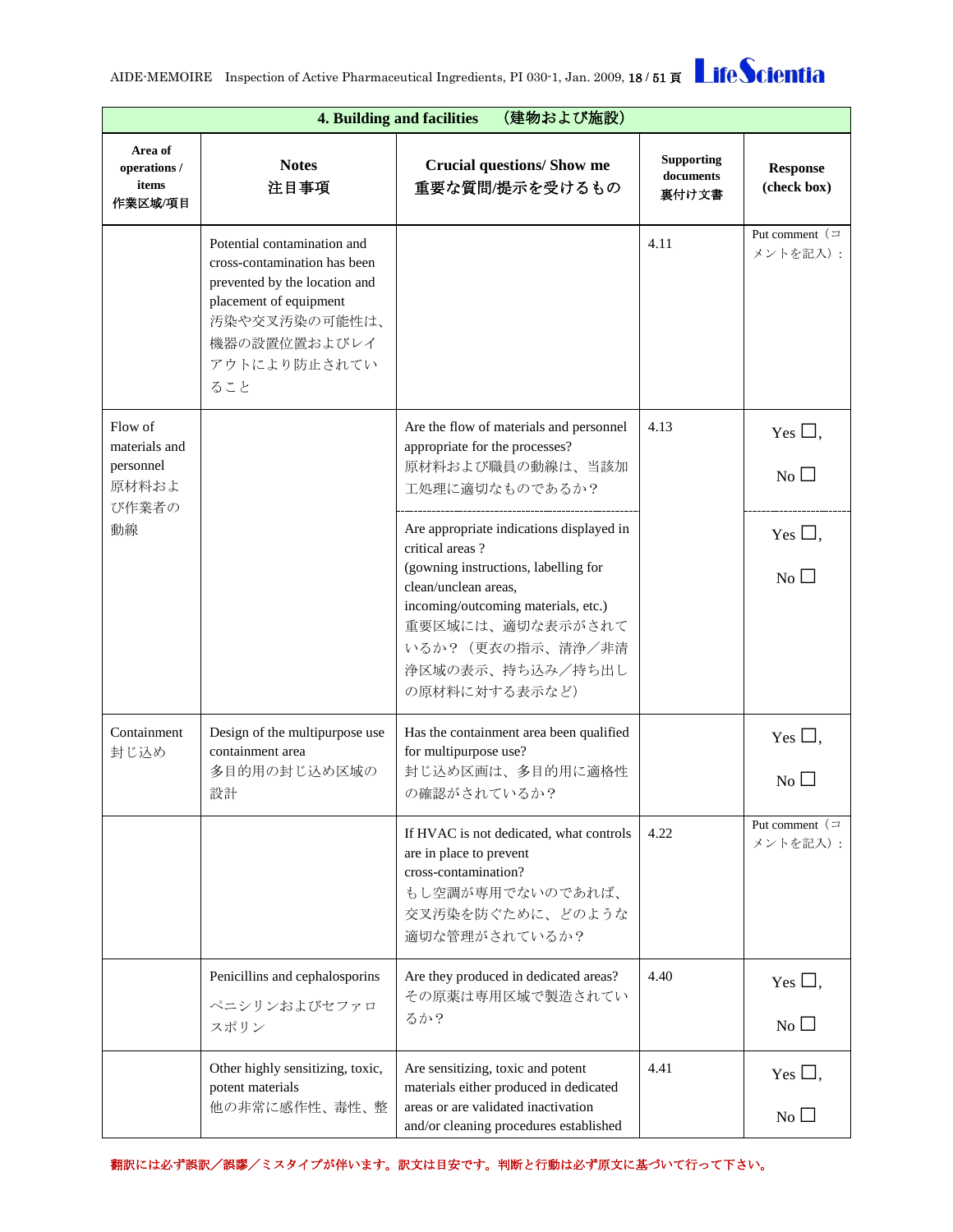| 4. Building and facilities　（建物および施設） | | | | |
|---|---|---|---|---|
| Area of operations / items<br>作業区域/項目 | Notes<br>注目事項 | Crucial questions/ Show me<br>重要な質問/提示を受けるもの | Supporting documents<br>裏付け文書 | Response (check box) |
| | Potential contamination and cross-contamination has been prevented by the location and placement of equipment<br>汚染や交叉汚染の可能性は、機器の設置位置およびレイアウトにより防止されていること | | 4.11 | Put comment（コメントを記入）: |
| Flow of materials and personnel<br>原材料および作業者の動線 | | Are the flow of materials and personnel appropriate for the processes?<br>原材料および職員の動線は、当該加工処理に適切なものであるか？ | 4.13 | Yes ☐, No ☐ |
| | | Are appropriate indications displayed in critical areas ?<br>(gowning instructions, labelling for clean/unclean areas, incoming/outcoming materials, etc.)<br>重要区域には、適切な表示がされているか？（更衣の指示、清浄／非清浄区域の表示、持ち込み／持ち出しの原材料に対する表示など） | | Yes ☐, No ☐ |
| Containment<br>封じ込め | Design of the multipurpose use containment area<br>多目的用の封じ込め区域の設計 | Has the containment area been qualified for multipurpose use?<br>封じ込め区画は、多目的用に適格性の確認がされているか？ | | Yes ☐, No ☐ |
| | | If HVAC is not dedicated, what controls are in place to prevent cross-contamination?<br>もし空調が専用でないのであれば、交叉汚染を防ぐために、どのような適切な管理がされているか？ | 4.22 | Put comment（コメントを記入）: |
| | Penicillins and cephalosporins<br>ペニシリンおよびセファロスポリン | Are they produced in dedicated areas?<br>その原薬は専用区域で製造されているか？ | 4.40 | Yes ☐, No ☐ |
| | Other highly sensitizing, toxic, potent materials<br>他の非常に感作性、毒性、整 | Are sensitizing, toxic and potent materials either produced in dedicated areas or are validated inactivation and/or cleaning procedures established | 4.41 | Yes ☐, No ☐ |

翻訳には必ず誤訳／誤謬／ミスタイプが伴います。訳文は目安です。判断と行動は必ず原文に基づいて行って下さい。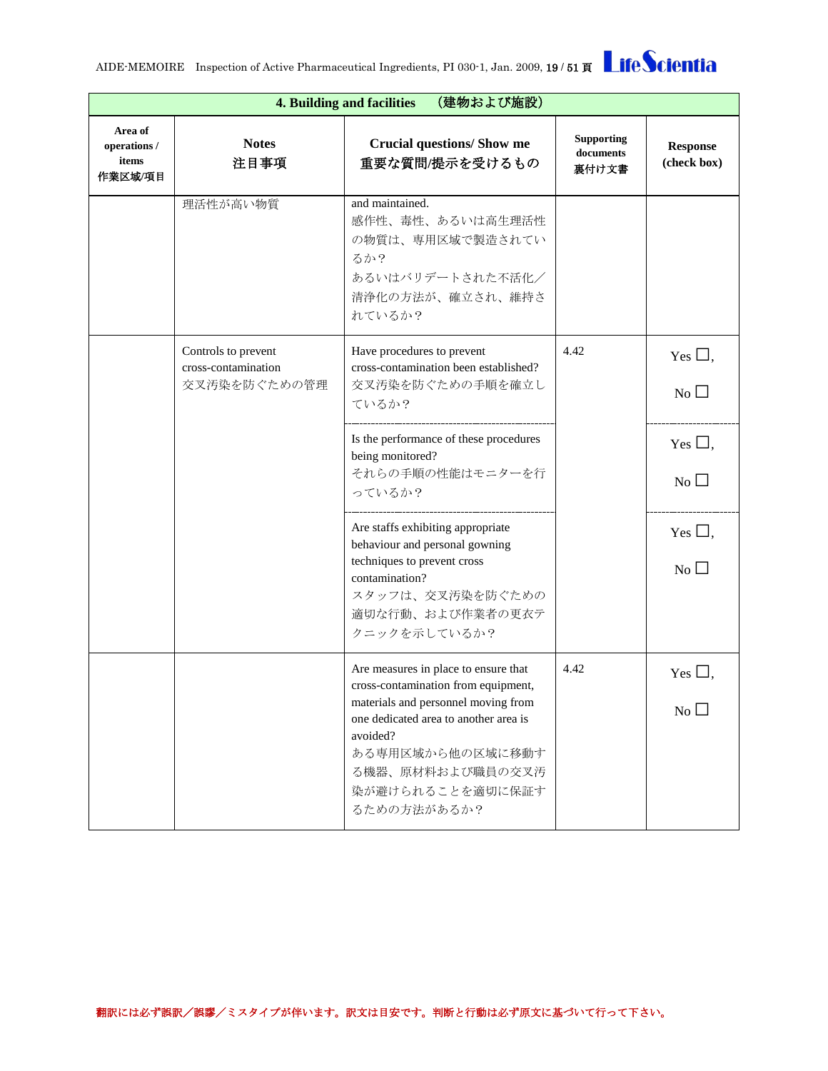| 4. Building and facilities （建物および施設） | | | | |
|---|---|---|---|---|
| Area of operations / items 作業区域/項目 | Notes 注目事項 | Crucial questions/ Show me 重要な質問/提示を受けるもの | Supporting documents 裏付け文書 | Response (check box) |
| | 理活性が高い物質 | and maintained. 感作性、毒性、あるいは高生理活性の物質は、専用区域で製造されているか？ あるいはバリデートされた不活化／清浄化の方法が、確立され、維持されているか？ | | |
| | Controls to prevent cross-contamination 交叉汚染を防ぐための管理 | Have procedures to prevent cross-contamination been established? 交叉汚染を防ぐための手順を確立しているか？ | 4.42 | Yes ☐, No ☐ |
| | | Is the performance of these procedures being monitored? それらの手順の性能はモニターを行っているか？ | | Yes ☐, No ☐ |
| | | Are staffs exhibiting appropriate behaviour and personal gowning techniques to prevent cross contamination? スタッフは、交叉汚染を防ぐための適切な行動、および作業者の更衣テクニックを示しているか？ | | Yes ☐, No ☐ |
| | | Are measures in place to ensure that cross-contamination from equipment, materials and personnel moving from one dedicated area to another area is avoided? ある専用区域から他の区域に移動する機器、原材料および職員の交叉汚染が避けられることを適切に保証するための方法があるか？ | 4.42 | Yes ☐, No ☐ |

翻訳には必ず誤訳／誤謬／ミスタイプが伴います。訳文は目安です。判断と行動は必ず原文に基づいて行って下さい。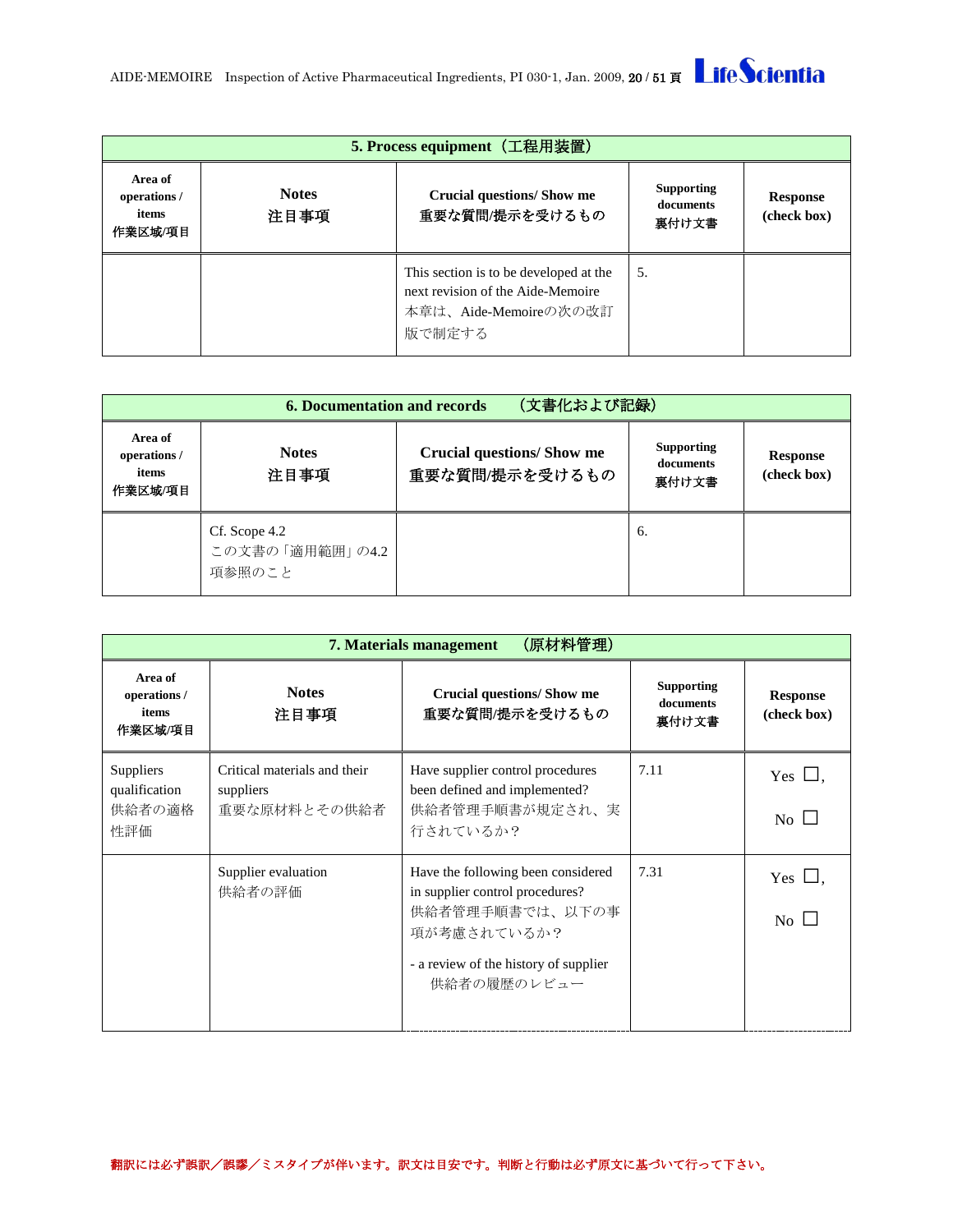| 5. Process equipment（工程用装置） | | | | |
|---|---|---|---|---|
| **Area of operations / items 作業区域/項目** | **Notes 注目事項** | **Crucial questions/ Show me 重要な質問/提示を受けるもの** | **Supporting documents 裏付け文書** | **Response (check box)** |
| | | This section is to be developed at the next revision of the Aide-Memoire 本章は、Aide-Memoireの次の改訂版で制定する | 5. | |

| 6. Documentation and records （文書化および記録） | | | | |
|---|---|---|---|---|
| **Area of operations / items 作業区域/項目** | **Notes 注目事項** | **Crucial questions/ Show me 重要な質問/提示を受けるもの** | **Supporting documents 裏付け文書** | **Response (check box)** |
| | Cf. Scope 4.2 この文書の「適用範囲」の4.2項参照のこと | | 6. | |

| 7. Materials management （原材料管理） | | | | |
|---|---|---|---|---|
| **Area of operations / items 作業区域/項目** | **Notes 注目事項** | **Crucial questions/ Show me 重要な質問/提示を受けるもの** | **Supporting documents 裏付け文書** | **Response (check box)** |
| Suppliers qualification 供給者の適格性評価 | Critical materials and their suppliers 重要な原材料とその供給者 | Have supplier control procedures been defined and implemented? 供給者管理手順書が規定され、実行されているか？ | 7.11 | Yes ☐, No ☐ |
| | Supplier evaluation 供給者の評価 | Have the following been considered in supplier control procedures? 供給者管理手順書では、以下の事項が考慮されているか？<br>- a review of the history of supplier 供給者の履歴のレビュー | 7.31 | Yes ☐, No ☐ |

翻訳には必ず誤訳／誤謬／ミスタイプが伴います。訳文は目安です。判断と行動は必ず原文に基づいて行って下さい。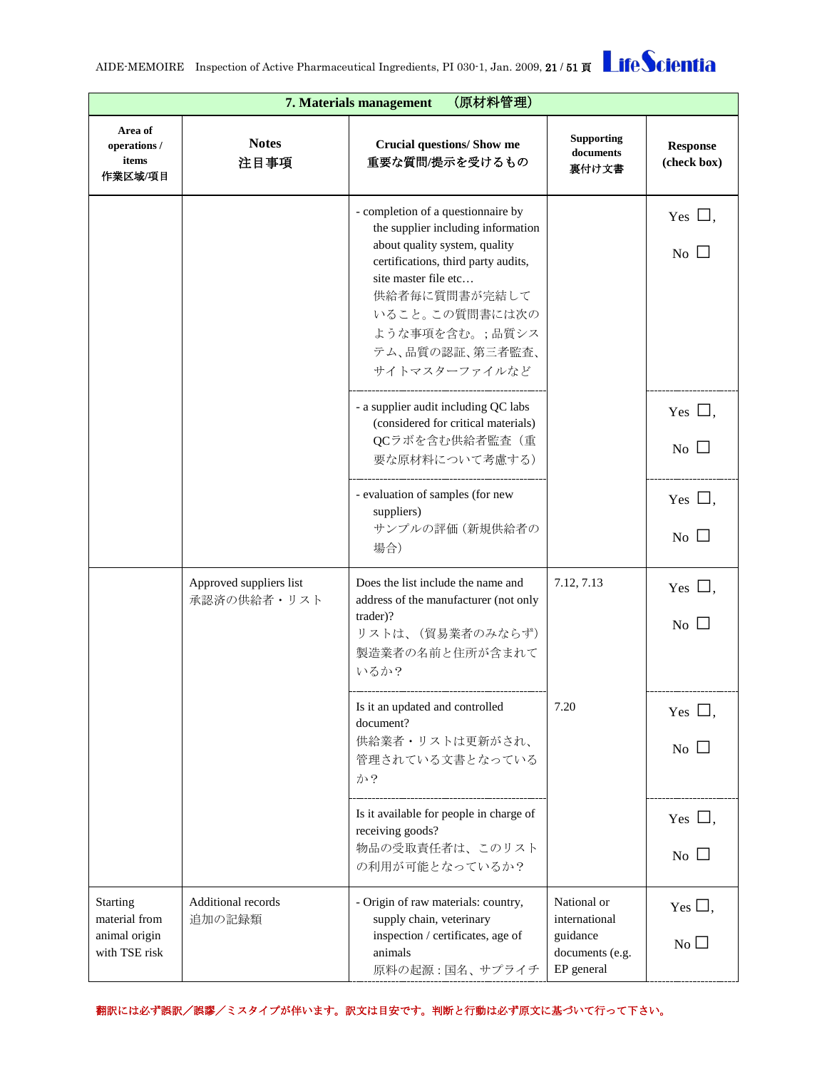| 7. Materials management　（原材料管理） | | | | |
|---|---|---|---|---|
| Area of operations / items 作業区域/項目 | Notes 注目事項 | Crucial questions/ Show me 重要な質問/提示を受けるもの | Supporting documents 裏付け文書 | Response (check box) |
| | | - completion of a questionnaire by the supplier including information about quality system, quality certifications, third party audits, site master file etc… 供給者毎に質問書が完結していること。この質問書には次のような事項を含む。；品質システム、品質の認証、第三者監査、サイトマスターファイルなど | | Yes ☐, No ☐ |
| | | - a supplier audit including QC labs (considered for critical materials) QCラボを含む供給者監査（重要な原材料について考慮する） | | Yes ☐, No ☐ |
| | | - evaluation of samples (for new suppliers) サンプルの評価（新規供給者の場合） | | Yes ☐, No ☐ |
| | Approved suppliers list 承認済の供給者・リスト | Does the list include the name and address of the manufacturer (not only trader)? リストは、（貿易業者のみならず）製造業者の名前と住所が含まれているか？ | 7.12, 7.13 | Yes ☐, No ☐ |
| | | Is it an updated and controlled document? 供給業者・リストは更新がされ、管理されている文書となっているか？ | 7.20 | Yes ☐, No ☐ |
| | | Is it available for people in charge of receiving goods? 物品の受取責任者は、このリストの利用が可能となっているか？ | | Yes ☐, No ☐ |
| Starting material from animal origin with TSE risk | Additional records 追加の記録類 | - Origin of raw materials: country, supply chain, veterinary inspection / certificates, age of animals 原料の起源：国名、サプライチ | National or international guidance documents (e.g. EP general | Yes ☐, No ☐ |

翻訳には必ず誤訳／誤謬／ミスタイプが伴います。訳文は目安です。判断と行動は必ず原文に基づいて行って下さい。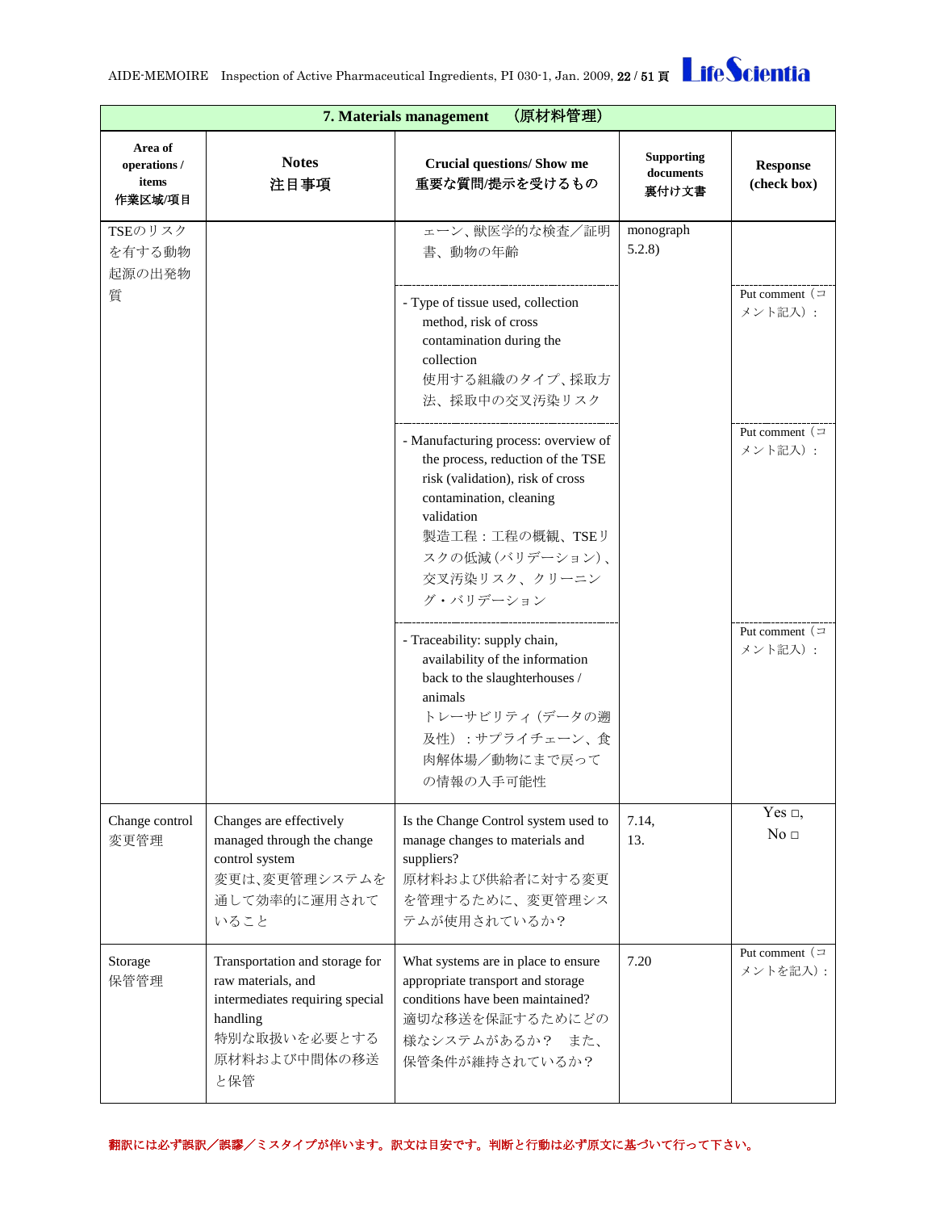| 7. Materials management　（原材料管理） | | | | |
|---|---|---|---|---|
| **Area of operations / items 作業区域/項目** | **Notes 注目事項** | **Crucial questions/ Show me 重要な質問/提示を受けるもの** | **Supporting documents 裏付け文書** | **Response (check box)** |
| TSEのリスクを有する動物起源の出発物質 | | エーン、獣医学的な検査／証明書、動物の年齢 | monograph 5.2.8) | |
| | | - Type of tissue used, collection method, risk of cross contamination during the collection 使用する組織のタイプ、採取方法、採取中の交叉汚染リスク | | Put comment（コメント記入）： |
| | | - Manufacturing process: overview of the process, reduction of the TSE risk (validation), risk of cross contamination, cleaning validation 製造工程：工程の概観、TSEリスクの低減（バリデーション）、交叉汚染リスク、クリーニング・バリデーション | | Put comment（コメント記入）： |
| | | - Traceability: supply chain, availability of the information back to the slaughterhouses / animals トレーサビリティ（データの遡及性）：サプライチェーン、食肉解体場／動物にまで戻っての情報の入手可能性 | | Put comment（コメント記入）： |
| Change control 変更管理 | Changes are effectively managed through the change control system 変更は、変更管理システムを通して効率的に運用されていること | Is the Change Control system used to manage changes to materials and suppliers? 原材料および供給者に対する変更を管理するために、変更管理システムが使用されているか？ | 7.14, 13. | Yes □, No □ |
| Storage 保管管理 | Transportation and storage for raw materials, and intermediates requiring special handling 特別な取扱いを必要とする原材料および中間体の移送と保管 | What systems are in place to ensure appropriate transport and storage conditions have been maintained? 適切な移送を保証するためにどの様なシステムがあるか？　また、保管条件が維持されているか？ | 7.20 | Put comment（コメントを記入）： |

翻訳には必ず誤訳／誤謬／ミスタイプが伴います。訳文は目安です。判断と行動は必ず原文に基づいて行って下さい。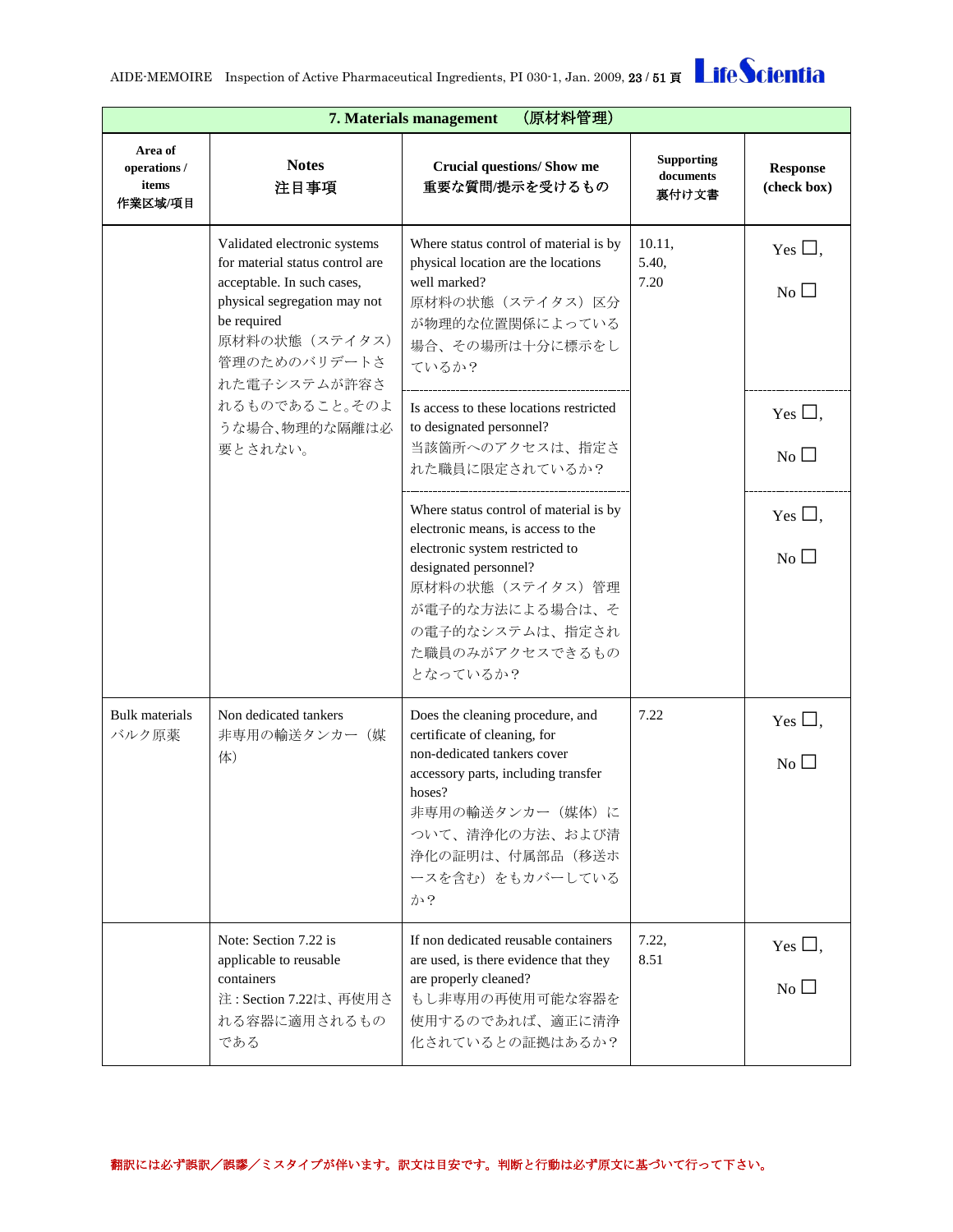| 7. Materials management　（原材料管理） | | | | |
|---|---|---|---|---|
| **Area of operations / items 作業区域/項目** | **Notes 注目事項** | **Crucial questions/ Show me 重要な質問/提示を受けるもの** | **Supporting documents 裏付け文書** | **Response (check box)** |
| | Validated electronic systems for material status control are acceptable. In such cases, physical segregation may not be required 原材料の状態（ステイタス）管理のためのバリデートされた電子システムが許容されるものであること。そのような場合、物理的な隔離は必要とされない。 | Where status control of material is by physical location are the locations well marked? 原材料の状態（ステイタス）区分が物理的な位置関係によっている場合、その場所は十分に標示をしているか？ | 10.11, 5.40, 7.20 | Yes ☐, No ☐ |
| | | Is access to these locations restricted to designated personnel? 当該箇所へのアクセスは、指定された職員に限定されているか？ | | Yes ☐, No ☐ |
| | | Where status control of material is by electronic means, is access to the electronic system restricted to designated personnel? 原材料の状態（ステイタス）管理が電子的な方法による場合は、その電子的なシステムは、指定された職員のみがアクセスできるものとなっているか？ | | Yes ☐, No ☐ |
| Bulk materials バルク原薬 | Non dedicated tankers 非専用の輸送タンカー（媒体） | Does the cleaning procedure, and certificate of cleaning, for non-dedicated tankers cover accessory parts, including transfer hoses? 非専用の輸送タンカー（媒体）について、清浄化の方法、および清浄化の証明は、付属部品（移送ホースを含む）をもカバーしているか？ | 7.22 | Yes ☐, No ☐ |
| | Note: Section 7.22 is applicable to reusable containers 注：Section 7.22は、再使用される容器に適用されるものである | If non dedicated reusable containers are used, is there evidence that they are properly cleaned? もし非専用の再使用可能な容器を使用するのであれば、適正に清浄化されているとの証拠はあるか？ | 7.22, 8.51 | Yes ☐, No ☐ |

翻訳には必ず誤訳／誤謬／ミスタイプが伴います。訳文は目安です。判断と行動は必ず原文に基づいて行って下さい。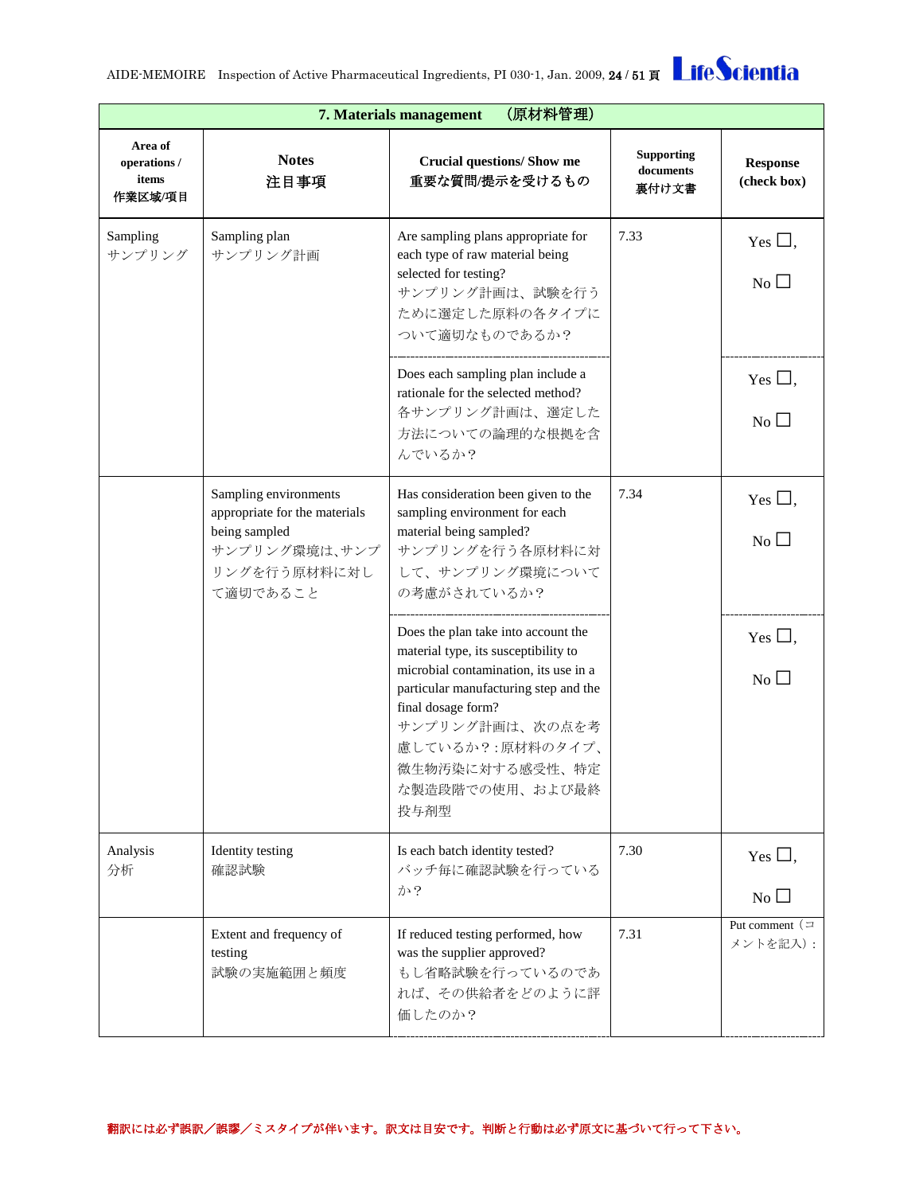| 7. Materials management　（原材料管理） | | | | |
|---|---|---|---|---|
| **Area of operations / items 作業区域/項目** | **Notes 注目事項** | **Crucial questions/ Show me 重要な質問/提示を受けるもの** | **Supporting documents 裏付け文書** | **Response (check box)** |
| Sampling サンプリング | Sampling plan サンプリング計画 | Are sampling plans appropriate for each type of raw material being selected for testing? サンプリング計画は、試験を行うために選定した原料の各タイプについて適切なものであるか？ | 7.33 | Yes ☐, No ☐ |
| | | Does each sampling plan include a rationale for the selected method? 各サンプリング計画は、選定した方法についての論理的な根拠を含んでいるか？ | | Yes ☐, No ☐ |
| | Sampling environments appropriate for the materials being sampled サンプリング環境は､サンプリングを行う原材料に対して適切であること | Has consideration been given to the sampling environment for each material being sampled? サンプリングを行う各原材料に対して、サンプリング環境についての考慮がされているか？ | 7.34 | Yes ☐, No ☐ |
| | | Does the plan take into account the material type, its susceptibility to microbial contamination, its use in a particular manufacturing step and the final dosage form? サンプリング計画は、次の点を考慮しているか？:原材料のタイプ、微生物汚染に対する感受性、特定な製造段階での使用、および最終投与剤型 | | Yes ☐, No ☐ |
| Analysis 分析 | Identity testing 確認試験 | Is each batch identity tested? バッチ毎に確認試験を行っているか？ | 7.30 | Yes ☐, No ☐ |
| | Extent and frequency of testing 試験の実施範囲と頻度 | If reduced testing performed, how was the supplier approved? もし省略試験を行っているのであれば、その供給者をどのように評価したのか？ | 7.31 | Put comment（コメントを記入）: |

翻訳には必ず誤訳／誤謬／ミスタイプが伴います。訳文は目安です。判断と行動は必ず原文に基づいて行って下さい。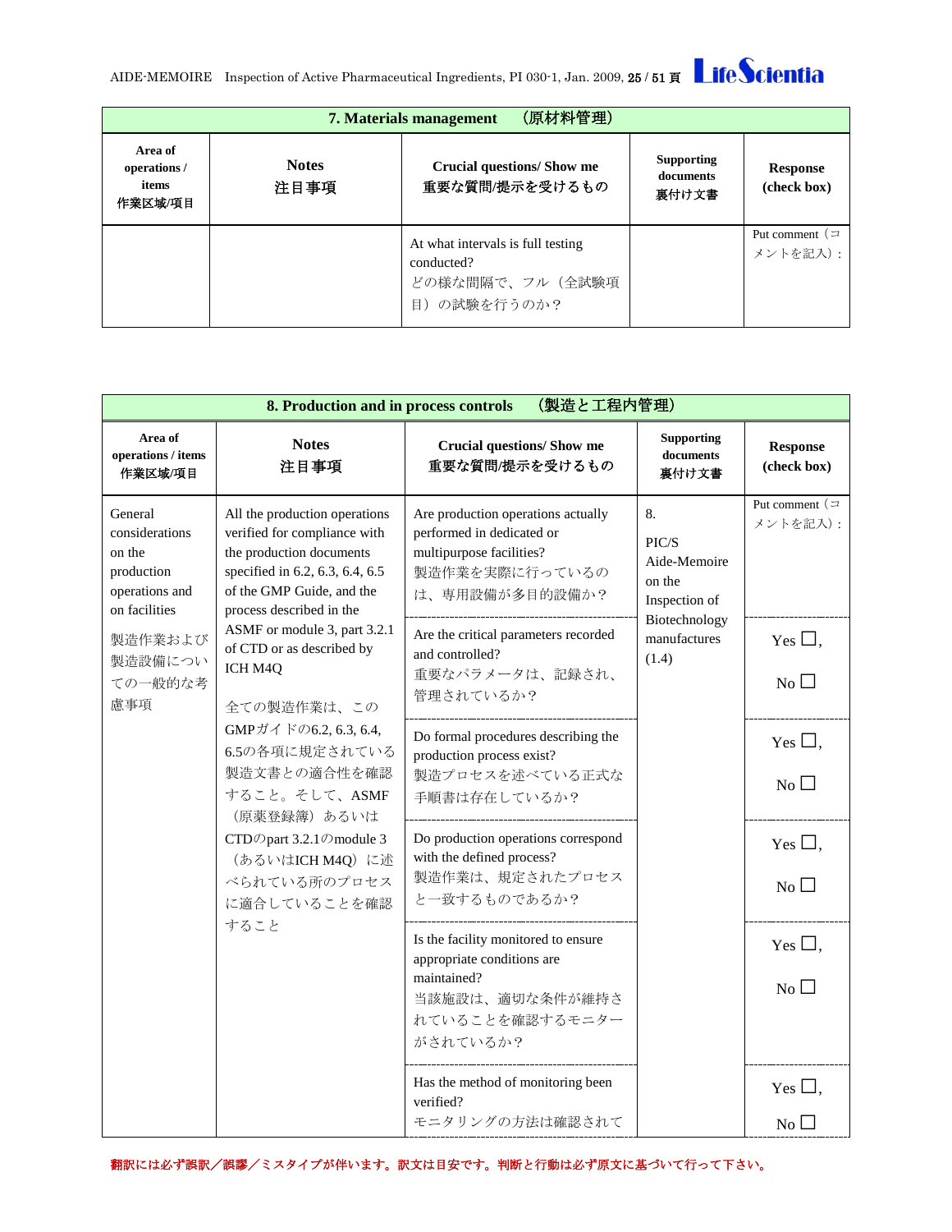| 7. Materials management　（原材料管理） | | | | |
|---|---|---|---|---|
| **Area of operations / items 作業区域/項目** | **Notes 注目事項** | **Crucial questions/ Show me 重要な質問/提示を受けるもの** | **Supporting documents 裏付け文書** | **Response (check box)** |
| | | At what intervals is full testing conducted? どの様な間隔で、フル（全試験項目）の試験を行うのか？ | | Put comment（コメントを記入）: |

| 8. Production and in process controls　（製造と工程内管理） | | | | |
|---|---|---|---|---|
| **Area of operations / items 作業区域/項目** | **Notes 注目事項** | **Crucial questions/ Show me 重要な質問/提示を受けるもの** | **Supporting documents 裏付け文書** | **Response (check box)** |
| General considerations on the production operations and on facilities 製造作業および製造設備についての一般的な考慮事項 | All the production operations verified for compliance with the production documents specified in 6.2, 6.3, 6.4, 6.5 of the GMP Guide, and the process described in the ASMF or module 3, part 3.2.1 of CTD or as described by ICH M4Q 全ての製造作業は、このGMPガイドの6.2, 6.3, 6.4, 6.5の各項に規定されている製造文書との適合性を確認すること。そして、ASMF（原薬登録簿）あるいはCTDのpart 3.2.1のmodule 3（あるいはICH M4Q）に述べられている所のプロセスに適合していることを確認すること | Are production operations actually performed in dedicated or multipurpose facilities? 製造作業を実際に行っているのは、専用設備が多目的設備か？ | 8. PIC/S Aide-Memoire on the Inspection of Biotechnology manufactures (1.4) | Put comment（コメントを記入）: |
| | | Are the critical parameters recorded and controlled? 重要なパラメータは、記録され、管理されているか？ | | Yes ☐, No ☐ |
| | | Do formal procedures describing the production process exist? 製造プロセスを述べている正式な手順書は存在しているか？ | | Yes ☐, No ☐ |
| | | Do production operations correspond with the defined process? 製造作業は、規定されたプロセスと一致するものであるか？ | | Yes ☐, No ☐ |
| | | Is the facility monitored to ensure appropriate conditions are maintained? 当該施設は、適切な条件が維持されていることを確認するモニターがされているか？ | | Yes ☐, No ☐ |
| | | Has the method of monitoring been verified? モニタリングの方法は確認されて | | Yes ☐, No ☐ |

翻訳には必ず誤訳／誤謬／ミスタイプが伴います。訳文は目安です。判断と行動は必ず原文に基づいて行って下さい。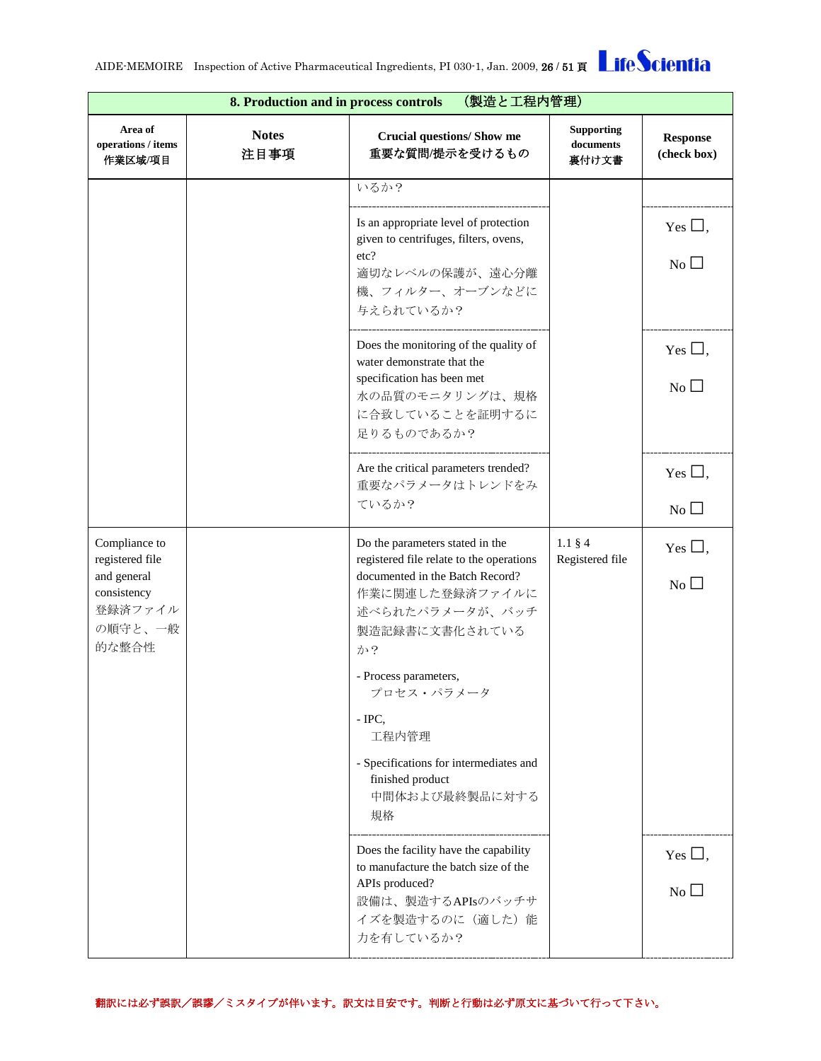| 8. Production and in process controls　（製造と工程内管理） | | | | |
|---|---|---|---|---|
| Area of operations / items<br>作業区域/項目 | Notes<br>注目事項 | Crucial questions/ Show me<br>重要な質問/提示を受けるもの | Supporting documents<br>裏付け文書 | Response (check box) |
| | | いるか？ | | |
| | | Is an appropriate level of protection given to centrifuges, filters, ovens, etc?<br>適切なレベルの保護が、遠心分離機、フィルター、オーブンなどに与えられているか？ | | Yes ☐,<br>No ☐ |
| | | Does the monitoring of the quality of water demonstrate that the specification has been met<br>水の品質のモニタリングは、規格に合致していることを証明するに足りるものであるか？ | | Yes ☐,<br>No ☐ |
| | | Are the critical parameters trended?<br>重要なパラメータはトレンドをみているか？ | | Yes ☐,<br>No ☐ |
| Compliance to registered file and general consistency<br>登録済ファイルの順守と、一般的な整合性 | | Do the parameters stated in the registered file relate to the operations documented in the Batch Record?<br>作業に関連した登録済ファイルに述べられたパラメータが、バッチ製造記録書に文書化されているか？<br>- Process parameters,<br>プロセス・パラメータ<br>- IPC,<br>工程内管理<br>- Specifications for intermediates and finished product<br>中間体および最終製品に対する規格 | 1.1 § 4<br>Registered file | Yes ☐,<br>No ☐ |
| | | Does the facility have the capability to manufacture the batch size of the APIs produced?<br>設備は、製造するAPIsのバッチサイズを製造するのに（適した）能力を有しているか？ | | Yes ☐,<br>No ☐ |

翻訳には必ず誤訳／誤謬／ミスタイプが伴います。訳文は目安です。判断と行動は必ず原文に基づいて行って下さい。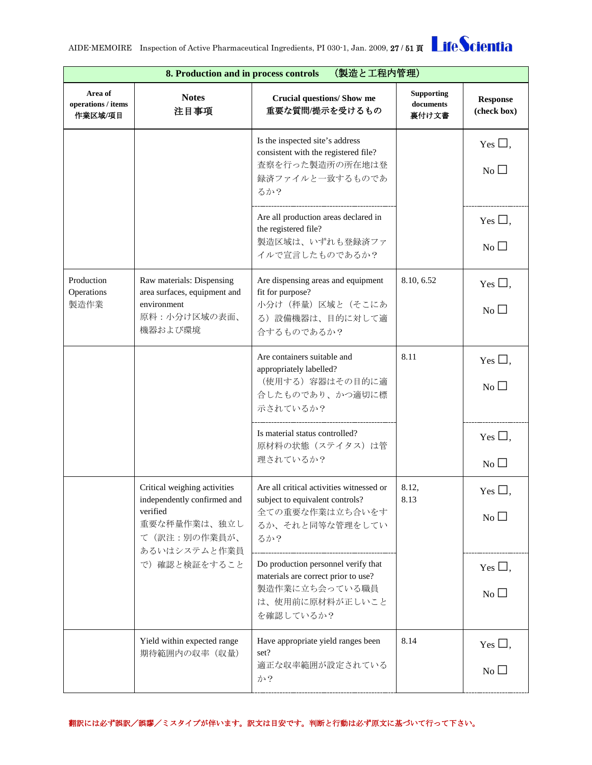| 8. Production and in process controls　（製造と工程内管理） | | | | |
|---|---|---|---|---|
| **Area of operations / items** 作業区域/項目 | **Notes** 注目事項 | **Crucial questions/ Show me** 重要な質問/提示を受けるもの | **Supporting documents** 裏付け文書 | **Response (check box)** |
| | | Is the inspected site's address consistent with the registered file? 査察を行った製造所の所在地は登録済ファイルと一致するものであるか？ | | Yes ☐, No ☐ |
| | | Are all production areas declared in the registered file? 製造区域は、いずれも登録済ファイルで宣言したものであるか？ | | Yes ☐, No ☐ |
| Production Operations 製造作業 | Raw materials: Dispensing area surfaces, equipment and environment 原料：小分け区域の表面、機器および環境 | Are dispensing areas and equipment fit for purpose? 小分け（秤量）区域と（そこにある）設備機器は、目的に対して適合するものであるか？ | 8.10, 6.52 | Yes ☐, No ☐ |
| | | Are containers suitable and appropriately labelled? （使用する）容器はその目的に適合したものであり、かつ適切に標示されているか？ | 8.11 | Yes ☐, No ☐ |
| | | Is material status controlled? 原材料の状態（ステイタス）は管理されているか？ | | Yes ☐, No ☐ |
| | Critical weighing activities independently confirmed and verified 重要な秤量作業は、独立して（訳注：別の作業員が、あるいはシステムと作業員で）確認と検証をすること | Are all critical activities witnessed or subject to equivalent controls? 全ての重要な作業は立ち合いをするか、それと同等な管理をしているか？ | 8.12, 8.13 | Yes ☐, No ☐ |
| | | Do production personnel verify that materials are correct prior to use? 製造作業に立ち会っている職員は、使用前に原材料が正しいことを確認しているか？ | | Yes ☐, No ☐ |
| | Yield within expected range 期待範囲内の収率（収量） | Have appropriate yield ranges been set? 適正な収率範囲が設定されているか？ | 8.14 | Yes ☐, No ☐ |

翻訳には必ず誤訳／誤謬／ミスタイプが伴います。訳文は目安です。判断と行動は必ず原文に基づいて行って下さい。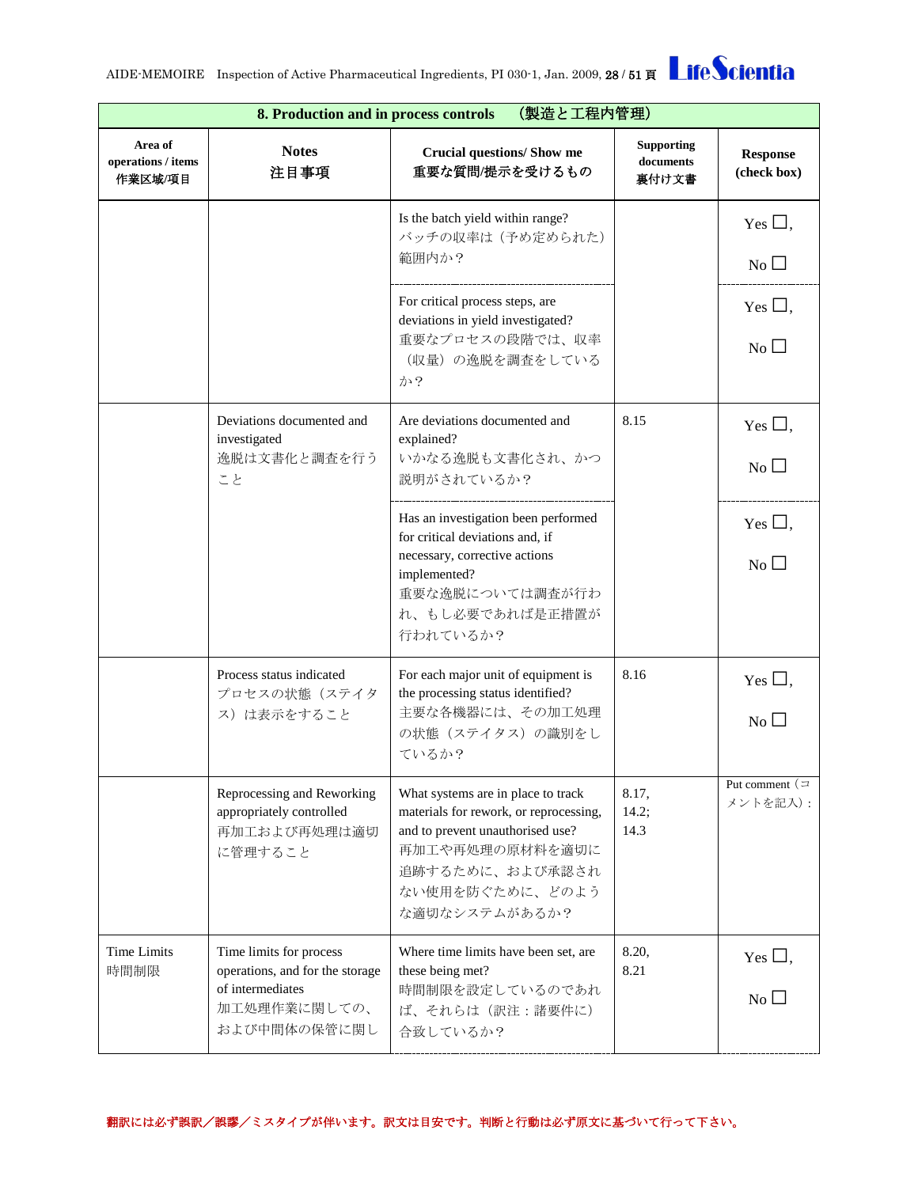| 8. Production and in process controls　（製造と工程内管理） | | | | |
|---|---|---|---|---|
| Area of operations / items 作業区域/項目 | Notes 注目事項 | Crucial questions/ Show me 重要な質問/提示を受けるもの | Supporting documents 裏付け文書 | Response (check box) |
| | | Is the batch yield within range? バッチの収率は（予め定められた）範囲内か？ | | Yes ☐, No ☐ |
| | | For critical process steps, are deviations in yield investigated? 重要なプロセスの段階では、収率（収量）の逸脱を調査をしているか？ | | Yes ☐, No ☐ |
| | Deviations documented and investigated 逸脱は文書化と調査を行うこと | Are deviations documented and explained? いかなる逸脱も文書化され、かつ説明がされているか？ | 8.15 | Yes ☐, No ☐ |
| | | Has an investigation been performed for critical deviations and, if necessary, corrective actions implemented? 重要な逸脱については調査が行われ、もし必要であれば是正措置が行われているか？ | | Yes ☐, No ☐ |
| | Process status indicated プロセスの状態（ステイタス）は表示をすること | For each major unit of equipment is the processing status identified? 主要な各機器には、その加工処理の状態（ステイタス）の識別をしているか？ | 8.16 | Yes ☐, No ☐ |
| | Reprocessing and Reworking appropriately controlled 再加工および再処理は適切に管理すること | What systems are in place to track materials for rework, or reprocessing, and to prevent unauthorised use? 再加工や再処理の原材料を適切に追跡するために、および承認されない使用を防ぐために、どのような適切なシステムがあるか？ | 8.17, 14.2; 14.3 | Put comment（コメントを記入）: |
| Time Limits 時間制限 | Time limits for process operations, and for the storage of intermediates 加工処理作業に関しての、および中間体の保管に関し | Where time limits have been set, are these being met? 時間制限を設定しているのであれば、それらは（訳注：諸要件に）合致しているか？ | 8.20, 8.21 | Yes ☐, No ☐ |

**翻訳には必ず誤訳／誤謬／ミスタイプが伴います。訳文は目安です。判断と行動は必ず原文に基づいて行って下さい。**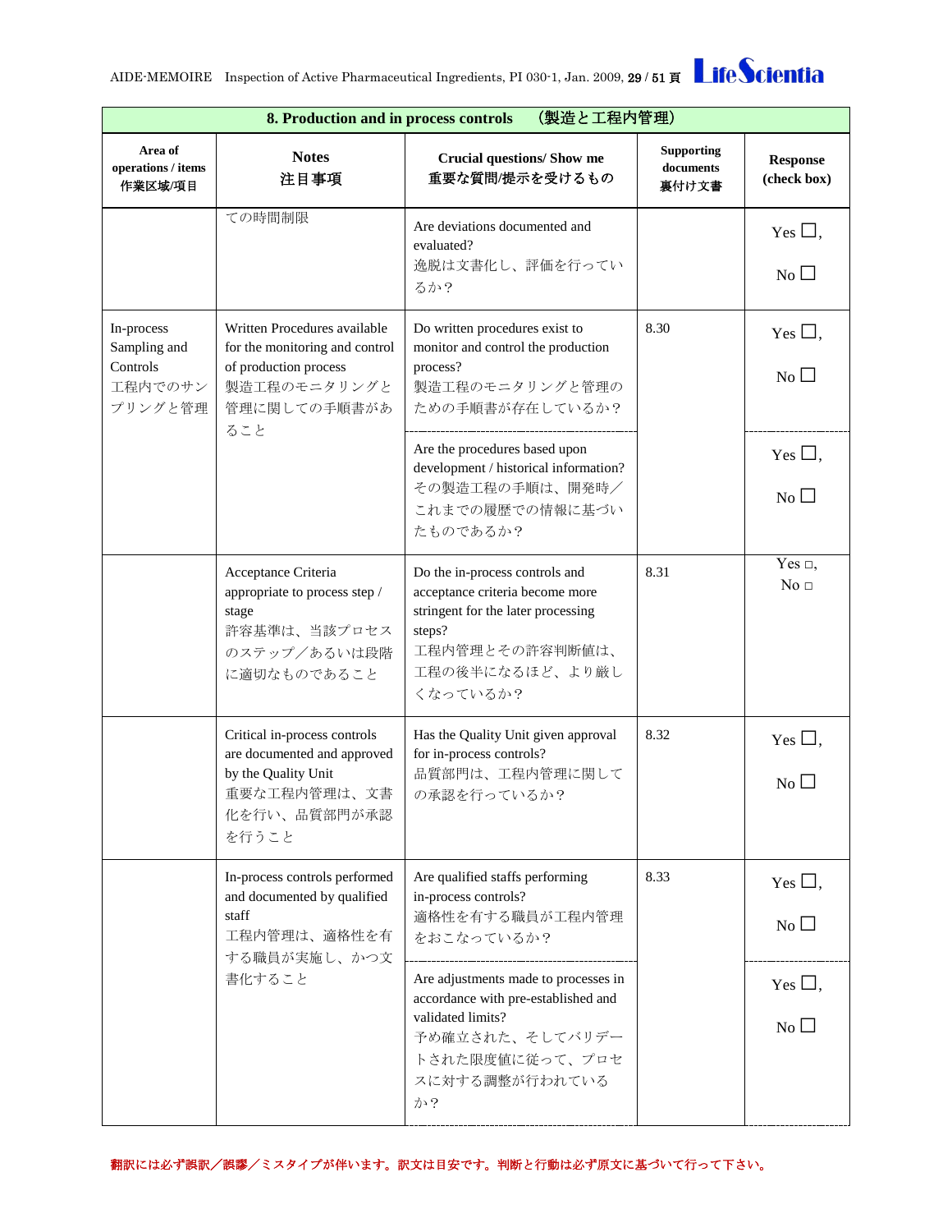| 8. Production and in process controls （製造と工程内管理） | | | | |
|---|---|---|---|---|
| **Area of operations / items 作業区域/項目** | **Notes 注目事項** | **Crucial questions/ Show me 重要な質問/提示を受けるもの** | **Supporting documents 裏付け文書** | **Response (check box)** |
| | ての時間制限 | Are deviations documented and evaluated? 逸脱は文書化し、評価を行っているか？ | | Yes ☐, No ☐ |
| In-process Sampling and Controls 工程内でのサンプリングと管理 | Written Procedures available for the monitoring and control of production process 製造工程のモニタリングと管理に関しての手順書があること | Do written procedures exist to monitor and control the production process? 製造工程のモニタリングと管理のための手順書が存在しているか？ | 8.30 | Yes ☐, No ☐ |
| | | Are the procedures based upon development / historical information? その製造工程の手順は、開発時／これまでの履歴での情報に基づいたものであるか？ | | Yes ☐, No ☐ |
| | Acceptance Criteria appropriate to process step / stage 許容基準は、当該プロセスのステップ／あるいは段階に適切なものであること | Do the in-process controls and acceptance criteria become more stringent for the later processing steps? 工程内管理とその許容判断値は、工程の後半になるほど、より厳しくなっているか？ | 8.31 | Yes ☐, No ☐ |
| | Critical in-process controls are documented and approved by the Quality Unit 重要な工程内管理は、文書化を行い、品質部門が承認を行うこと | Has the Quality Unit given approval for in-process controls? 品質部門は、工程内管理に関しての承認を行っているか？ | 8.32 | Yes ☐, No ☐ |
| | In-process controls performed and documented by qualified staff 工程内管理は、適格性を有する職員が実施し、かつ文書化すること | Are qualified staffs performing in-process controls? 適格性を有する職員が工程内管理をおこなっているか？ | 8.33 | Yes ☐, No ☐ |
| | | Are adjustments made to processes in accordance with pre-established and validated limits? 予め確立された、そしてバリデートされた限度値に従って、プロセスに対する調整が行われているか？ | | Yes ☐, No ☐ |

翻訳には必ず誤訳／誤謬／ミスタイプが伴います。訳文は目安です。判断と行動は必ず原文に基づいて行って下さい。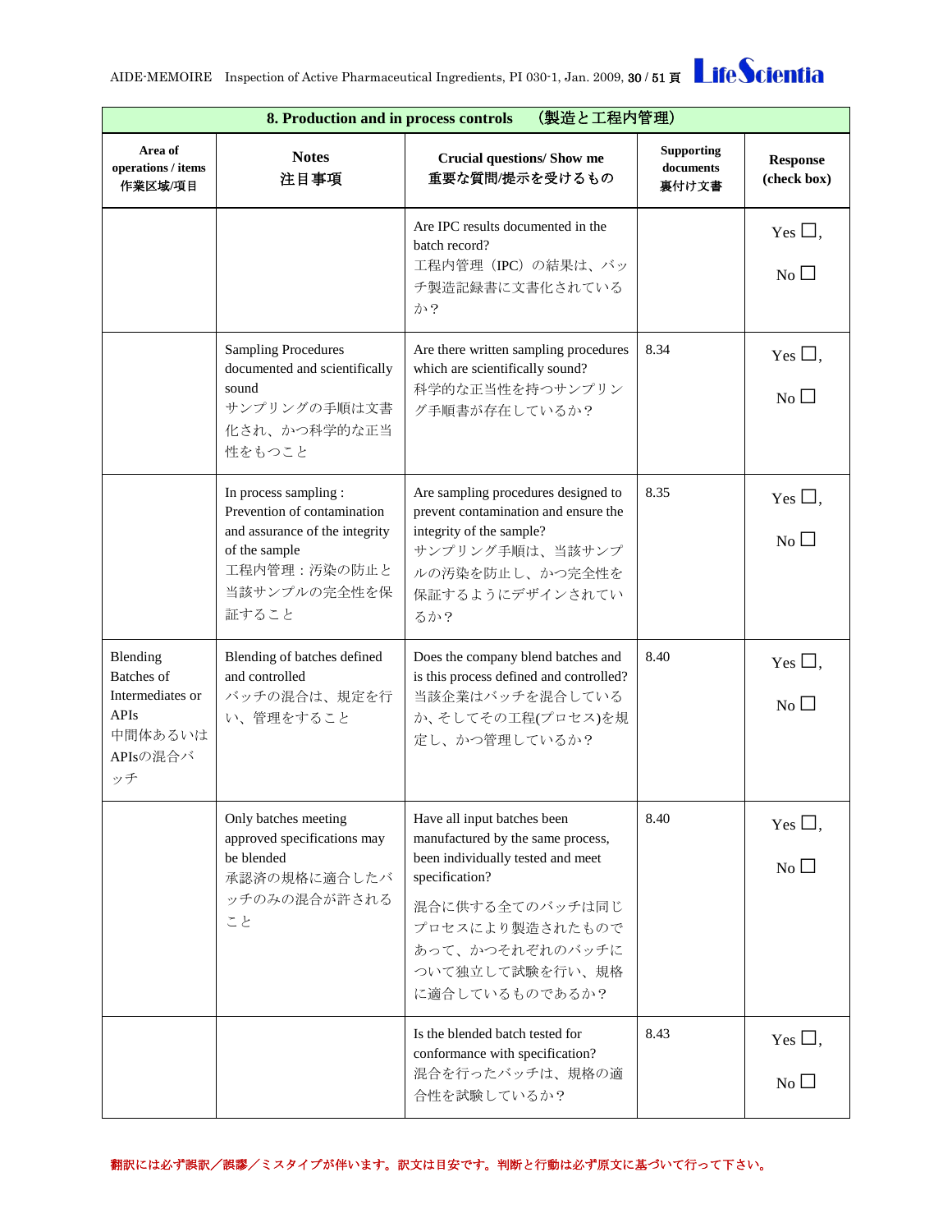| 8. Production and in process controls　（製造と工程内管理） | | | | |
|---|---|---|---|---|
| **Area of operations / items 作業区域/項目** | **Notes 注目事項** | **Crucial questions/ Show me 重要な質問/提示を受けるもの** | **Supporting documents 裏付け文書** | **Response (check box)** |
| | | Are IPC results documented in the batch record? 工程内管理（IPC）の結果は、バッチ製造記録書に文書化されているか？ | | Yes ☐, No ☐ |
| | Sampling Procedures documented and scientifically sound サンプリングの手順は文書化され、かつ科学的な正当性をもつこと | Are there written sampling procedures which are scientifically sound? 科学的な正当性を持つサンプリング手順書が存在しているか？ | 8.34 | Yes ☐, No ☐ |
| | In process sampling : Prevention of contamination and assurance of the integrity of the sample 工程内管理：汚染の防止と当該サンプルの完全性を保証すること | Are sampling procedures designed to prevent contamination and ensure the integrity of the sample? サンプリング手順は、当該サンプルの汚染を防止し、かつ完全性を保証するようにデザインされているか？ | 8.35 | Yes ☐, No ☐ |
| Blending Batches of Intermediates or APIs 中間体あるいはAPIsの混合バッチ | Blending of batches defined and controlled バッチの混合は、規定を行い、管理をすること | Does the company blend batches and is this process defined and controlled? 当該企業はバッチを混合しているか、そしてその工程(プロセス)を規定し、かつ管理しているか？ | 8.40 | Yes ☐, No ☐ |
| | Only batches meeting approved specifications may be blended 承認済の規格に適合したバッチのみの混合が許されること | Have all input batches been manufactured by the same process, been individually tested and meet specification? 混合に供する全てのバッチは同じプロセスにより製造されたものであって、かつそれぞれのバッチについて独立して試験を行い、規格に適合しているものであるか？ | 8.40 | Yes ☐, No ☐ |
| | | Is the blended batch tested for conformance with specification? 混合を行ったバッチは、規格の適合性を試験しているか？ | 8.43 | Yes ☐, No ☐ |

翻訳には必ず誤訳／誤謬／ミスタイプが伴います。訳文は目安です。判断と行動は必ず原文に基づいて行って下さい。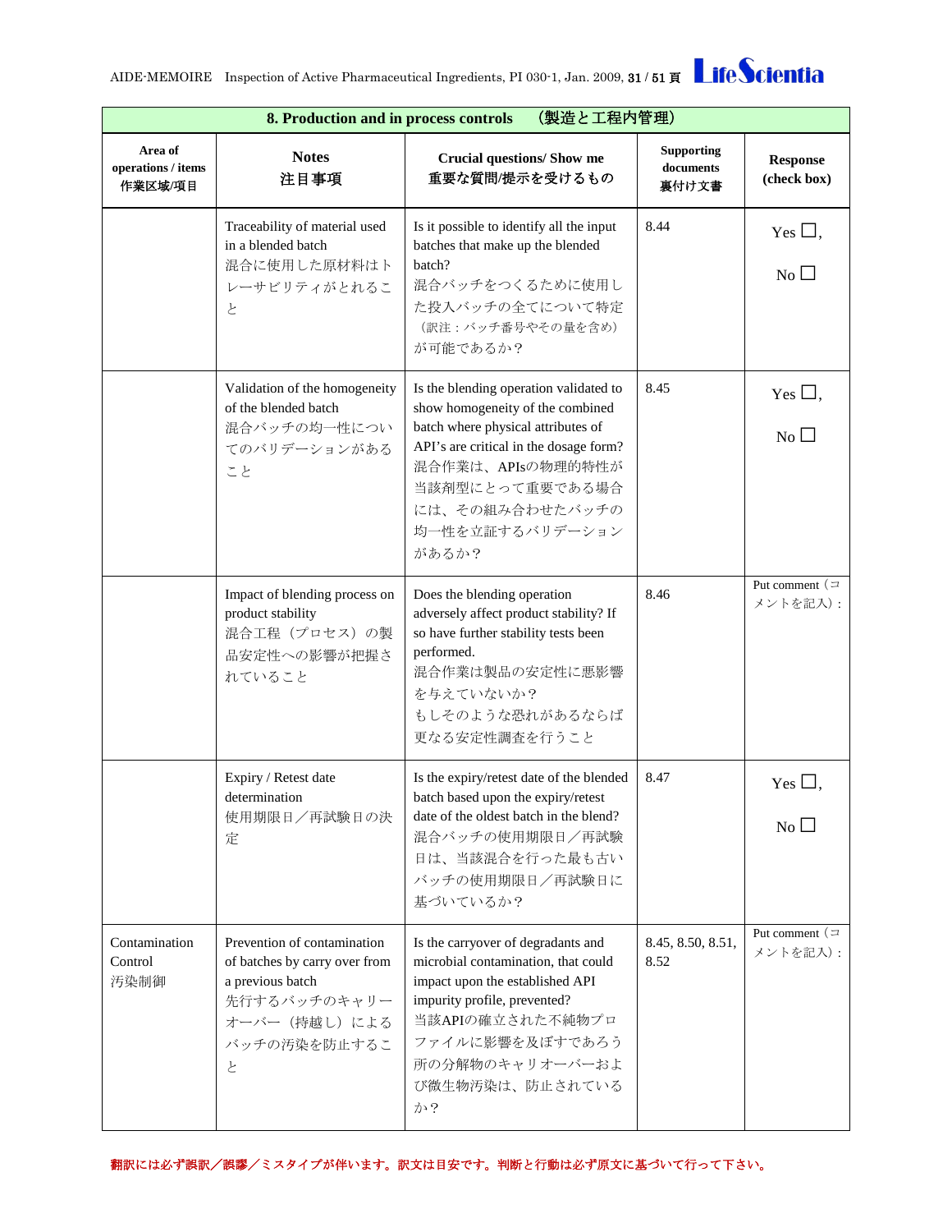| 8. Production and in process controls　（製造と工程内管理） | | | | |
|---|---|---|---|---|
| **Area of operations / items 作業区域/項目** | **Notes 注目事項** | **Crucial questions/ Show me 重要な質問/提示を受けるもの** | **Supporting documents 裏付け文書** | **Response (check box)** |
| | Traceability of material used in a blended batch 混合に使用した原材料はトレーサビリティがとれること | Is it possible to identify all the input batches that make up the blended batch? 混合バッチをつくるために使用した投入バッチの全てについて特定（訳注：バッチ番号やその量を含め）が可能であるか？ | 8.44 | Yes ☐, No ☐ |
| | Validation of the homogeneity of the blended batch 混合バッチの均一性についてのバリデーションがあること | Is the blending operation validated to show homogeneity of the combined batch where physical attributes of API's are critical in the dosage form? 混合作業は、APIsの物理的特性が当該剤型にとって重要である場合には、その組み合わせたバッチの均一性を立証するバリデーションがあるか？ | 8.45 | Yes ☐, No ☐ |
| | Impact of blending process on product stability 混合工程（プロセス）の製品安定性への影響が把握されていること | Does the blending operation adversely affect product stability? If so have further stability tests been performed. 混合作業は製品の安定性に悪影響を与えていないか？ もしそのような恐れがあるならば更なる安定性調査を行うこと | 8.46 | Put comment（コメントを記入）: |
| | Expiry / Retest date determination 使用期限日／再試験日の決定 | Is the expiry/retest date of the blended batch based upon the expiry/retest date of the oldest batch in the blend? 混合バッチの使用期限日／再試験日は、当該混合を行った最も古いバッチの使用期限日／再試験日に基づいているか？ | 8.47 | Yes ☐, No ☐ |
| Contamination Control 汚染制御 | Prevention of contamination of batches by carry over from a previous batch 先行するバッチのキャリーオーバー（持越し）によるバッチの汚染を防止すること | Is the carryover of degradants and microbial contamination, that could impact upon the established API impurity profile, prevented? 当該APIの確立された不純物プロファイルに影響を及ぼすであろう所の分解物のキャリオーバーおよび微生物汚染は、防止されているか？ | 8.45, 8.50, 8.51, 8.52 | Put comment（コメントを記入）: |

翻訳には必ず誤訳／誤謬／ミスタイプが伴います。訳文は目安です。判断と行動は必ず原文に基づいて行って下さい。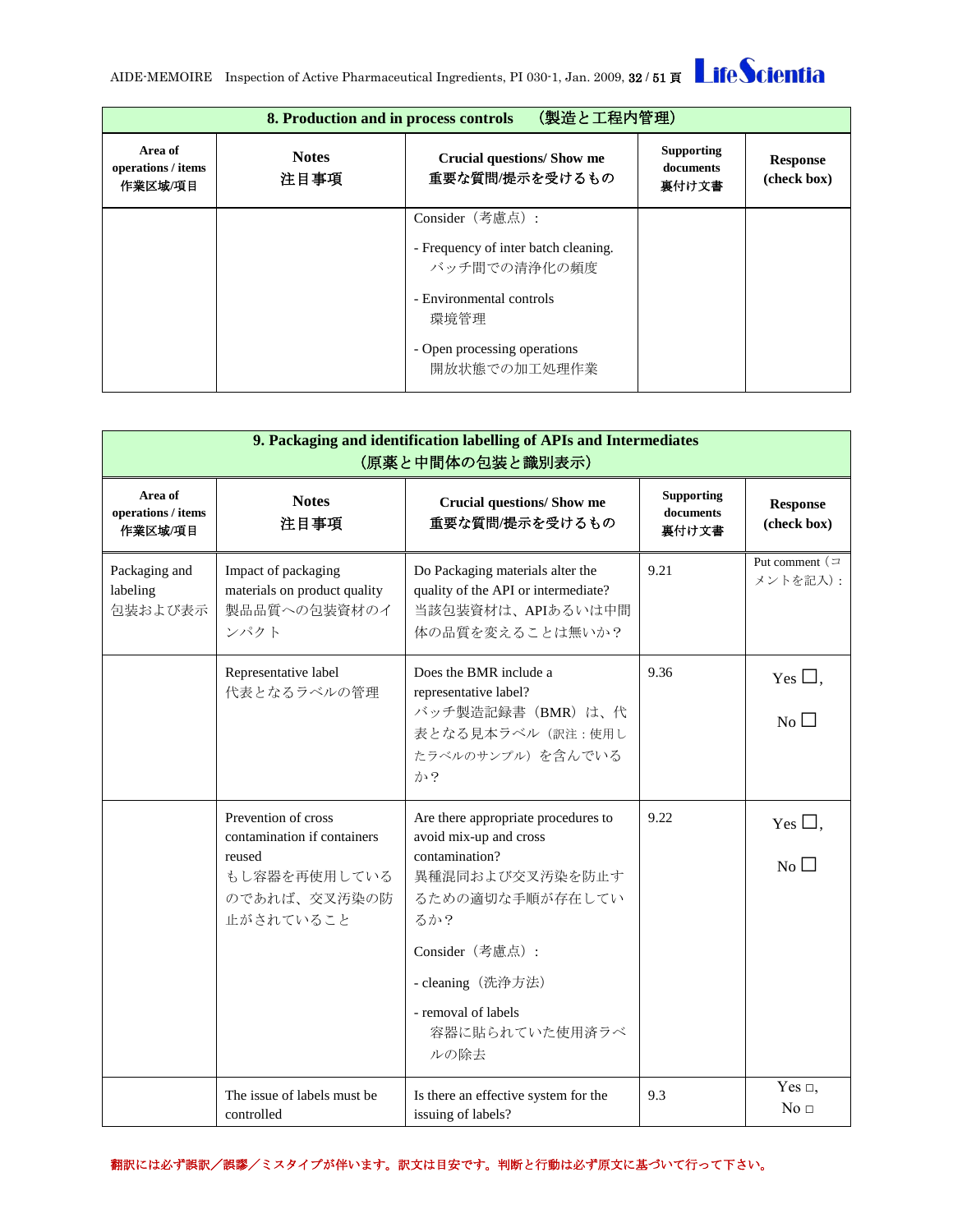| 8. Production and in process controls　（製造と工程内管理） | | | | |
|---|---|---|---|---|
| **Area of operations / items**<br>**作業区域/項目** | **Notes**<br>**注目事項** | **Crucial questions/ Show me**<br>**重要な質問/提示を受けるもの** | **Supporting documents**<br>**裏付け文書** | **Response (check box)** |
| | | Consider（考慮点）:<br>- Frequency of inter batch cleaning.<br>バッチ間での清浄化の頻度<br>- Environmental controls<br>環境管理<br>- Open processing operations<br>開放状態での加工処理作業 | | |

| 9. Packaging and identification labelling of APIs and Intermediates（原薬と中間体の包装と識別表示） | | | | |
|---|---|---|---|---|
| **Area of operations / items**<br>**作業区域/項目** | **Notes**<br>**注目事項** | **Crucial questions/ Show me**<br>**重要な質問/提示を受けるもの** | **Supporting documents**<br>**裏付け文書** | **Response (check box)** |
| Packaging and labeling<br>包装および表示 | Impact of packaging materials on product quality<br>製品品質への包装資材のインパクト | Do Packaging materials alter the quality of the API or intermediate?<br>当該包装資材は、APIあるいは中間体の品質を変えることは無いか？ | 9.21 | Put comment（コメントを記入）: |
| | Representative label<br>代表となるラベルの管理 | Does the BMR include a representative label?<br>バッチ製造記録書（BMR）は、代表となる見本ラベル（訳注：使用したラベルのサンプル）を含んでいるか？ | 9.36 | Yes ☐,<br>No ☐ |
| | Prevention of cross contamination if containers reused<br>もし容器を再使用しているのであれば、交叉汚染の防止がされていること | Are there appropriate procedures to avoid mix-up and cross contamination?<br>異種混同および交叉汚染を防止するための適切な手順が存在しているか？<br>Consider（考慮点）:<br>- cleaning（洗浄方法）<br>- removal of labels<br>容器に貼られていた使用済ラベルの除去 | 9.22 | Yes ☐,<br>No ☐ |
| | The issue of labels must be controlled | Is there an effective system for the issuing of labels? | 9.3 | Yes □,<br>No □ |

翻訳には必ず誤訳／誤謬／ミスタイプが伴います。訳文は目安です。判断と行動は必ず原文に基づいて行って下さい。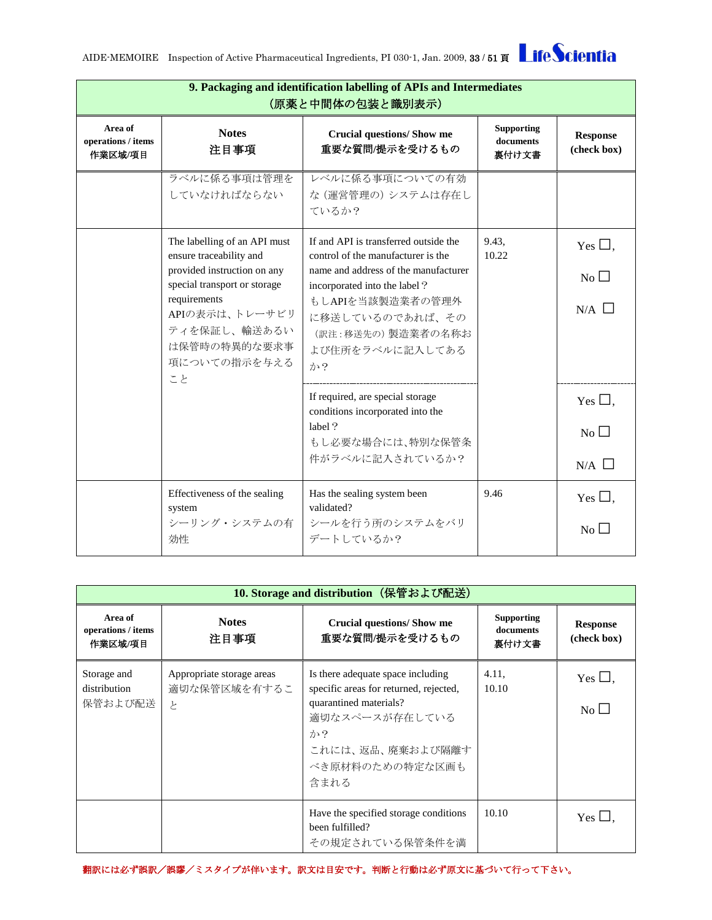| 9. Packaging and identification labelling of APIs and Intermediates（原薬と中間体の包装と識別表示） | | | | |
|---|---|---|---|---|
| **Area of operations / items 作業区域/項目** | **Notes 注目事項** | **Crucial questions/ Show me 重要な質問/提示を受けるもの** | **Supporting documents 裏付け文書** | **Response (check box)** |
| | ラベルに係る事項は管理をしていなければならない | レベルに係る事項についての有効な（運営管理の）システムは存在しているか？ | | |
| | The labelling of an API must ensure traceability and provided instruction on any special transport or storage requirements APIの表示は、トレーサビリティを保証し、輸送あるいは保管時の特異的な要求事項についての指示を与えること | If and API is transferred outside the control of the manufacturer is the name and address of the manufacturer incorporated into the label？ もしAPIを当該製造業者の管理外に移送しているのであれば、その（訳注：移送先の）製造業者の名称および住所をラベルに記入してあるか？ | 9.43, 10.22 | Yes ☐, No ☐ N/A ☐ |
| | | If required, are special storage conditions incorporated into the label？ もし必要な場合には､特別な保管条件がラベルに記入されているか？ | | Yes ☐, No ☐ N/A ☐ |
| | Effectiveness of the sealing system シーリング・システムの有効性 | Has the sealing system been validated? シールを行う所のシステムをバリデートしているか？ | 9.46 | Yes ☐, No ☐ |

| 10. Storage and distribution（保管および配送） | | | | |
|---|---|---|---|---|
| **Area of operations / items 作業区域/項目** | **Notes 注目事項** | **Crucial questions/ Show me 重要な質問/提示を受けるもの** | **Supporting documents 裏付け文書** | **Response (check box)** |
| Storage and distribution 保管および配送 | Appropriate storage areas 適切な保管区域を有すること | Is there adequate space including specific areas for returned, rejected, quarantined materials? 適切なスペースが存在しているか？ これには、返品、廃棄および隔離すべき原材料のための特定な区画も含まれる | 4.11, 10.10 | Yes ☐, No ☐ |
| | | Have the specified storage conditions been fulfilled? その規定されている保管条件を満 | 10.10 | Yes ☐, |

翻訳には必ず誤訳／誤謬／ミスタイプが伴います。訳文は目安です。判断と行動は必ず原文に基づいて行って下さい。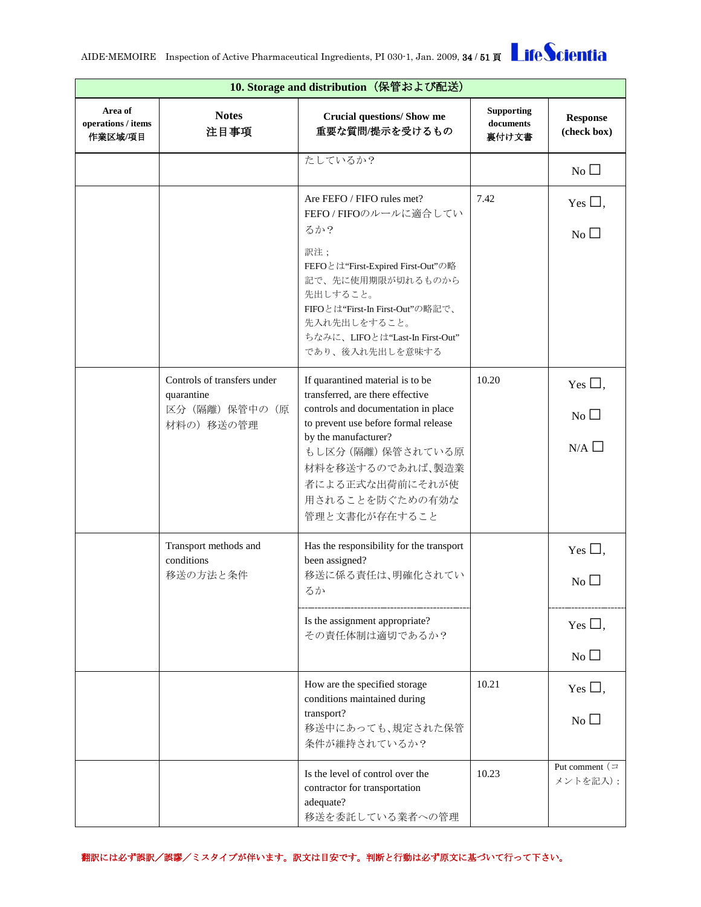| 10. Storage and distribution（保管および配送） | | | | |
|---|---|---|---|---|
| Area of operations / items 作業区域/項目 | Notes 注目事項 | Crucial questions/ Show me 重要な質問/提示を受けるもの | Supporting documents 裏付け文書 | Response (check box) |
| | | たしているか？ | | No ☐ |
| | | Are FEFO / FIFO rules met? FEFO / FIFOのルールに適合しているか？ 訳注；FEFOとは“First-Expired First-Out”の略記で、先に使用期限が切れるものから先出しすること。FIFOとは“First-In First-Out”の略記で、先入れ先出しをすること。ちなみに、LIFOとは“Last-In First-Out”であり、後入れ先出しを意味する | 7.42 | Yes ☐, No ☐ |
| | Controls of transfers under quarantine 区分（隔離）保管中の（原材料の）移送の管理 | If quarantined material is to be transferred, are there effective controls and documentation in place to prevent use before formal release by the manufacturer? もし区分（隔離）保管されている原材料を移送するのであれば、製造業者による正式な出荷前にそれが使用されることを防ぐための有効な管理と文書化が存在すること | 10.20 | Yes ☐, No ☐ N/A ☐ |
| | Transport methods and conditions 移送の方法と条件 | Has the responsibility for the transport been assigned? 移送に係る責任は、明確化されているか | | Yes ☐, No ☐ |
| | | Is the assignment appropriate? その責任体制は適切であるか？ | | Yes ☐, No ☐ |
| | | How are the specified storage conditions maintained during transport? 移送中にあっても、規定された保管条件が維持されているか？ | 10.21 | Yes ☐, No ☐ |
| | | Is the level of control over the contractor for transportation adequate? 移送を委託している業者への管理 | 10.23 | Put comment（コメントを記入）: |

翻訳には必ず誤訳／誤謬／ミスタイプが伴います。訳文は目安です。判断と行動は必ず原文に基づいて行って下さい。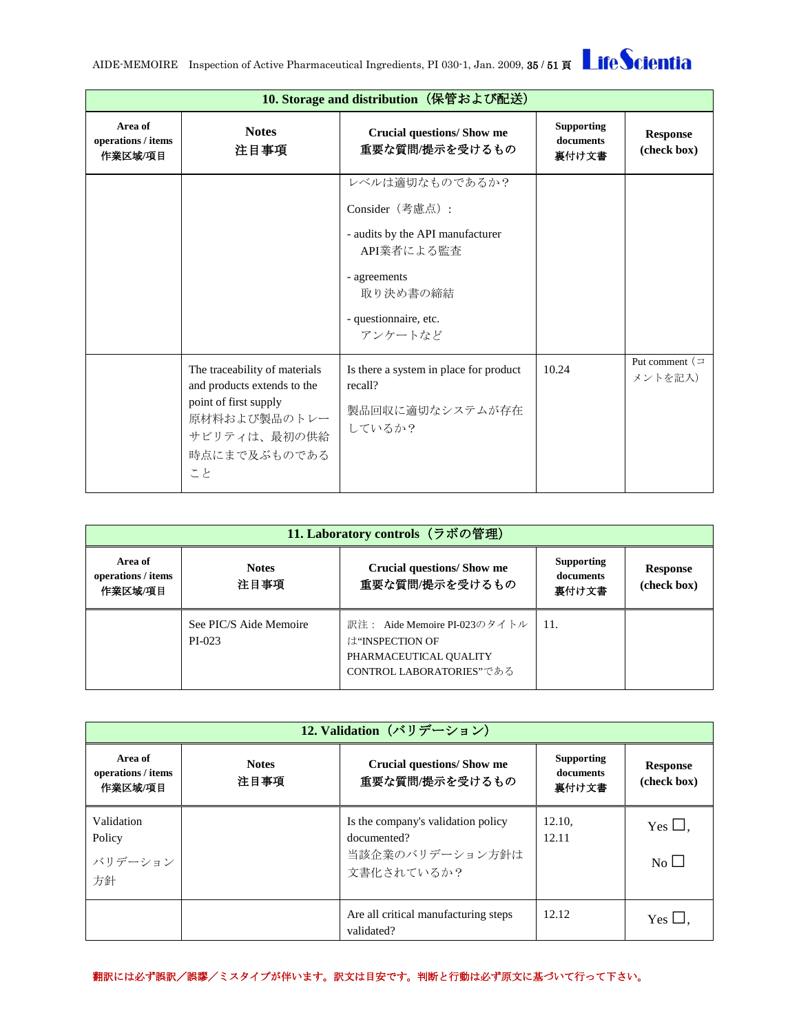| 10. Storage and distribution（保管および配送） | | | | |
|---|---|---|---|---|
| **Area of operations / items 作業区域/項目** | **Notes 注目事項** | **Crucial questions/ Show me 重要な質問/提示を受けるもの** | **Supporting documents 裏付け文書** | **Response (check box)** |
| | | レベルは適切なものであるか？<br>Consider（考慮点）：<br>- audits by the API manufacturer<br>API業者による監査<br>- agreements<br>取り決め書の締結<br>- questionnaire, etc.<br>アンケートなど | | |
| | The traceability of materials and products extends to the point of first supply<br>原材料および製品のトレーサビリティは、最初の供給時点にまで及ぶものであること | Is there a system in place for product recall?<br>製品回収に適切なシステムが存在しているか？ | 10.24 | Put comment（コメントを記入） |

| 11. Laboratory controls（ラボの管理） | | | | |
|---|---|---|---|---|
| **Area of operations / items 作業区域/項目** | **Notes 注目事項** | **Crucial questions/ Show me 重要な質問/提示を受けるもの** | **Supporting documents 裏付け文書** | **Response (check box)** |
| | See PIC/S Aide Memoire PI-023 | 訳注： Aide Memoire PI-023のタイトルは"INSPECTION OF PHARMACEUTICAL QUALITY CONTROL LABORATORIES"である | 11. | |

| 12. Validation（バリデーション） | | | | |
|---|---|---|---|---|
| **Area of operations / items 作業区域/項目** | **Notes 注目事項** | **Crucial questions/ Show me 重要な質問/提示を受けるもの** | **Supporting documents 裏付け文書** | **Response (check box)** |
| Validation Policy<br>バリデーション方針 | | Is the company's validation policy documented?<br>当該企業のバリデーション方針は文書化されているか？ | 12.10, 12.11 | Yes ☐,<br>No ☐ |
| | | Are all critical manufacturing steps validated? | 12.12 | Yes ☐, |

翻訳には必ず誤訳／誤謬／ミスタイプが伴います。訳文は目安です。判断と行動は必ず原文に基づいて行って下さい。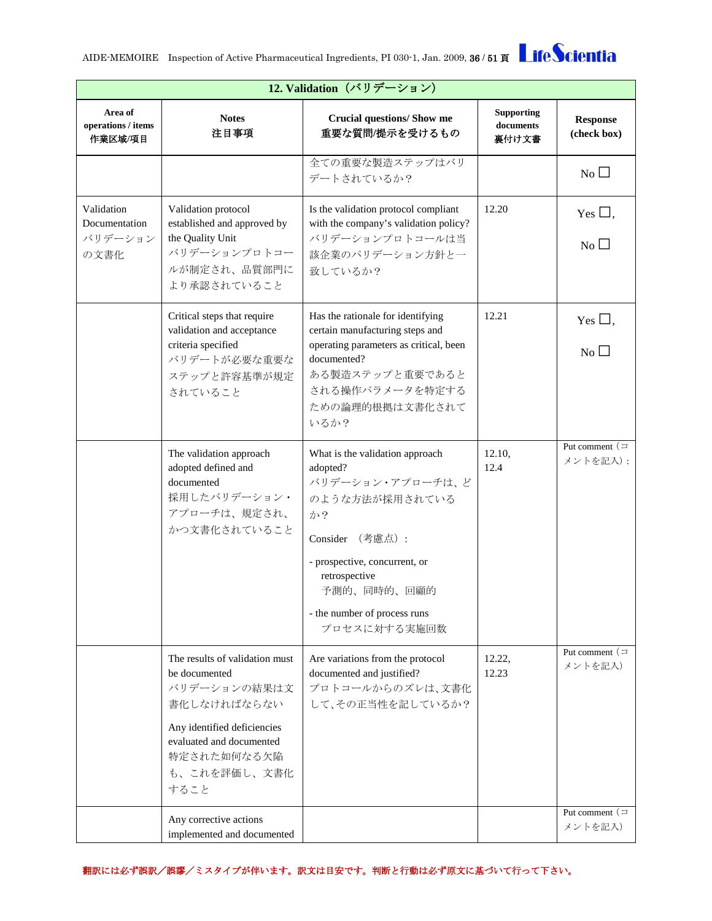| 12. Validation（バリデーション） | | | | |
|---|---|---|---|---|
| **Area of operations / items 作業区域/項目** | **Notes 注目事項** | **Crucial questions/ Show me 重要な質問/提示を受けるもの** | **Supporting documents 裏付け文書** | **Response (check box)** |
| | | 全ての重要な製造ステップはバリデートされているか？ | | No ☐ |
| Validation Documentation バリデーションの文書化 | Validation protocol established and approved by the Quality Unit バリデーションプロトコールが制定され、品質部門により承認されていること | Is the validation protocol compliant with the company's validation policy? バリデーションプロトコールは当該企業のバリデーション方針と一致しているか？ | 12.20 | Yes ☐, No ☐ |
| | Critical steps that require validation and acceptance criteria specified バリデートが必要な重要なステップと許容基準が規定されていること | Has the rationale for identifying certain manufacturing steps and operating parameters as critical, been documented? ある製造ステップと重要であるとされる操作パラメータを特定するための論理的根拠は文書化されているか？ | 12.21 | Yes ☐, No ☐ |
| | The validation approach adopted defined and documented 採用したバリデーション・アプローチは、規定され、かつ文書化されていること | What is the validation approach adopted? バリデーション・アプローチは、どのような方法が採用されているか？<br><br>Consider （考慮点）:<br>- prospective, concurrent, or retrospective 予測的、同時的、回顧的<br>- the number of process runs プロセスに対する実施回数 | 12.10, 12.4 | Put comment（コメントを記入）: |
| | The results of validation must be documented バリデーションの結果は文書化しなければならない<br><br>Any identified deficiencies evaluated and documented 特定された如何なる欠陥も、これを評価し、文書化すること | Are variations from the protocol documented and justified? プロトコールからのズレは､文書化して､その正当性を記しているか？ | 12.22, 12.23 | Put comment（コメントを記入） |
| | Any corrective actions implemented and documented | | | Put comment（コメントを記入） |

翻訳には必ず誤訳／誤謬／ミスタイプが伴います。訳文は目安です。判断と行動は必ず原文に基づいて行って下さい。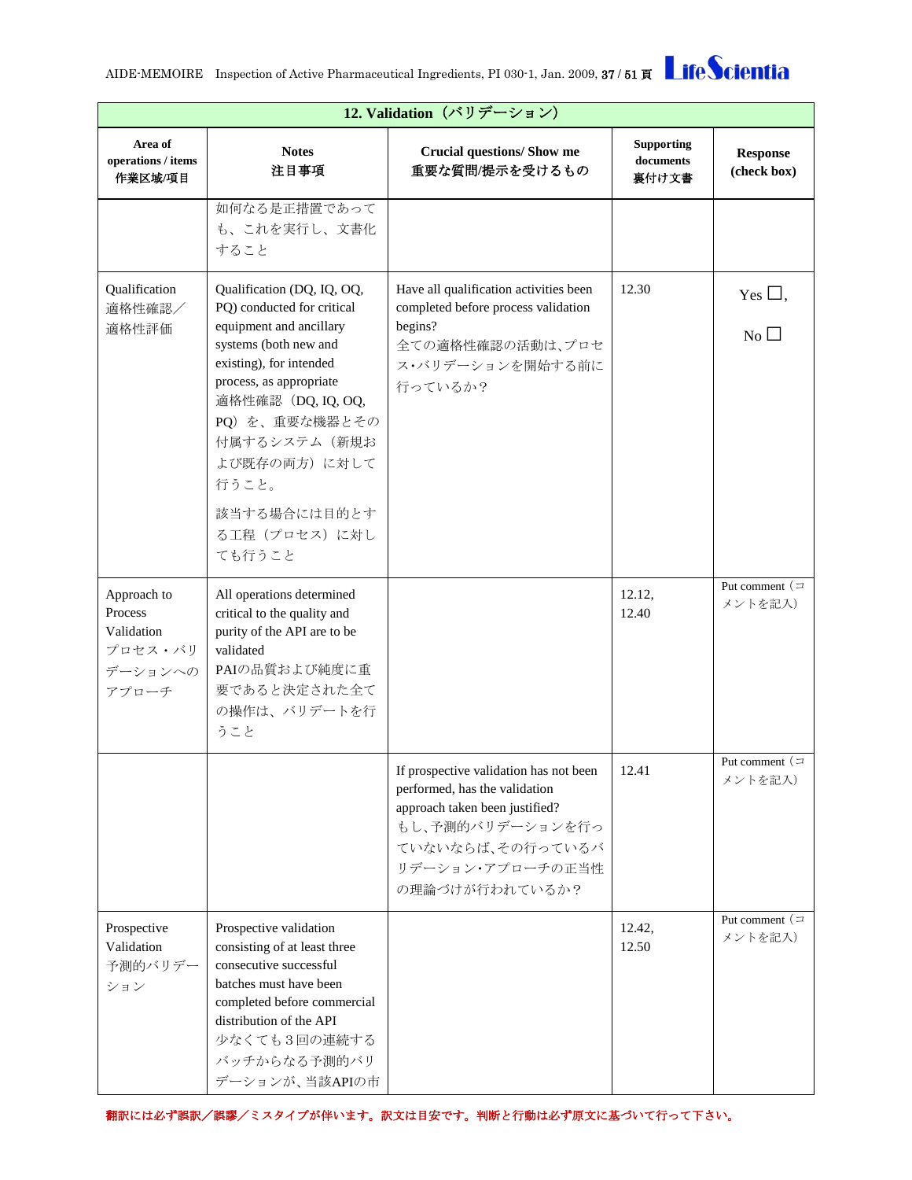| 12. Validation（バリデーション） | | | | |
|---|---|---|---|---|
| **Area of operations / items 作業区域/項目** | **Notes 注目事項** | **Crucial questions/ Show me 重要な質問/提示を受けるもの** | **Supporting documents 裏付け文書** | **Response (check box)** |
| | 如何なる是正措置であっても、これを実行し、文書化すること | | | |
| Qualification 適格性確認／適格性評価 | Qualification (DQ, IQ, OQ, PQ) conducted for critical equipment and ancillary systems (both new and existing), for intended process, as appropriate 適格性確認（DQ, IQ, OQ, PQ）を、重要な機器とその付属するシステム（新規および既存の両方）に対して行うこと。 該当する場合には目的とする工程（プロセス）に対しても行うこと | Have all qualification activities been completed before process validation begins? 全ての適格性確認の活動は､プロセス･バリデーションを開始する前に行っているか？ | 12.30 | Yes ☐, No ☐ |
| Approach to Process Validation プロセス・バリデーションへのアプローチ | All operations determined critical to the quality and purity of the API are to be validated PAIの品質および純度に重要であると決定された全ての操作は、バリデートを行うこと | | 12.12, 12.40 | Put comment（コメントを記入） |
| | | If prospective validation has not been performed, has the validation approach taken been justified? もし､予測的バリデーションを行っていないならば､その行っているバリデーション･アプローチの正当性の理論づけが行われているか？ | 12.41 | Put comment（コメントを記入） |
| Prospective Validation 予測的バリデーション | Prospective validation consisting of at least three consecutive successful batches must have been completed before commercial distribution of the API 少なくても３回の連続するバッチからなる予測的バリデーションが、当該APIの市 | | 12.42, 12.50 | Put comment（コメントを記入） |

翻訳には必ず誤訳／誤謬／ミスタイプが伴います。訳文は目安です。判断と行動は必ず原文に基づいて行って下さい。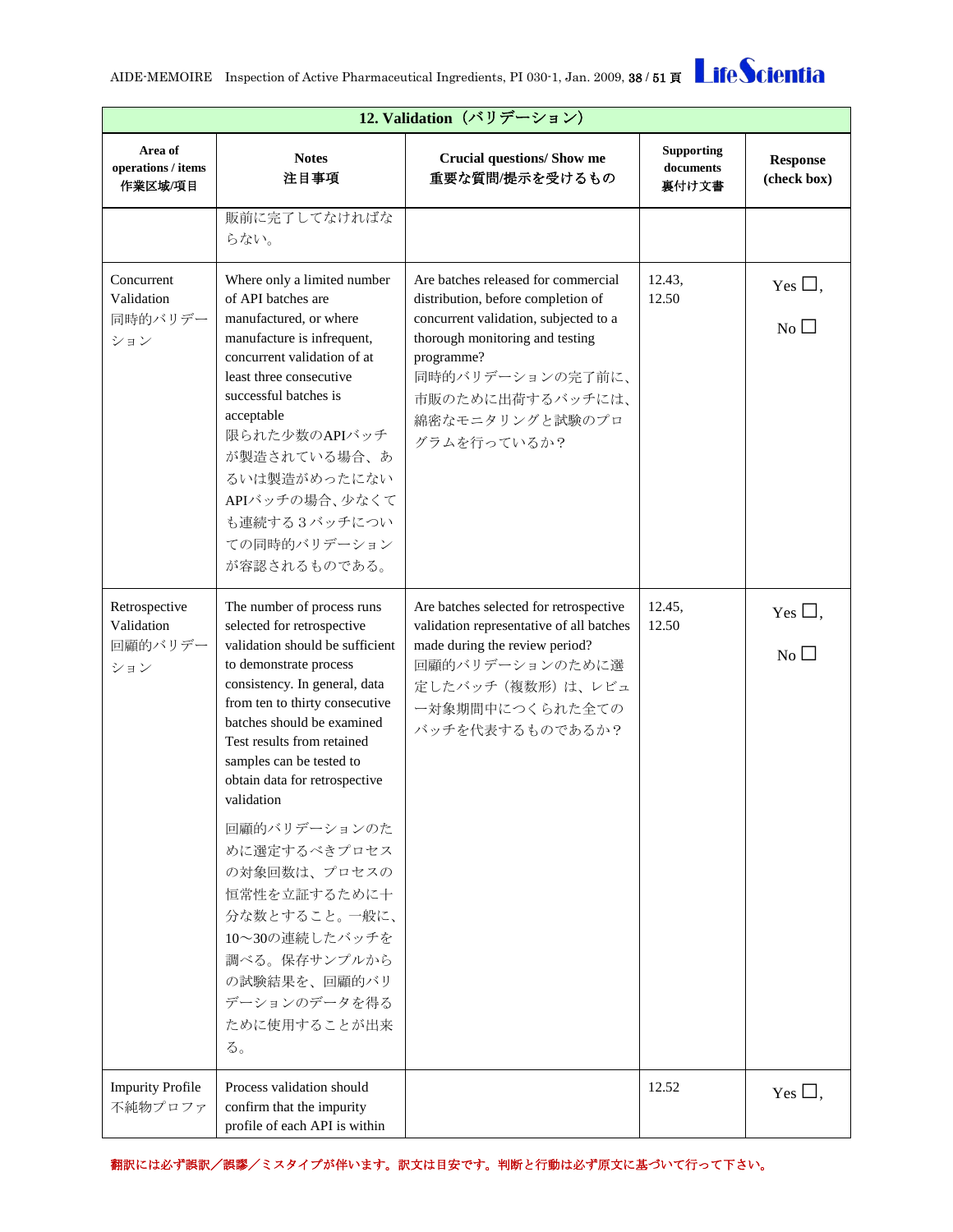| 12. Validation（バリデーション） | | | | |
|---|---|---|---|---|
| **Area of operations / items 作業区域/項目** | **Notes 注目事項** | **Crucial questions/ Show me 重要な質問/提示を受けるもの** | **Supporting documents 裏付け文書** | **Response (check box)** |
| | 販前に完了してなければならない。 | | | |
| Concurrent Validation 同時的バリデーション | Where only a limited number of API batches are manufactured, or where manufacture is infrequent, concurrent validation of at least three consecutive successful batches is acceptable 限られた少数のAPIバッチが製造されている場合、あるいは製造がめったにないAPIバッチの場合、少なくても連続する３バッチについての同時的バリデーションが容認されるものである。 | Are batches released for commercial distribution, before completion of concurrent validation, subjected to a thorough monitoring and testing programme? 同時的バリデーションの完了前に、市販のために出荷するバッチには、綿密なモニタリングと試験のプログラムを行っているか？ | 12.43, 12.50 | Yes ☐, No ☐ |
| Retrospective Validation 回顧的バリデーション | The number of process runs selected for retrospective validation should be sufficient to demonstrate process consistency. In general, data from ten to thirty consecutive batches should be examined Test results from retained samples can be tested to obtain data for retrospective validation 回顧的バリデーションのために選定するべきプロセスの対象回数は、プロセスの恒常性を立証するために十分な数とすること。一般に、10～30の連続したバッチを調べる。保存サンプルからの試験結果を、回顧的バリデーションのデータを得るために使用することが出来る。 | Are batches selected for retrospective validation representative of all batches made during the review period? 回顧的バリデーションのために選定したバッチ（複数形）は、レビュー対象期間中につくられた全てのバッチを代表するものであるか？ | 12.45, 12.50 | Yes ☐, No ☐ |
| Impurity Profile 不純物プロファ | Process validation should confirm that the impurity profile of each API is within | | 12.52 | Yes ☐, |

翻訳には必ず誤訳／誤謬／ミスタイプが伴います。訳文は目安です。判断と行動は必ず原文に基づいて行って下さい。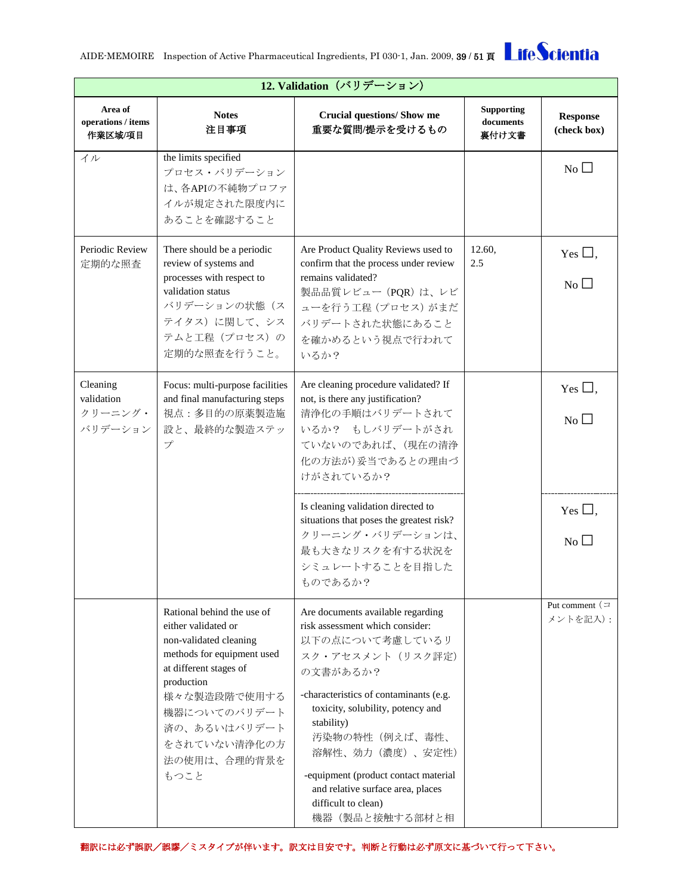| 12. Validation（バリデーション） | | | | |
|---|---|---|---|---|
| **Area of operations / items 作業区域/項目** | **Notes 注目事項** | **Crucial questions/ Show me 重要な質問/提示を受けるもの** | **Supporting documents 裏付け文書** | **Response (check box)** |
| イル | the limits specified プロセス・バリデーションは、各APIの不純物プロファイルが規定された限度内にあることを確認すること | | | No ☐ |
| Periodic Review 定期的な照査 | There should be a periodic review of systems and processes with respect to validation status バリデーションの状態（ステイタス）に関して、システムと工程（プロセス）の定期的な照査を行うこと。 | Are Product Quality Reviews used to confirm that the process under review remains validated? 製品品質レビュー（PQR）は、レビューを行う工程（プロセス）がまだバリデートされた状態にあることを確かめるという視点で行われているか？ | 12.60, 2.5 | Yes ☐, No ☐ |
| Cleaning validation クリーニング・バリデーション | Focus: multi-purpose facilities and final manufacturing steps 視点：多目的の原薬製造施設と、最終的な製造ステップ | Are cleaning procedure validated? If not, is there any justification? 清浄化の手順はバリデートされているか？　もしバリデートがされていないのであれば、(現在の清浄化の方法が)妥当であるとの理由づけがされているか？ | | Yes ☐, No ☐ |
| | | Is cleaning validation directed to situations that poses the greatest risk? クリーニング・バリデーションは、最も大きなリスクを有する状況をシミュレートすることを目指したものであるか？ | | Yes ☐, No ☐ |
| | Rational behind the use of either validated or non-validated cleaning methods for equipment used at different stages of production 様々な製造段階で使用する機器についてのバリデート済の、あるいはバリデートをされていない清浄化の方法の使用は、合理的背景をもつこと | Are documents available regarding risk assessment which consider: 以下の点について考慮しているリスク・アセスメント（リスク評定）の文書があるか？<br>-characteristics of contaminants (e.g. toxicity, solubility, potency and stability) 汚染物の特性（例えば、毒性、溶解性、効力（濃度）、安定性）<br>-equipment (product contact material and relative surface area, places difficult to clean) 機器（製品と接触する部材と相 | | Put comment（コメントを記入）: |

翻訳には必ず誤訳／誤謬／ミスタイプが伴います。訳文は目安です。判断と行動は必ず原文に基づいて行って下さい。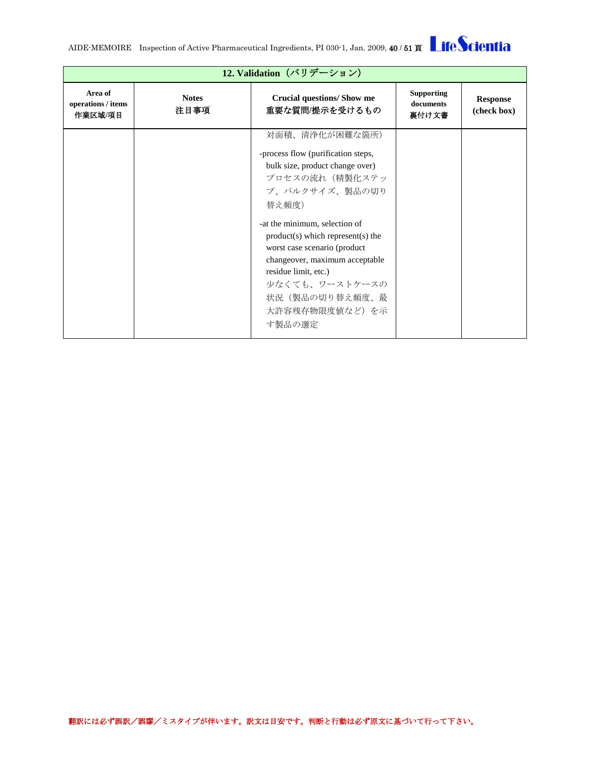| 12. Validation（バリデーション） | | | | |
|---|---|---|---|---|
| Area of operations / items<br>作業区域/項目 | Notes<br>注目事項 | Crucial questions/ Show me<br>重要な質問/提示を受けるもの | Supporting documents<br>裏付け文書 | Response (check box) |
| | | 対面積、清浄化が困難な箇所）<br><br>-process flow (purification steps, bulk size, product change over)<br>プロセスの流れ（精製化ステップ、バルクサイズ、製品の切り替え頻度）<br><br>-at the minimum, selection of product(s) which represent(s) the worst case scenario (product changeover, maximum acceptable residue limit, etc.)<br>少なくても、ワーストケースの状況（製品の切り替え頻度、最大許容残存物限度値など）を示す製品の選定 | | |

翻訳には必ず誤訳／誤謬／ミスタイプが伴います。訳文は目安です。判断と行動は必ず原文に基づいて行って下さい。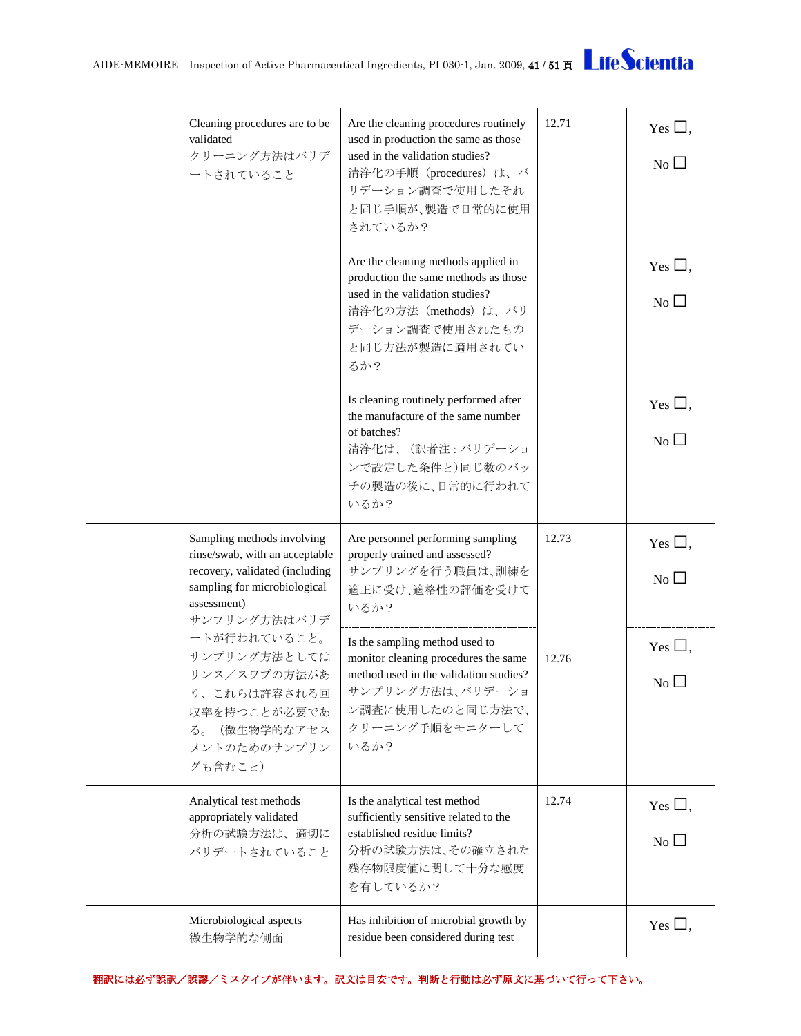| | | | | |
|---|---|---|---|---|
| | Cleaning procedures are to be validated<br>クリーニング方法はバリデートされていること | Are the cleaning procedures routinely used in production the same as those used in the validation studies?<br>清浄化の手順（procedures）は、バリデーション調査で使用したそれと同じ手順が、製造で日常的に使用されているか？ | 12.71 | Yes ☐,<br>No ☐ |
| | | Are the cleaning methods applied in production the same methods as those used in the validation studies?<br>清浄化の方法（methods）は、バリデーション調査で使用されたものと同じ方法が製造に適用されているか？ | | Yes ☐,<br>No ☐ |
| | | Is cleaning routinely performed after the manufacture of the same number of batches?<br>清浄化は、（訳者注：バリデーションで設定した条件と）同じ数のバッチの製造の後に、日常的に行われているか？ | | Yes ☐,<br>No ☐ |
| | Sampling methods involving rinse/swab, with an acceptable recovery, validated (including sampling for microbiological assessment)<br>サンプリング方法はバリデートが行われていること。サンプリング方法としてはリンス／スワブの方法があり、これらは許容される回収率を持つことが必要である。（微生物学的なアセスメントのためのサンプリングも含むこと） | Are personnel performing sampling properly trained and assessed?<br>サンプリングを行う職員は、訓練を適正に受け、適格性の評価を受けているか？ | 12.73 | Yes ☐,<br>No ☐ |
| | | Is the sampling method used to monitor cleaning procedures the same method used in the validation studies?<br>サンプリング方法は、バリデーション調査に使用したのと同じ方法で、クリーニング手順をモニターしているか？ | 12.76 | Yes ☐,<br>No ☐ |
| | Analytical test methods appropriately validated<br>分析の試験方法は、適切にバリデートされていること | Is the analytical test method sufficiently sensitive related to the established residue limits?<br>分析の試験方法は、その確立された残存物限度値に関して十分な感度を有しているか？ | 12.74 | Yes ☐,<br>No ☐ |
| | Microbiological aspects<br>微生物学的な側面 | Has inhibition of microbial growth by residue been considered during test | | Yes ☐, |

翻訳には必ず誤訳／誤謬／ミスタイプが伴います。訳文は目安です。判断と行動は必ず原文に基づいて行って下さい。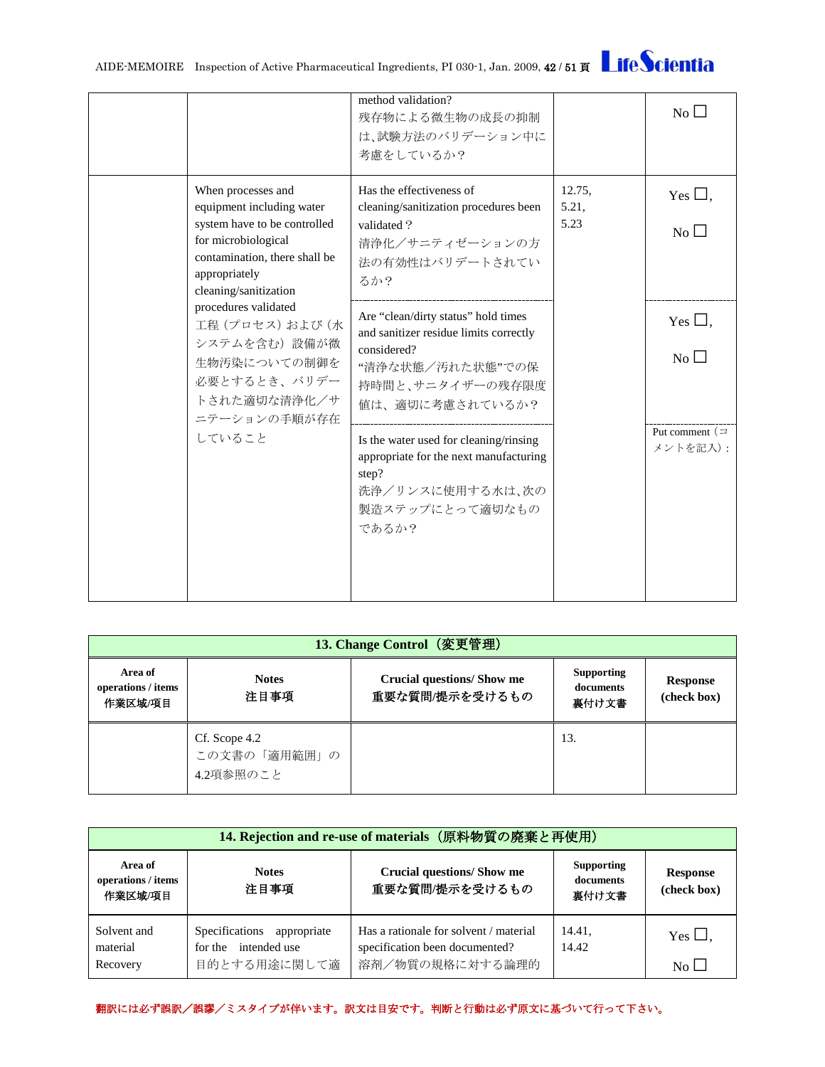| | | method validation?<br>残存物による微生物の成長の抑制は、試験方法のバリデーション中に考慮をしているか？ | | No ☐ |
|---|---|---|---|---|
| | When processes and equipment including water system have to be controlled for microbiological contamination, there shall be appropriately cleaning/sanitization procedures validated<br>工程（プロセス）および（水システムを含む）設備が微生物汚染についての制御を必要とするとき、バリデートされた適切な清浄化／サニテーションの手順が存在していること | Has the effectiveness of cleaning/sanitization procedures been validated？<br>清浄化／サニティゼーションの方法の有効性はバリデートされているか？ | 12.75,<br>5.21,<br>5.23 | Yes ☐,<br>No ☐ |
| | | Are "clean/dirty status" hold times and sanitizer residue limits correctly considered?<br>"清浄な状態／汚れた状態"での保持時間と、サニタイザーの残存限度値は、適切に考慮されているか？ | | Yes ☐,<br>No ☐ |
| | | Is the water used for cleaning/rinsing appropriate for the next manufacturing step?<br>洗浄／リンスに使用する水は、次の製造ステップにとって適切なものであるか？ | | Put comment（コメントを記入）: |

| 13. Change Control（変更管理） | | | | |
|---|---|---|---|---|
| **Area of operations / items<br>作業区域/項目** | **Notes<br>注目事項** | **Crucial questions/ Show me<br>重要な質問/提示を受けるもの** | **Supporting documents<br>裏付け文書** | **Response (check box)** |
| | Cf. Scope 4.2<br>この文書の「適用範囲」の4.2項参照のこと | | 13. | |

| 14. Rejection and re-use of materials（原料物質の廃棄と再使用） | | | | |
|---|---|---|---|---|
| **Area of operations / items<br>作業区域/項目** | **Notes<br>注目事項** | **Crucial questions/ Show me<br>重要な質問/提示を受けるもの** | **Supporting documents<br>裏付け文書** | **Response (check box)** |
| Solvent and material Recovery | Specifications appropriate for the intended use<br>目的とする用途に関して適 | Has a rationale for solvent / material specification been documented?<br>溶剤／物質の規格に対する論理的 | 14.41,<br>14.42 | Yes ☐,<br>No ☐ |

翻訳には必ず誤訳／誤謬／ミスタイプが伴います。訳文は目安です。判断と行動は必ず原文に基づいて行って下さい。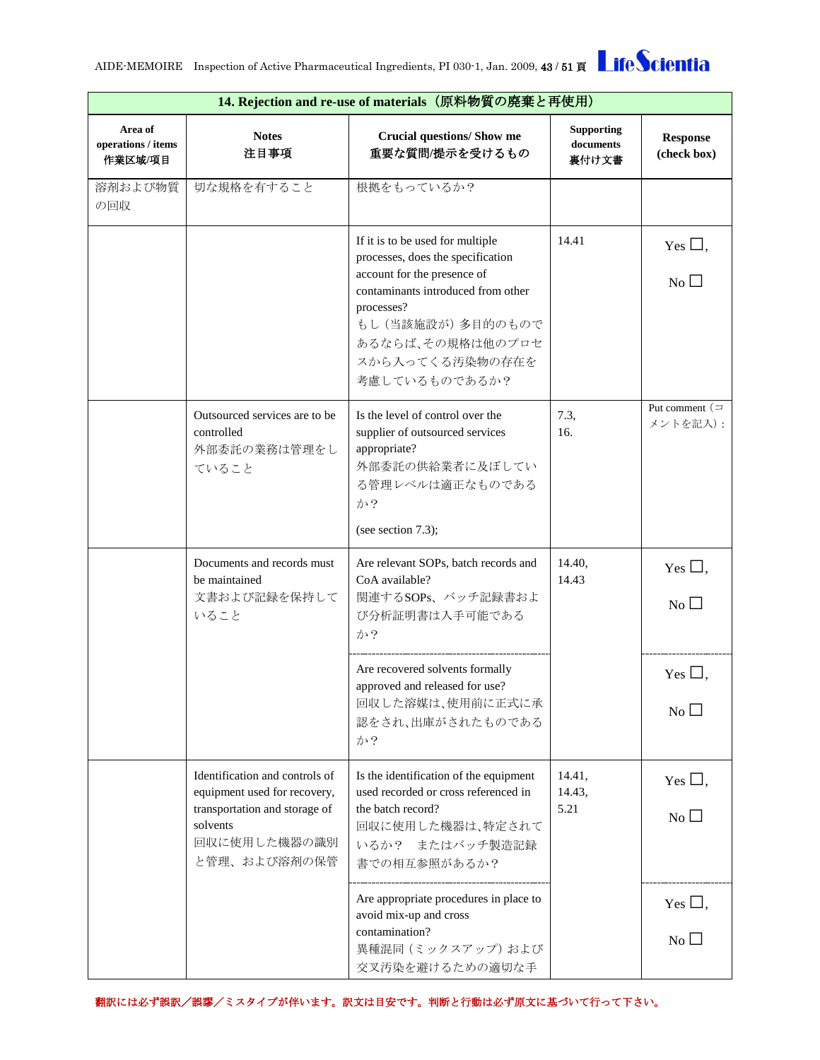| 14. Rejection and re-use of materials（原料物質の廃棄と再使用） | | | | |
|---|---|---|---|---|
| Area of operations / items<br>作業区域/項目 | Notes<br>注目事項 | Crucial questions/ Show me<br>重要な質問/提示を受けるもの | Supporting documents<br>裏付け文書 | Response (check box) |
| 溶剤および物質の回収 | 切な規格を有すること | 根拠をもっているか？ | | |
| | | If it is to be used for multiple processes, does the specification account for the presence of contaminants introduced from other processes?<br>もし（当該施設が）多目的のものであるならば､その規格は他のプロセスから入ってくる汚染物の存在を考慮しているものであるか？ | 14.41 | Yes ☐,<br>No ☐ |
| | Outsourced services are to be controlled<br>外部委託の業務は管理をしていること | Is the level of control over the supplier of outsourced services appropriate?<br>外部委託の供給業者に及ぼしている管理レベルは適正なものであるか？<br>(see section 7.3); | 7.3,<br>16. | Put comment（コメントを記入）: |
| | Documents and records must be maintained<br>文書および記録を保持していること | Are relevant SOPs, batch records and CoA available?<br>関連するSOPs、バッチ記録書および分析証明書は入手可能であるか？ | 14.40,<br>14.43 | Yes ☐,<br>No ☐ |
| | | Are recovered solvents formally approved and released for use?<br>回収した溶媒は､使用前に正式に承認をされ､出庫がされたものであるか？ | | Yes ☐,<br>No ☐ |
| | Identification and controls of equipment used for recovery, transportation and storage of solvents<br>回収に使用した機器の識別と管理、および溶剤の保管 | Is the identification of the equipment used recorded or cross referenced in the batch record?<br>回収に使用した機器は､特定されているか？　またはバッチ製造記録書での相互参照があるか？ | 14.41,<br>14.43,<br>5.21 | Yes ☐,<br>No ☐ |
| | | Are appropriate procedures in place to avoid mix-up and cross contamination?<br>異種混同（ミックスアップ）および交叉汚染を避けるための適切な手 | | Yes ☐,<br>No ☐ |

翻訳には必ず誤訳／誤謬／ミスタイプが伴います。訳文は目安です。判断と行動は必ず原文に基づいて行って下さい。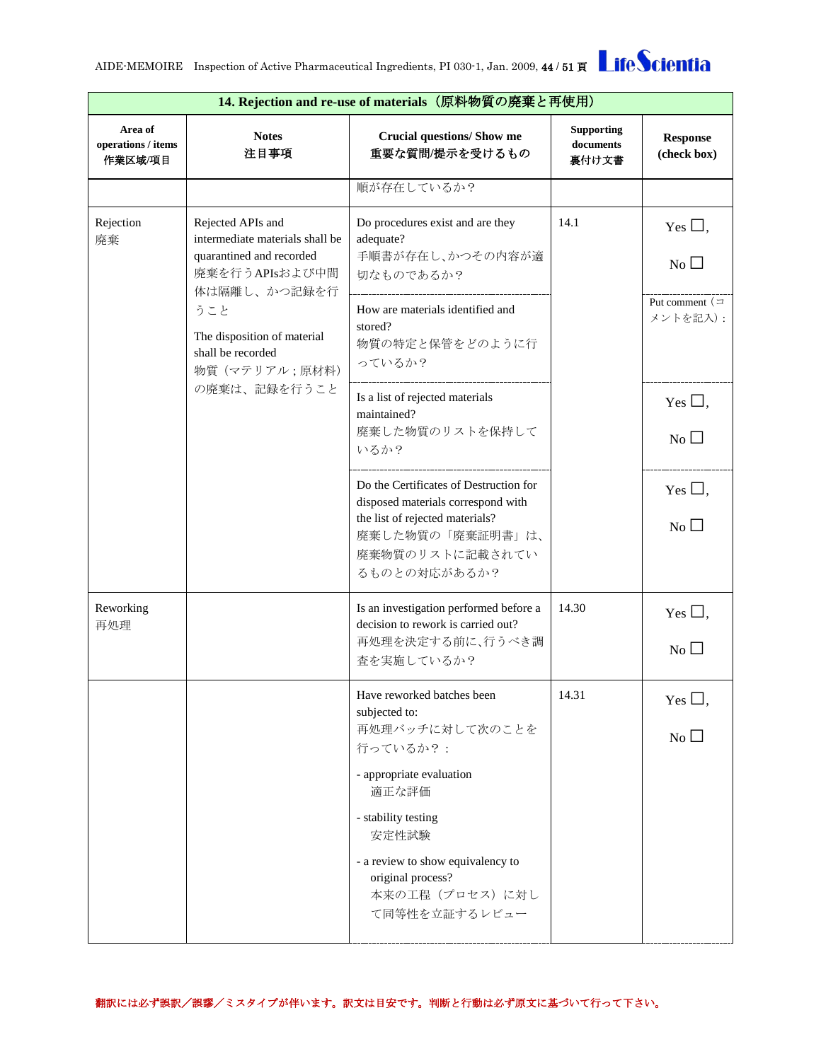| 14. Rejection and re-use of materials（原料物質の廃棄と再使用） | | | | |
|---|---|---|---|---|
| **Area of operations / items 作業区域/項目** | **Notes 注目事項** | **Crucial questions/ Show me 重要な質問/提示を受けるもの** | **Supporting documents 裏付け文書** | **Response (check box)** |
| | | 順が存在しているか？ | | |
| Rejection 廃棄 | Rejected APIs and intermediate materials shall be quarantined and recorded 廃棄を行うAPIsおよび中間体は隔離し、かつ記録を行うこと<br><br>The disposition of material shall be recorded 物質（マテリアル；原材料）の廃棄は、記録を行うこと | Do procedures exist and are they adequate? 手順書が存在し、かつその内容が適切なものであるか？ | 14.1 | Yes ☐, No ☐ |
| | | How are materials identified and stored? 物質の特定と保管をどのように行っているか？ | | Put comment（コメントを記入）: |
| | | Is a list of rejected materials maintained? 廃棄した物質のリストを保持しているか？ | | Yes ☐, No ☐ |
| | | Do the Certificates of Destruction for disposed materials correspond with the list of rejected materials? 廃棄した物質の「廃棄証明書」は、廃棄物質のリストに記載されているものとの対応があるか？ | | Yes ☐, No ☐ |
| Reworking 再処理 | | Is an investigation performed before a decision to rework is carried out? 再処理を決定する前に、行うべき調査を実施しているか？ | 14.30 | Yes ☐, No ☐ |
| | | Have reworked batches been subjected to: 再処理バッチに対して次のことを行っているか？：<br>- appropriate evaluation 適正な評価<br>- stability testing 安定性試験<br>- a review to show equivalency to original process? 本来の工程（プロセス）に対して同等性を立証するレビュー | 14.31 | Yes ☐, No ☐ |

翻訳には必ず誤訳／誤謬／ミスタイプが伴います。訳文は目安です。判断と行動は必ず原文に基づいて行って下さい。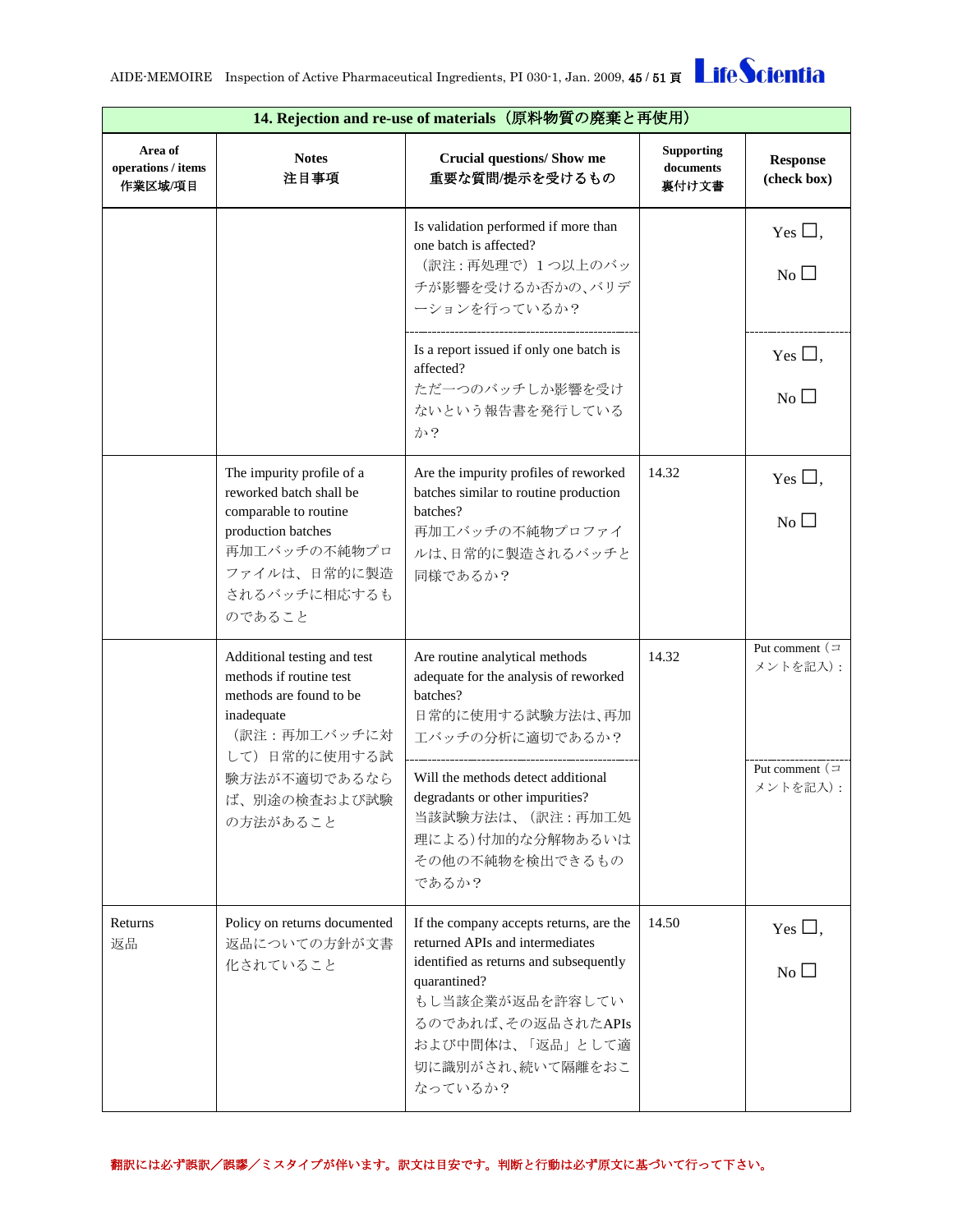| 14. Rejection and re-use of materials（原料物質の廃棄と再使用） | | | | |
|---|---|---|---|---|
| Area of operations / items<br>作業区域/項目 | Notes<br>注目事項 | Crucial questions/ Show me<br>重要な質問/提示を受けるもの | Supporting documents<br>裏付け文書 | Response (check box) |
| | | Is validation performed if more than one batch is affected?<br>（訳注：再処理で）１つ以上のバッチが影響を受けるか否かの、バリデーションを行っているか？ | | Yes ☐,<br>No ☐ |
| | | Is a report issued if only one batch is affected?<br>ただ一つのバッチしか影響を受けないという報告書を発行しているか？ | | Yes ☐,<br>No ☐ |
| | The impurity profile of a reworked batch shall be comparable to routine production batches<br>再加工バッチの不純物プロファイルは、日常的に製造されるバッチに相応するものであること | Are the impurity profiles of reworked batches similar to routine production batches?<br>再加工バッチの不純物プロファイルは、日常的に製造されるバッチと同様であるか？ | 14.32 | Yes ☐,<br>No ☐ |
| | Additional testing and test methods if routine test methods are found to be inadequate<br>（訳注：再加工バッチに対して）日常的に使用する試験方法が不適切であるならば、別途の検査および試験の方法があること | Are routine analytical methods adequate for the analysis of reworked batches?<br>日常的に使用する試験方法は、再加工バッチの分析に適切であるか？ | 14.32 | Put comment（コメントを記入）: |
| | | Will the methods detect additional degradants or other impurities?<br>当該試験方法は、（訳注：再加工処理による）付加的な分解物あるいはその他の不純物を検出できるものであるか？ | | Put comment（コメントを記入）: |
| Returns<br>返品 | Policy on returns documented<br>返品についての方針が文書化されていること | If the company accepts returns, are the returned APIs and intermediates identified as returns and subsequently quarantined?<br>もし当該企業が返品を許容しているのであれば、その返品されたAPIsおよび中間体は、「返品」として適切に識別がされ、続いて隔離をおこなっているか？ | 14.50 | Yes ☐,<br>No ☐ |

翻訳には必ず誤訳／誤謬／ミスタイプが伴います。訳文は目安です。判断と行動は必ず原文に基づいて行って下さい。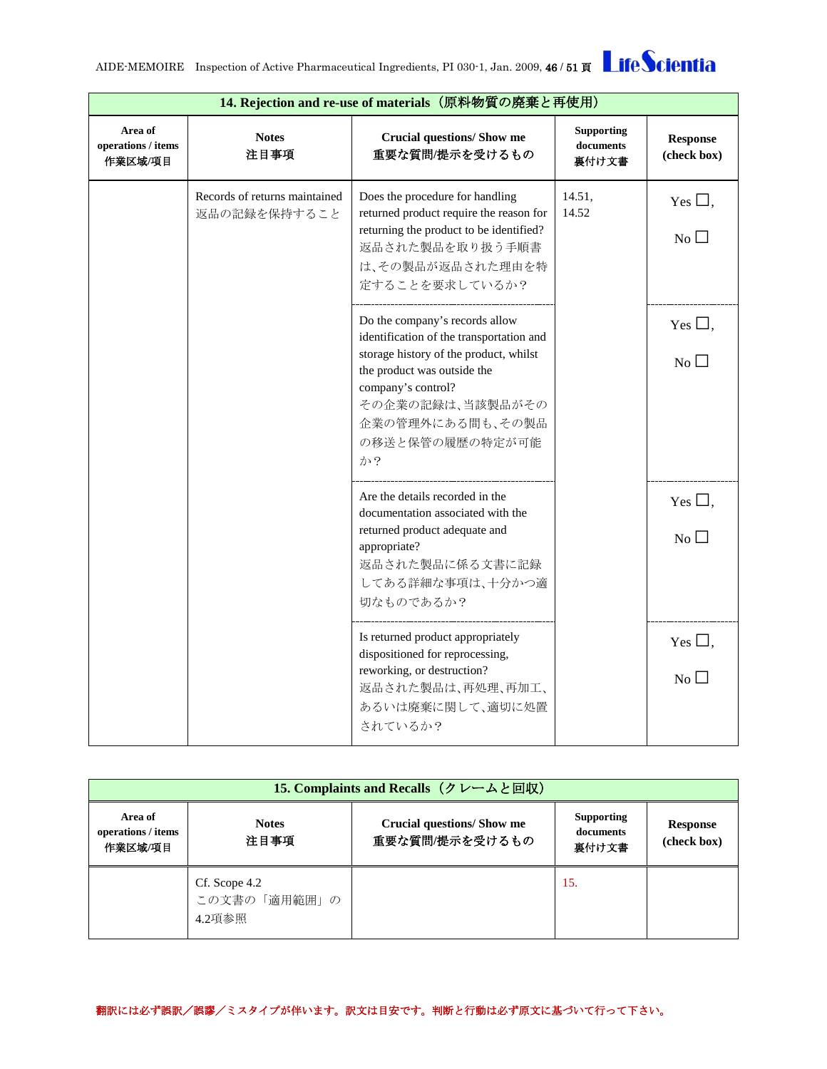| 14. Rejection and re-use of materials（原料物質の廃棄と再使用） | | | | |
|---|---|---|---|---|
| Area of operations / items 作業区域/項目 | Notes 注目事項 | Crucial questions/ Show me 重要な質問/提示を受けるもの | Supporting documents 裏付け文書 | Response (check box) |
| | Records of returns maintained 返品の記録を保持すること | Does the procedure for handling returned product require the reason for returning the product to be identified? 返品された製品を取り扱う手順書は､その製品が返品された理由を特定することを要求しているか？ | 14.51, 14.52 | Yes ☐, No ☐ |
| | | Do the company's records allow identification of the transportation and storage history of the product, whilst the product was outside the company's control? その企業の記録は､当該製品がその企業の管理外にある間も､その製品の移送と保管の履歴の特定が可能か？ | | Yes ☐, No ☐ |
| | | Are the details recorded in the documentation associated with the returned product adequate and appropriate? 返品された製品に係る文書に記録してある詳細な事項は､十分かつ適切なものであるか？ | | Yes ☐, No ☐ |
| | | Is returned product appropriately dispositioned for reprocessing, reworking, or destruction? 返品された製品は､再処理､再加工､あるいは廃棄に関して､適切に処置されているか？ | | Yes ☐, No ☐ |

| 15. Complaints and Recalls（クレームと回収） | | | | |
|---|---|---|---|---|
| Area of operations / items 作業区域/項目 | Notes 注目事項 | Crucial questions/ Show me 重要な質問/提示を受けるもの | Supporting documents 裏付け文書 | Response (check box) |
| | Cf. Scope 4.2 この文書の「適用範囲」の4.2項参照 | | 15. | |

翻訳には必ず誤訳／誤謬／ミスタイプが伴います。訳文は目安です。判断と行動は必ず原文に基づいて行って下さい。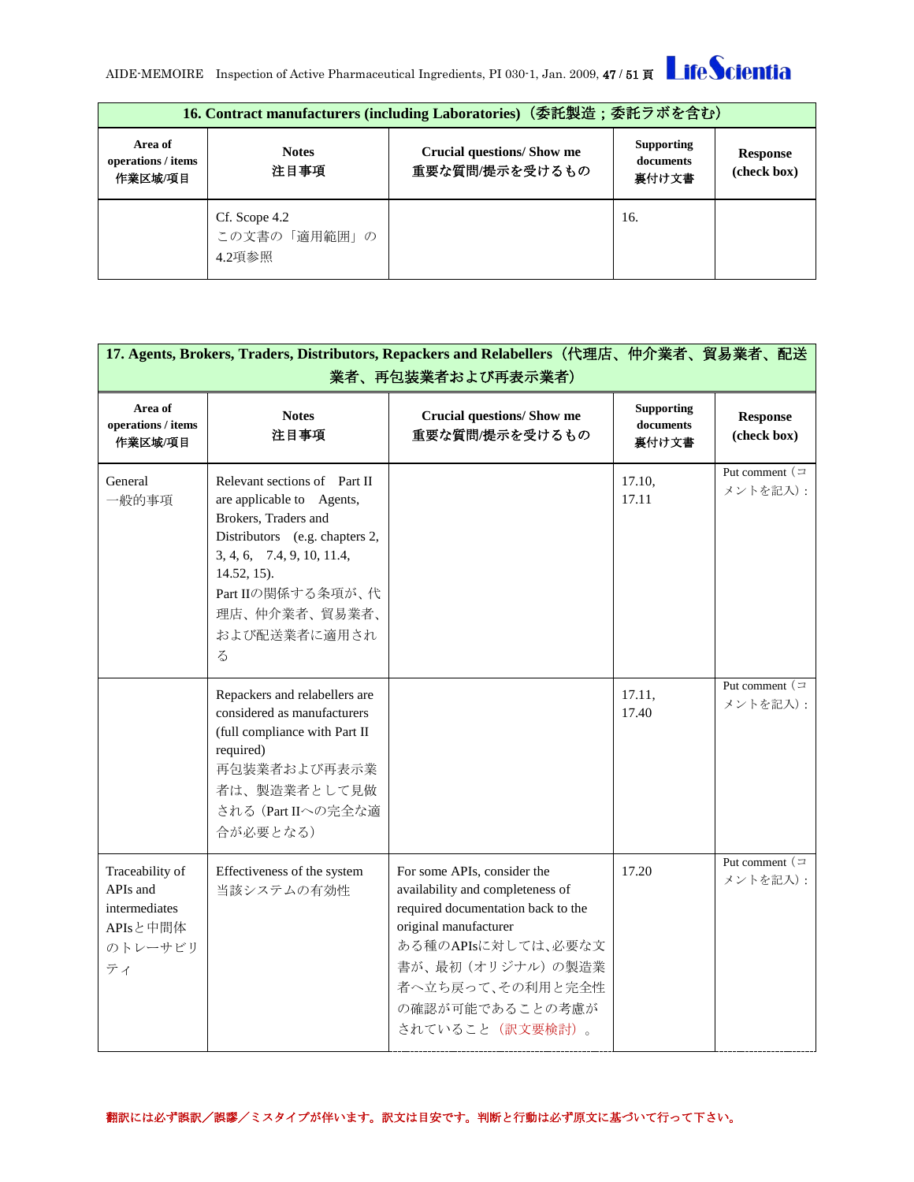| 16. Contract manufacturers (including Laboratories)（委託製造；委託ラボを含む） | | | | |
|---|---|---|---|---|
| **Area of operations / items 作業区域/項目** | **Notes 注目事項** | **Crucial questions/ Show me 重要な質問/提示を受けるもの** | **Supporting documents 裏付け文書** | **Response (check box)** |
| | Cf. Scope 4.2 この文書の「適用範囲」の4.2項参照 | | 16. | |

| 17. Agents, Brokers, Traders, Distributors, Repackers and Relabellers（代理店、仲介業者、貿易業者、配送業者、再包装業者および再表示業者） | | | | |
|---|---|---|---|---|
| **Area of operations / items 作業区域/項目** | **Notes 注目事項** | **Crucial questions/ Show me 重要な質問/提示を受けるもの** | **Supporting documents 裏付け文書** | **Response (check box)** |
| General 一般的事項 | Relevant sections of Part II are applicable to Agents, Brokers, Traders and Distributors (e.g. chapters 2, 3, 4, 6, 7.4, 9, 10, 11.4, 14.52, 15). Part IIの関係する条項が、代理店、仲介業者、貿易業者、および配送業者に適用される | | 17.10, 17.11 | Put comment（コメントを記入）: |
| | Repackers and relabellers are considered as manufacturers (full compliance with Part II required) 再包装業者および再表示業者は、製造業者として見做される（Part IIへの完全な適合が必要となる） | | 17.11, 17.40 | Put comment（コメントを記入）: |
| Traceability of APIs and intermediates APIsと中間体のトレーサビリティ | Effectiveness of the system 当該システムの有効性 | For some APIs, consider the availability and completeness of required documentation back to the original manufacturer ある種のAPIsに対しては、必要な文書が、最初（オリジナル）の製造業者へ立ち戻って、その利用と完全性の確認が可能であることの考慮がされていること（訳文要検討）。 | 17.20 | Put comment（コメントを記入）: |

翻訳には必ず誤訳／誤謬／ミスタイプが伴います。訳文は目安です。判断と行動は必ず原文に基づいて行って下さい。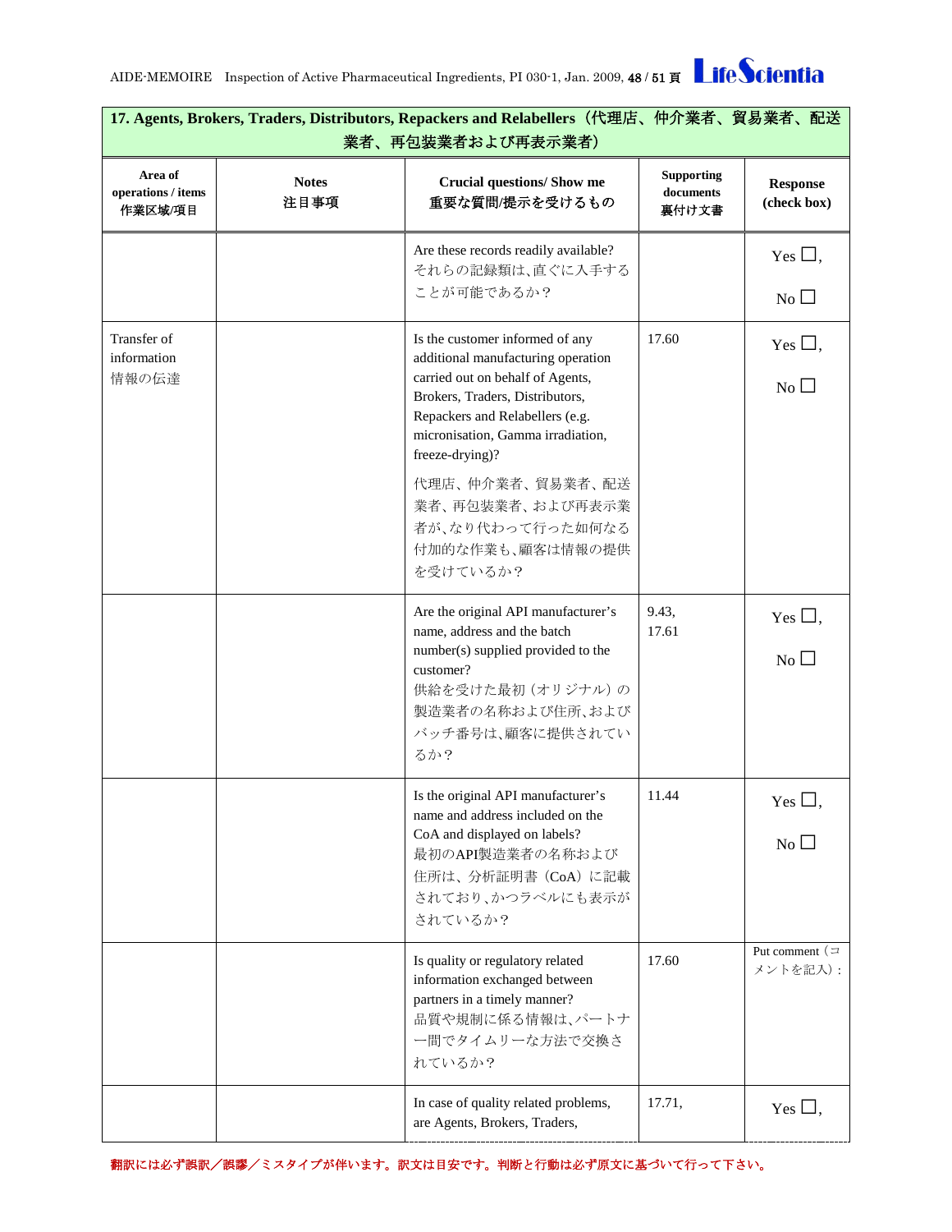| 17. Agents, Brokers, Traders, Distributors, Repackers and Relabellers（代理店、仲介業者、貿易業者、配送業者、再包装業者および再表示業者） | | | | |
|---|---|---|---|---|
| **Area of operations / items**<br>**作業区域/項目** | **Notes**<br>**注目事項** | **Crucial questions/ Show me**<br>**重要な質問/提示を受けるもの** | **Supporting documents**<br>**裏付け文書** | **Response (check box)** |
| | | Are these records readily available?<br>それらの記録類は、直ぐに入手することが可能であるか？ | | Yes ☐,<br>No ☐ |
| Transfer of information<br>情報の伝達 | | Is the customer informed of any additional manufacturing operation carried out on behalf of Agents, Brokers, Traders, Distributors, Repackers and Relabellers (e.g. micronisation, Gamma irradiation, freeze-drying)?<br>代理店、仲介業者、貿易業者、配送業者、再包装業者、および再表示業者が、なり代わって行った如何なる付加的な作業も、顧客は情報の提供を受けているか？ | 17.60 | Yes ☐,<br>No ☐ |
| | | Are the original API manufacturer's name, address and the batch number(s) supplied provided to the customer?<br>供給を受けた最初（オリジナル）の製造業者の名称および住所、およびバッチ番号は、顧客に提供されているか？ | 9.43,<br>17.61 | Yes ☐,<br>No ☐ |
| | | Is the original API manufacturer's name and address included on the CoA and displayed on labels?<br>最初のAPI製造業者の名称および住所は、分析証明書（CoA）に記載されており、かつラベルにも表示がされているか？ | 11.44 | Yes ☐,<br>No ☐ |
| | | Is quality or regulatory related information exchanged between partners in a timely manner?<br>品質や規制に係る情報は、パートナー間でタイムリーな方法で交換されているか？ | 17.60 | Put comment（コメントを記入）: |
| | | In case of quality related problems, are Agents, Brokers, Traders, | 17.71, | Yes ☐, |

翻訳には必ず誤訳／誤謬／ミスタイプが伴います。訳文は目安です。判断と行動は必ず原文に基づいて行って下さい。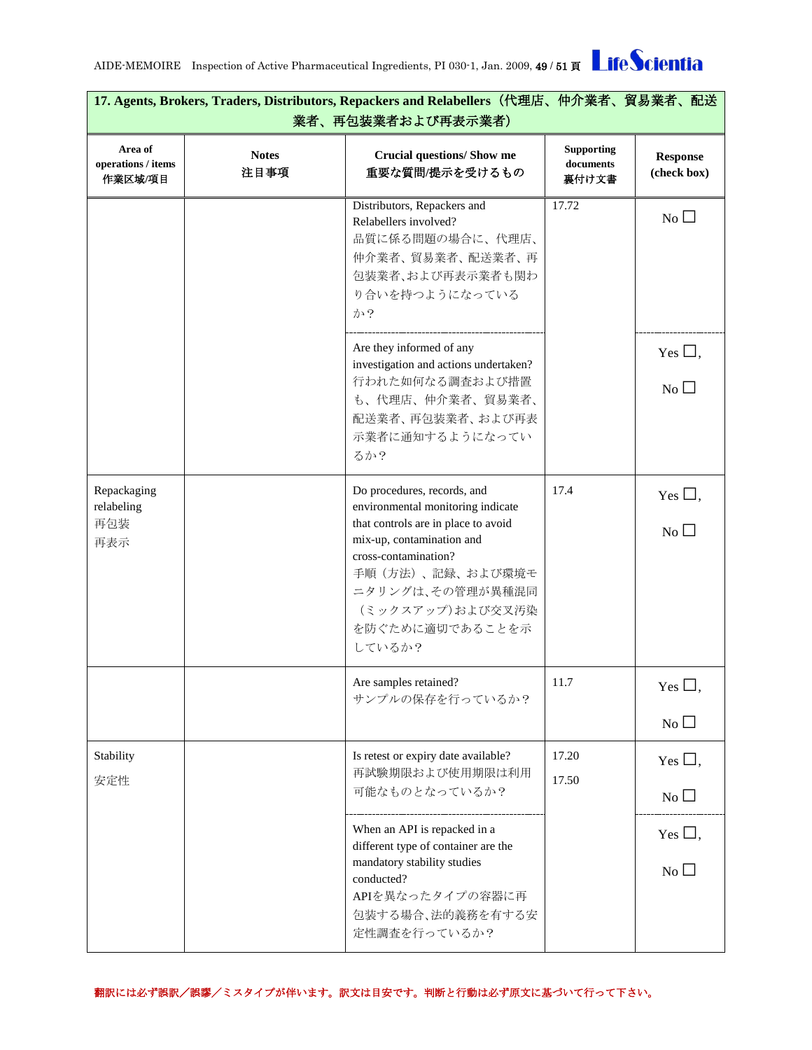| 17. Agents, Brokers, Traders, Distributors, Repackers and Relabellers（代理店、仲介業者、貿易業者、配送業者、再包装業者および再表示業者） | | | | |
|---|---|---|---|---|
| **Area of operations / items 作業区域/項目** | **Notes 注目事項** | **Crucial questions/ Show me 重要な質問/提示を受けるもの** | **Supporting documents 裏付け文書** | **Response (check box)** |
| | | Distributors, Repackers and Relabellers involved? 品質に係る問題の場合に、代理店、仲介業者、貿易業者、配送業者、再包装業者､および再表示業者も関わり合いを持つようになっているか？ | 17.72 | No ☐ |
| | | Are they informed of any investigation and actions undertaken? 行われた如何なる調査および措置も、代理店、仲介業者、貿易業者、配送業者、再包装業者、および再表示業者に通知するようになっているか？ | | Yes ☐, No ☐ |
| Repackaging relabeling 再包装 再表示 | | Do procedures, records, and environmental monitoring indicate that controls are in place to avoid mix-up, contamination and cross-contamination? 手順（方法）、記録、および環境モニタリングは､その管理が異種混同（ミックスアップ)および交叉汚染を防ぐために適切であることを示しているか？ | 17.4 | Yes ☐, No ☐ |
| | | Are samples retained? サンプルの保存を行っているか？ | 11.7 | Yes ☐, No ☐ |
| Stability 安定性 | | Is retest or expiry date available? 再試験期限および使用期限は利用可能なものとなっているか？ | 17.20 17.50 | Yes ☐, No ☐ |
| | | When an API is repacked in a different type of container are the mandatory stability studies conducted? APIを異なったタイプの容器に再包装する場合､法的義務を有する安定性調査を行っているか？ | | Yes ☐, No ☐ |

翻訳には必ず誤訳／誤謬／ミスタイプが伴います。訳文は目安です。判断と行動は必ず原文に基づいて行って下さい。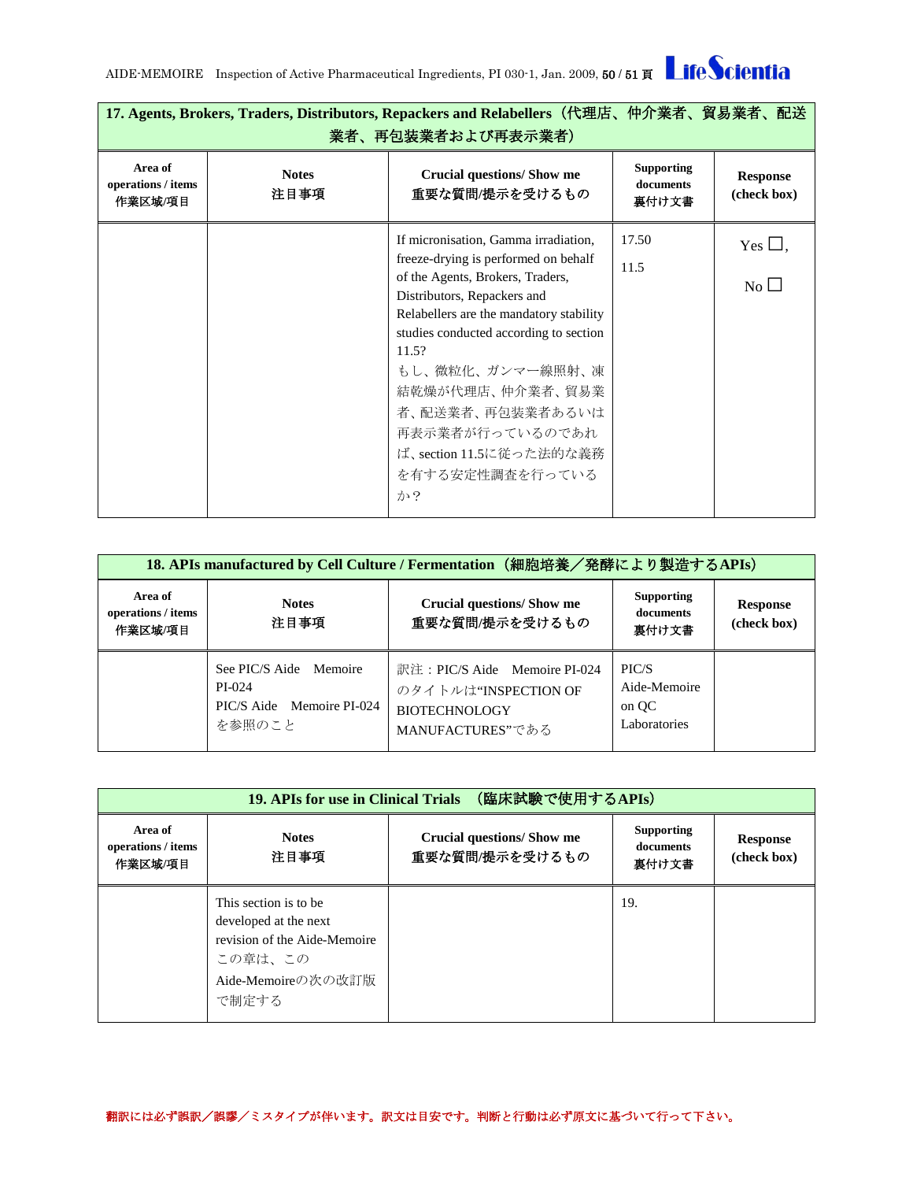## 17. Agents, Brokers, Traders, Distributors, Repackers and Relabellers（代理店、仲介業者、貿易業者、配送業者、再包装業者および再表示業者）

| Area of operations / items 作業区域/項目 | Notes 注目事項 | Crucial questions/ Show me 重要な質問/提示を受けるもの | Supporting documents 裏付け文書 | Response (check box) |
|---|---|---|---|---|
| | | If micronisation, Gamma irradiation, freeze-drying is performed on behalf of the Agents, Brokers, Traders, Distributors, Repackers and Relabellers are the mandatory stability studies conducted according to section 11.5?<br>もし、微粒化、ガンマー線照射、凍結乾燥が代理店、仲介業者、貿易業者、配送業者、再包装業者あるいは再表示業者が行っているのであれば、section 11.5に従った法的な義務を有する安定性調査を行っているか？ | 17.50<br>11.5 | Yes ☐,<br>No ☐ |

## 18. APIs manufactured by Cell Culture / Fermentation（細胞培養／発酵により製造するAPIs）

| Area of operations / items 作業区域/項目 | Notes 注目事項 | Crucial questions/ Show me 重要な質問/提示を受けるもの | Supporting documents 裏付け文書 | Response (check box) |
|---|---|---|---|---|
| | See PIC/S Aide Memoire PI-024<br>PIC/S Aide Memoire PI-024を参照のこと | 訳注：PIC/S Aide Memoire PI-024のタイトルは"INSPECTION OF BIOTECHNOLOGY MANUFACTURES"である | PIC/S Aide-Memoire on QC Laboratories | |

## 19. APIs for use in Clinical Trials （臨床試験で使用するAPIs）

| Area of operations / items 作業区域/項目 | Notes 注目事項 | Crucial questions/ Show me 重要な質問/提示を受けるもの | Supporting documents 裏付け文書 | Response (check box) |
|---|---|---|---|---|
| | This section is to be developed at the next revision of the Aide-Memoire<br>この章は、このAide-Memoireの次の改訂版で制定する | | 19. | |

翻訳には必ず誤訳／誤謬／ミスタイプが伴います。訳文は目安です。判断と行動は必ず原文に基づいて行って下さい。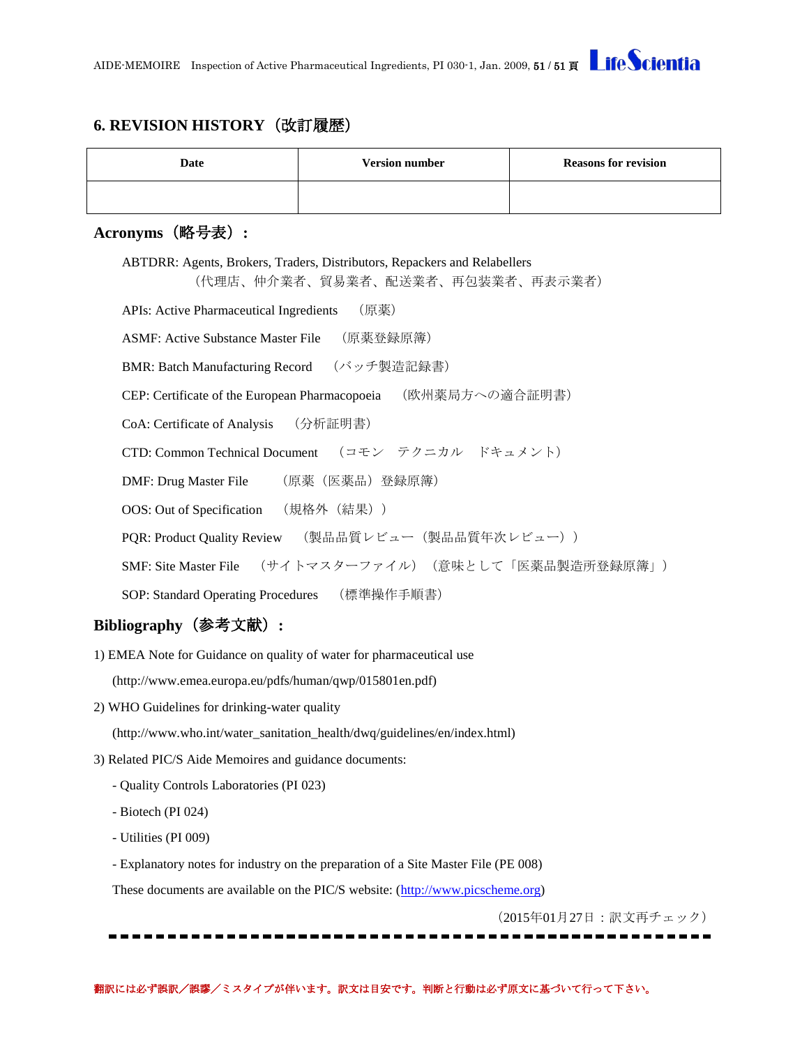## 6. REVISION HISTORY（改訂履歴）

| Date | Version number | Reasons for revision |
|---|---|---|
| | | |

### Acronyms（略号表）：

ABTDRR: Agents, Brokers, Traders, Distributors, Repackers and Relabellers
（代理店、仲介業者、貿易業者、配送業者、再包装業者、再表示業者）

APIs: Active Pharmaceutical Ingredients　（原薬）

ASMF: Active Substance Master File　（原薬登録原簿）

BMR: Batch Manufacturing Record　（バッチ製造記録書）

CEP: Certificate of the European Pharmacopoeia　（欧州薬局方への適合証明書）

CoA: Certificate of Analysis　（分析証明書）

CTD: Common Technical Document　（コモン　テクニカル　ドキュメント）

DMF: Drug Master File　（原薬（医薬品）登録原簿）

OOS: Out of Specification　（規格外（結果））

PQR: Product Quality Review　（製品品質レビュー（製品品質年次レビュー））

SMF: Site Master File　（サイトマスターファイル）（意味として「医薬品製造所登録原簿」）

SOP: Standard Operating Procedures　（標準操作手順書）

### Bibliography（参考文献）：

1) EMEA Note for Guidance on quality of water for pharmaceutical use
(http://www.emea.europa.eu/pdfs/human/qwp/015801en.pdf)

2) WHO Guidelines for drinking-water quality
(http://www.who.int/water_sanitation_health/dwq/guidelines/en/index.html)

3) Related PIC/S Aide Memoires and guidance documents:

- Quality Controls Laboratories (PI 023)
- Biotech (PI 024)
- Utilities (PI 009)
- Explanatory notes for industry on the preparation of a Site Master File (PE 008)

These documents are available on the PIC/S website: (http://www.picscheme.org)

（2015年01月27日：訳文再チェック）

翻訳には必ず誤訳／誤謬／ミスタイプが伴います。訳文は目安です。判断と行動は必ず原文に基づいて行って下さい。